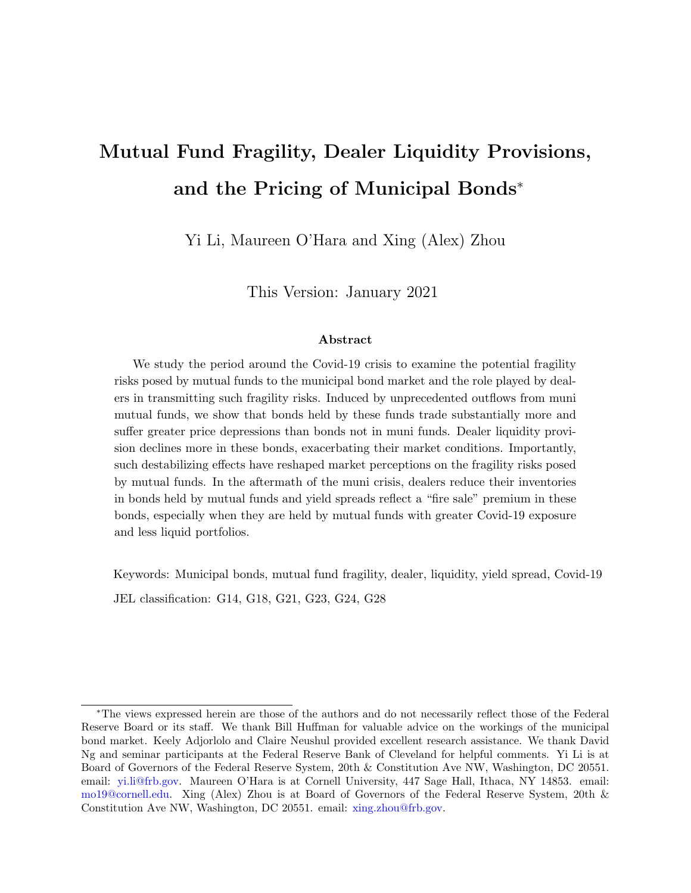# Mutual Fund Fragility, Dealer Liquidity Provisions, and the Pricing of Municipal Bonds*

Yi Li, Maureen O'Hara and Xing (Alex) Zhou

This Version: January 2021

### Abstract

We study the period around the Covid-19 crisis to examine the potential fragility risks posed by mutual funds to the municipal bond market and the role played by dealers in transmitting such fragility risks. Induced by unprecedented outflows from muni mutual funds, we show that bonds held by these funds trade substantially more and suffer greater price depressions than bonds not in muni funds. Dealer liquidity provision declines more in these bonds, exacerbating their market conditions. Importantly, such destabilizing effects have reshaped market perceptions on the fragility risks posed by mutual funds. In the aftermath of the muni crisis, dealers reduce their inventories in bonds held by mutual funds and yield spreads reflect a "fire sale" premium in these bonds, especially when they are held by mutual funds with greater Covid-19 exposure and less liquid portfolios.

Keywords: Municipal bonds, mutual fund fragility, dealer, liquidity, yield spread, Covid-19

JEL classification: G14, G18, G21, G23, G24, G28

---

*The views expressed herein are those of the authors and do not necessarily reflect those of the Federal Reserve Board or its staff. We thank Bill Huffman for valuable advice on the workings of the municipal bond market. Keely Adjorlolo and Claire Neushul provided excellent research assistance. We thank David Ng and seminar participants at the Federal Reserve Bank of Cleveland for helpful comments. Yi Li is at Board of Governors of the Federal Reserve System, 20th & Constitution Ave NW, Washington, DC 20551. email: yi.li@frb.gov. Maureen O'Hara is at Cornell University, 447 Sage Hall, Ithaca, NY 14853. email: mo19@cornell.edu. Xing (Alex) Zhou is at Board of Governors of the Federal Reserve System, 20th & Constitution Ave NW, Washington, DC 20551. email: xing.zhou@frb.gov.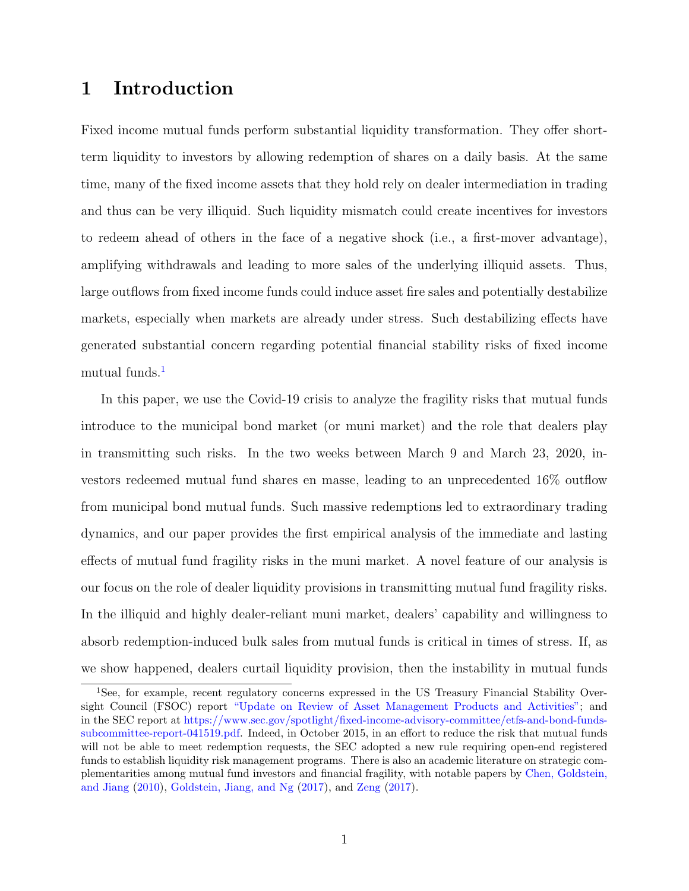# 1 Introduction

Fixed income mutual funds perform substantial liquidity transformation. They offer short-term liquidity to investors by allowing redemption of shares on a daily basis. At the same time, many of the fixed income assets that they hold rely on dealer intermediation in trading and thus can be very illiquid. Such liquidity mismatch could create incentives for investors to redeem ahead of others in the face of a negative shock (i.e., a first-mover advantage), amplifying withdrawals and leading to more sales of the underlying illiquid assets. Thus, large outflows from fixed income funds could induce asset fire sales and potentially destabilize markets, especially when markets are already under stress. Such destabilizing effects have generated substantial concern regarding potential financial stability risks of fixed income mutual funds.[1]

In this paper, we use the Covid-19 crisis to analyze the fragility risks that mutual funds introduce to the municipal bond market (or muni market) and the role that dealers play in transmitting such risks. In the two weeks between March 9 and March 23, 2020, investors redeemed mutual fund shares en masse, leading to an unprecedented 16% outflow from municipal bond mutual funds. Such massive redemptions led to extraordinary trading dynamics, and our paper provides the first empirical analysis of the immediate and lasting effects of mutual fund fragility risks in the muni market. A novel feature of our analysis is our focus on the role of dealer liquidity provisions in transmitting mutual fund fragility risks. In the illiquid and highly dealer-reliant muni market, dealers' capability and willingness to absorb redemption-induced bulk sales from mutual funds is critical in times of stress. If, as we show happened, dealers curtail liquidity provision, then the instability in mutual funds

[1] See, for example, recent regulatory concerns expressed in the US Treasury Financial Stability Oversight Council (FSOC) report "Update on Review of Asset Management Products and Activities"; and in the SEC report at https://www.sec.gov/spotlight/fixed-income-advisory-committee/etfs-and-bond-funds-subcommittee-report-041519.pdf. Indeed, in October 2015, in an effort to reduce the risk that mutual funds will not be able to meet redemption requests, the SEC adopted a new rule requiring open-end registered funds to establish liquidity risk management programs. There is also an academic literature on strategic complementarities among mutual fund investors and financial fragility, with notable papers by Chen, Goldstein, and Jiang (2010), Goldstein, Jiang, and Ng (2017), and Zeng (2017).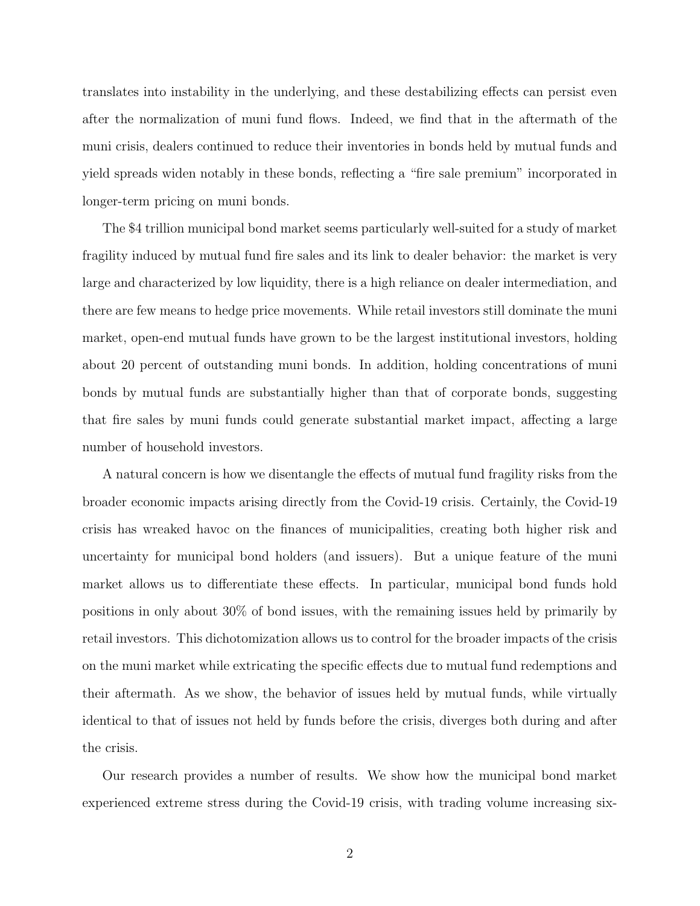translates into instability in the underlying, and these destabilizing effects can persist even after the normalization of muni fund flows. Indeed, we find that in the aftermath of the muni crisis, dealers continued to reduce their inventories in bonds held by mutual funds and yield spreads widen notably in these bonds, reflecting a "fire sale premium" incorporated in longer-term pricing on muni bonds.

The $4 trillion municipal bond market seems particularly well-suited for a study of market fragility induced by mutual fund fire sales and its link to dealer behavior: the market is very large and characterized by low liquidity, there is a high reliance on dealer intermediation, and there are few means to hedge price movements. While retail investors still dominate the muni market, open-end mutual funds have grown to be the largest institutional investors, holding about 20 percent of outstanding muni bonds. In addition, holding concentrations of muni bonds by mutual funds are substantially higher than that of corporate bonds, suggesting that fire sales by muni funds could generate substantial market impact, affecting a large number of household investors.

A natural concern is how we disentangle the effects of mutual fund fragility risks from the broader economic impacts arising directly from the Covid-19 crisis. Certainly, the Covid-19 crisis has wreaked havoc on the finances of municipalities, creating both higher risk and uncertainty for municipal bond holders (and issuers). But a unique feature of the muni market allows us to differentiate these effects. In particular, municipal bond funds hold positions in only about 30% of bond issues, with the remaining issues held by primarily by retail investors. This dichotomization allows us to control for the broader impacts of the crisis on the muni market while extricating the specific effects due to mutual fund redemptions and their aftermath. As we show, the behavior of issues held by mutual funds, while virtually identical to that of issues not held by funds before the crisis, diverges both during and after the crisis.

Our research provides a number of results. We show how the municipal bond market experienced extreme stress during the Covid-19 crisis, with trading volume increasing six-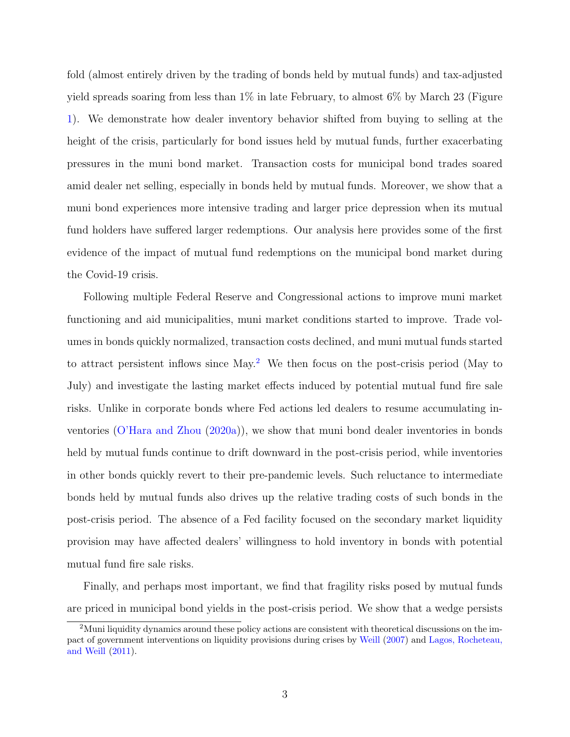fold (almost entirely driven by the trading of bonds held by mutual funds) and tax-adjusted yield spreads soaring from less than 1% in late February, to almost 6% by March 23 (Figure 1). We demonstrate how dealer inventory behavior shifted from buying to selling at the height of the crisis, particularly for bond issues held by mutual funds, further exacerbating pressures in the muni bond market. Transaction costs for municipal bond trades soared amid dealer net selling, especially in bonds held by mutual funds. Moreover, we show that a muni bond experiences more intensive trading and larger price depression when its mutual fund holders have suffered larger redemptions. Our analysis here provides some of the first evidence of the impact of mutual fund redemptions on the municipal bond market during the Covid-19 crisis.

Following multiple Federal Reserve and Congressional actions to improve muni market functioning and aid municipalities, muni market conditions started to improve. Trade volumes in bonds quickly normalized, transaction costs declined, and muni mutual funds started to attract persistent inflows since May.[2] We then focus on the post-crisis period (May to July) and investigate the lasting market effects induced by potential mutual fund fire sale risks. Unlike in corporate bonds where Fed actions led dealers to resume accumulating inventories (O'Hara and Zhou (2020a)), we show that muni bond dealer inventories in bonds held by mutual funds continue to drift downward in the post-crisis period, while inventories in other bonds quickly revert to their pre-pandemic levels. Such reluctance to intermediate bonds held by mutual funds also drives up the relative trading costs of such bonds in the post-crisis period. The absence of a Fed facility focused on the secondary market liquidity provision may have affected dealers' willingness to hold inventory in bonds with potential mutual fund fire sale risks.

Finally, and perhaps most important, we find that fragility risks posed by mutual funds are priced in municipal bond yields in the post-crisis period. We show that a wedge persists

[2] Muni liquidity dynamics around these policy actions are consistent with theoretical discussions on the impact of government interventions on liquidity provisions during crises by Weill (2007) and Lagos, Rocheteau, and Weill (2011).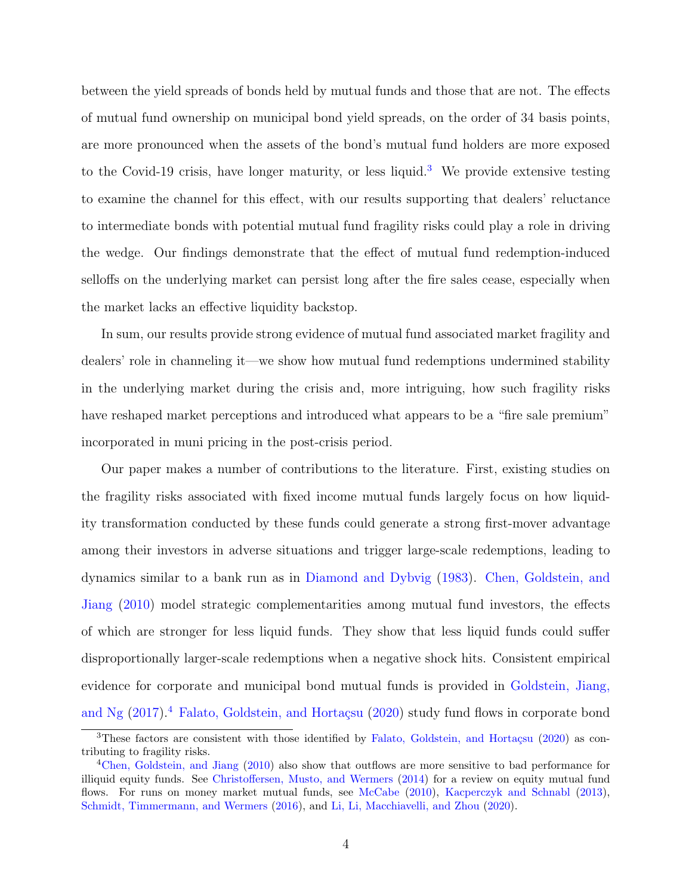between the yield spreads of bonds held by mutual funds and those that are not. The effects of mutual fund ownership on municipal bond yield spreads, on the order of 34 basis points, are more pronounced when the assets of the bond's mutual fund holders are more exposed to the Covid-19 crisis, have longer maturity, or less liquid.[3] We provide extensive testing to examine the channel for this effect, with our results supporting that dealers' reluctance to intermediate bonds with potential mutual fund fragility risks could play a role in driving the wedge. Our findings demonstrate that the effect of mutual fund redemption-induced selloffs on the underlying market can persist long after the fire sales cease, especially when the market lacks an effective liquidity backstop.

In sum, our results provide strong evidence of mutual fund associated market fragility and dealers' role in channeling it—we show how mutual fund redemptions undermined stability in the underlying market during the crisis and, more intriguing, how such fragility risks have reshaped market perceptions and introduced what appears to be a "fire sale premium" incorporated in muni pricing in the post-crisis period.

Our paper makes a number of contributions to the literature. First, existing studies on the fragility risks associated with fixed income mutual funds largely focus on how liquidity transformation conducted by these funds could generate a strong first-mover advantage among their investors in adverse situations and trigger large-scale redemptions, leading to dynamics similar to a bank run as in Diamond and Dybvig (1983). Chen, Goldstein, and Jiang (2010) model strategic complementarities among mutual fund investors, the effects of which are stronger for less liquid funds. They show that less liquid funds could suffer disproportionally larger-scale redemptions when a negative shock hits. Consistent empirical evidence for corporate and municipal bond mutual funds is provided in Goldstein, Jiang, and Ng (2017).[4] Falato, Goldstein, and Hortaçsu (2020) study fund flows in corporate bond

[3] These factors are consistent with those identified by Falato, Goldstein, and Hortaçsu (2020) as contributing to fragility risks.

[4] Chen, Goldstein, and Jiang (2010) also show that outflows are more sensitive to bad performance for illiquid equity funds. See Christoffersen, Musto, and Wermers (2014) for a review on equity mutual fund flows. For runs on money market mutual funds, see McCabe (2010), Kacperczyk and Schnabl (2013), Schmidt, Timmermann, and Wermers (2016), and Li, Li, Macchiavelli, and Zhou (2020).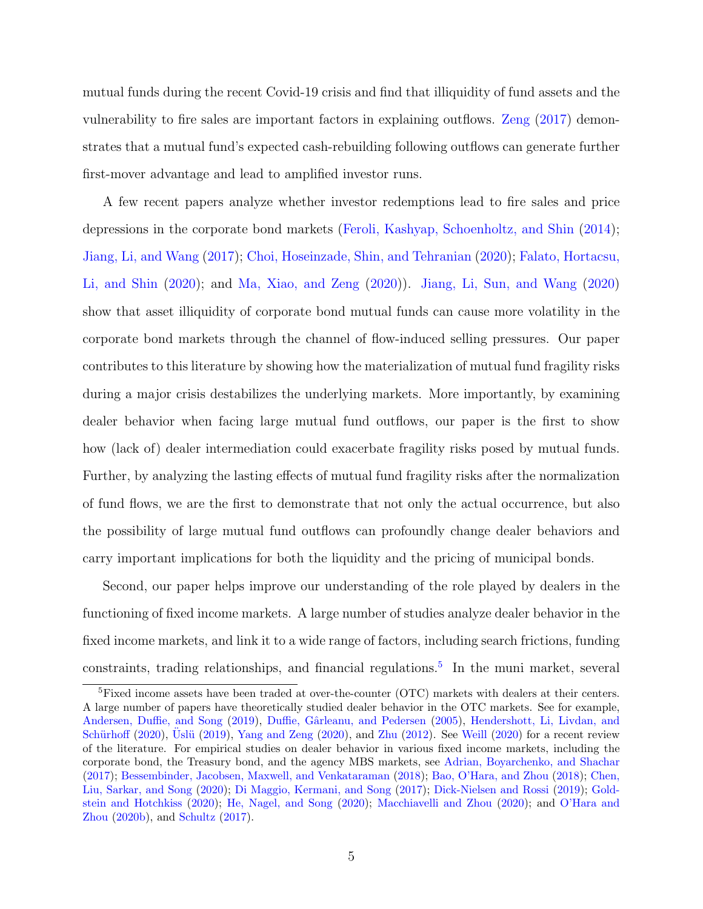mutual funds during the recent Covid-19 crisis and find that illiquidity of fund assets and the vulnerability to fire sales are important factors in explaining outflows. Zeng (2017) demonstrates that a mutual fund's expected cash-rebuilding following outflows can generate further first-mover advantage and lead to amplified investor runs.

A few recent papers analyze whether investor redemptions lead to fire sales and price depressions in the corporate bond markets (Feroli, Kashyap, Schoenholtz, and Shin (2014); Jiang, Li, and Wang (2017); Choi, Hoseinzade, Shin, and Tehranian (2020); Falato, Hortacsu, Li, and Shin (2020); and Ma, Xiao, and Zeng (2020)). Jiang, Li, Sun, and Wang (2020) show that asset illiquidity of corporate bond mutual funds can cause more volatility in the corporate bond markets through the channel of flow-induced selling pressures. Our paper contributes to this literature by showing how the materialization of mutual fund fragility risks during a major crisis destabilizes the underlying markets. More importantly, by examining dealer behavior when facing large mutual fund outflows, our paper is the first to show how (lack of) dealer intermediation could exacerbate fragility risks posed by mutual funds. Further, by analyzing the lasting effects of mutual fund fragility risks after the normalization of fund flows, we are the first to demonstrate that not only the actual occurrence, but also the possibility of large mutual fund outflows can profoundly change dealer behaviors and carry important implications for both the liquidity and the pricing of municipal bonds.

Second, our paper helps improve our understanding of the role played by dealers in the functioning of fixed income markets. A large number of studies analyze dealer behavior in the fixed income markets, and link it to a wide range of factors, including search frictions, funding constraints, trading relationships, and financial regulations.[5] In the muni market, several

[5] Fixed income assets have been traded at over-the-counter (OTC) markets with dealers at their centers. A large number of papers have theoretically studied dealer behavior in the OTC markets. See for example, Andersen, Duffie, and Song (2019), Duffie, Gârleanu, and Pedersen (2005), Hendershott, Li, Livdan, and Schürhoff (2020), Üslü (2019), Yang and Zeng (2020), and Zhu (2012). See Weill (2020) for a recent review of the literature. For empirical studies on dealer behavior in various fixed income markets, including the corporate bond, the Treasury bond, and the agency MBS markets, see Adrian, Boyarchenko, and Shachar (2017); Bessembinder, Jacobsen, Maxwell, and Venkataraman (2018); Bao, O'Hara, and Zhou (2018); Chen, Liu, Sarkar, and Song (2020); Di Maggio, Kermani, and Song (2017); Dick-Nielsen and Rossi (2019); Goldstein and Hotchkiss (2020); He, Nagel, and Song (2020); Macchiavelli and Zhou (2020); and O'Hara and Zhou (2020b), and Schultz (2017).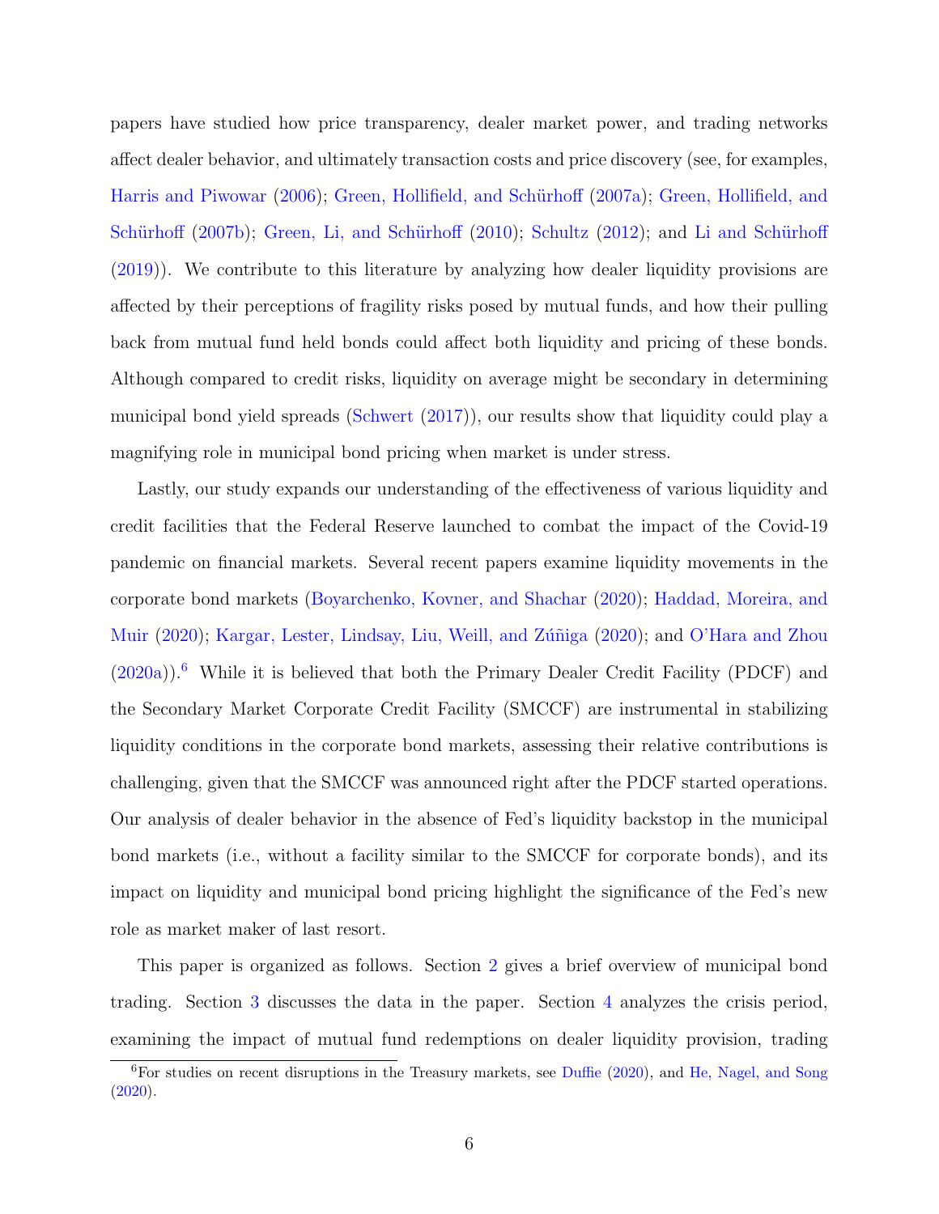papers have studied how price transparency, dealer market power, and trading networks affect dealer behavior, and ultimately transaction costs and price discovery (see, for examples, Harris and Piwowar (2006); Green, Hollifield, and Schürhoff (2007a); Green, Hollifield, and Schürhoff (2007b); Green, Li, and Schürhoff (2010); Schultz (2012); and Li and Schürhoff (2019)). We contribute to this literature by analyzing how dealer liquidity provisions are affected by their perceptions of fragility risks posed by mutual funds, and how their pulling back from mutual fund held bonds could affect both liquidity and pricing of these bonds. Although compared to credit risks, liquidity on average might be secondary in determining municipal bond yield spreads (Schwert (2017)), our results show that liquidity could play a magnifying role in municipal bond pricing when market is under stress.

Lastly, our study expands our understanding of the effectiveness of various liquidity and credit facilities that the Federal Reserve launched to combat the impact of the Covid-19 pandemic on financial markets. Several recent papers examine liquidity movements in the corporate bond markets (Boyarchenko, Kovner, and Shachar (2020); Haddad, Moreira, and Muir (2020); Kargar, Lester, Lindsay, Liu, Weill, and Zúñiga (2020); and O'Hara and Zhou (2020a)).[6] While it is believed that both the Primary Dealer Credit Facility (PDCF) and the Secondary Market Corporate Credit Facility (SMCCF) are instrumental in stabilizing liquidity conditions in the corporate bond markets, assessing their relative contributions is challenging, given that the SMCCF was announced right after the PDCF started operations. Our analysis of dealer behavior in the absence of Fed's liquidity backstop in the municipal bond markets (i.e., without a facility similar to the SMCCF for corporate bonds), and its impact on liquidity and municipal bond pricing highlight the significance of the Fed's new role as market maker of last resort.

This paper is organized as follows. Section 2 gives a brief overview of municipal bond trading. Section 3 discusses the data in the paper. Section 4 analyzes the crisis period, examining the impact of mutual fund redemptions on dealer liquidity provision, trading

[6] For studies on recent disruptions in the Treasury markets, see Duffie (2020), and He, Nagel, and Song (2020).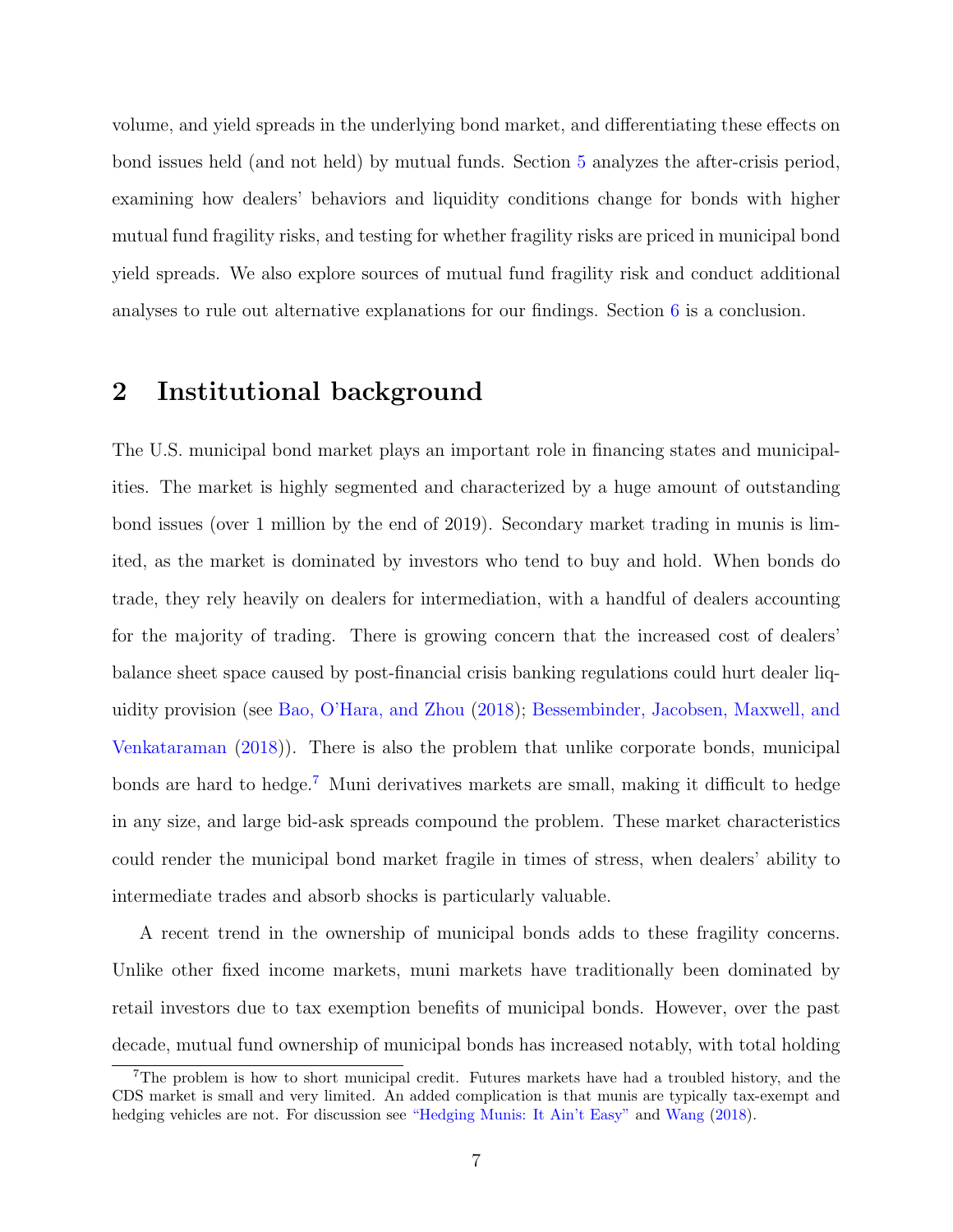volume, and yield spreads in the underlying bond market, and differentiating these effects on bond issues held (and not held) by mutual funds. Section 5 analyzes the after-crisis period, examining how dealers' behaviors and liquidity conditions change for bonds with higher mutual fund fragility risks, and testing for whether fragility risks are priced in municipal bond yield spreads. We also explore sources of mutual fund fragility risk and conduct additional analyses to rule out alternative explanations for our findings. Section 6 is a conclusion.

## 2 Institutional background

The U.S. municipal bond market plays an important role in financing states and municipalities. The market is highly segmented and characterized by a huge amount of outstanding bond issues (over 1 million by the end of 2019). Secondary market trading in munis is limited, as the market is dominated by investors who tend to buy and hold. When bonds do trade, they rely heavily on dealers for intermediation, with a handful of dealers accounting for the majority of trading. There is growing concern that the increased cost of dealers' balance sheet space caused by post-financial crisis banking regulations could hurt dealer liquidity provision (see Bao, O'Hara, and Zhou (2018); Bessembinder, Jacobsen, Maxwell, and Venkataraman (2018)). There is also the problem that unlike corporate bonds, municipal bonds are hard to hedge.[7] Muni derivatives markets are small, making it difficult to hedge in any size, and large bid-ask spreads compound the problem. These market characteristics could render the municipal bond market fragile in times of stress, when dealers' ability to intermediate trades and absorb shocks is particularly valuable.

A recent trend in the ownership of municipal bonds adds to these fragility concerns. Unlike other fixed income markets, muni markets have traditionally been dominated by retail investors due to tax exemption benefits of municipal bonds. However, over the past decade, mutual fund ownership of municipal bonds has increased notably, with total holding

[7] The problem is how to short municipal credit. Futures markets have had a troubled history, and the CDS market is small and very limited. An added complication is that munis are typically tax-exempt and hedging vehicles are not. For discussion see "Hedging Munis: It Ain't Easy" and Wang (2018).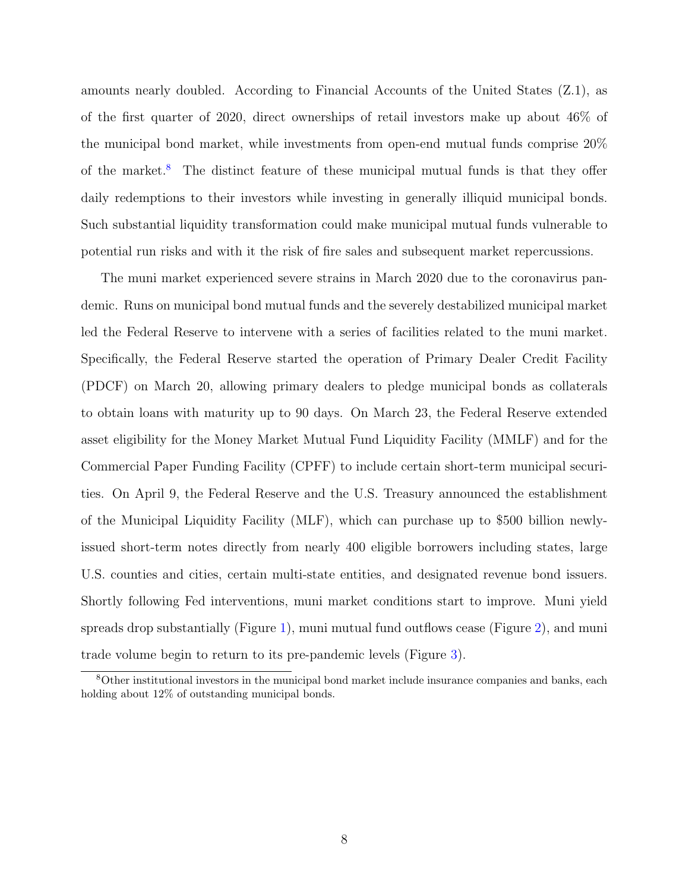amounts nearly doubled. According to Financial Accounts of the United States (Z.1), as of the first quarter of 2020, direct ownerships of retail investors make up about 46% of the municipal bond market, while investments from open-end mutual funds comprise 20% of the market.[8] The distinct feature of these municipal mutual funds is that they offer daily redemptions to their investors while investing in generally illiquid municipal bonds. Such substantial liquidity transformation could make municipal mutual funds vulnerable to potential run risks and with it the risk of fire sales and subsequent market repercussions.

The muni market experienced severe strains in March 2020 due to the coronavirus pandemic. Runs on municipal bond mutual funds and the severely destabilized municipal market led the Federal Reserve to intervene with a series of facilities related to the muni market. Specifically, the Federal Reserve started the operation of Primary Dealer Credit Facility (PDCF) on March 20, allowing primary dealers to pledge municipal bonds as collaterals to obtain loans with maturity up to 90 days. On March 23, the Federal Reserve extended asset eligibility for the Money Market Mutual Fund Liquidity Facility (MMLF) and for the Commercial Paper Funding Facility (CPFF) to include certain short-term municipal securities. On April 9, the Federal Reserve and the U.S. Treasury announced the establishment of the Municipal Liquidity Facility (MLF), which can purchase up to $500 billion newly-issued short-term notes directly from nearly 400 eligible borrowers including states, large U.S. counties and cities, certain multi-state entities, and designated revenue bond issuers. Shortly following Fed interventions, muni market conditions start to improve. Muni yield spreads drop substantially (Figure 1), muni mutual fund outflows cease (Figure 2), and muni trade volume begin to return to its pre-pandemic levels (Figure 3).

[8] Other institutional investors in the municipal bond market include insurance companies and banks, each holding about 12% of outstanding municipal bonds.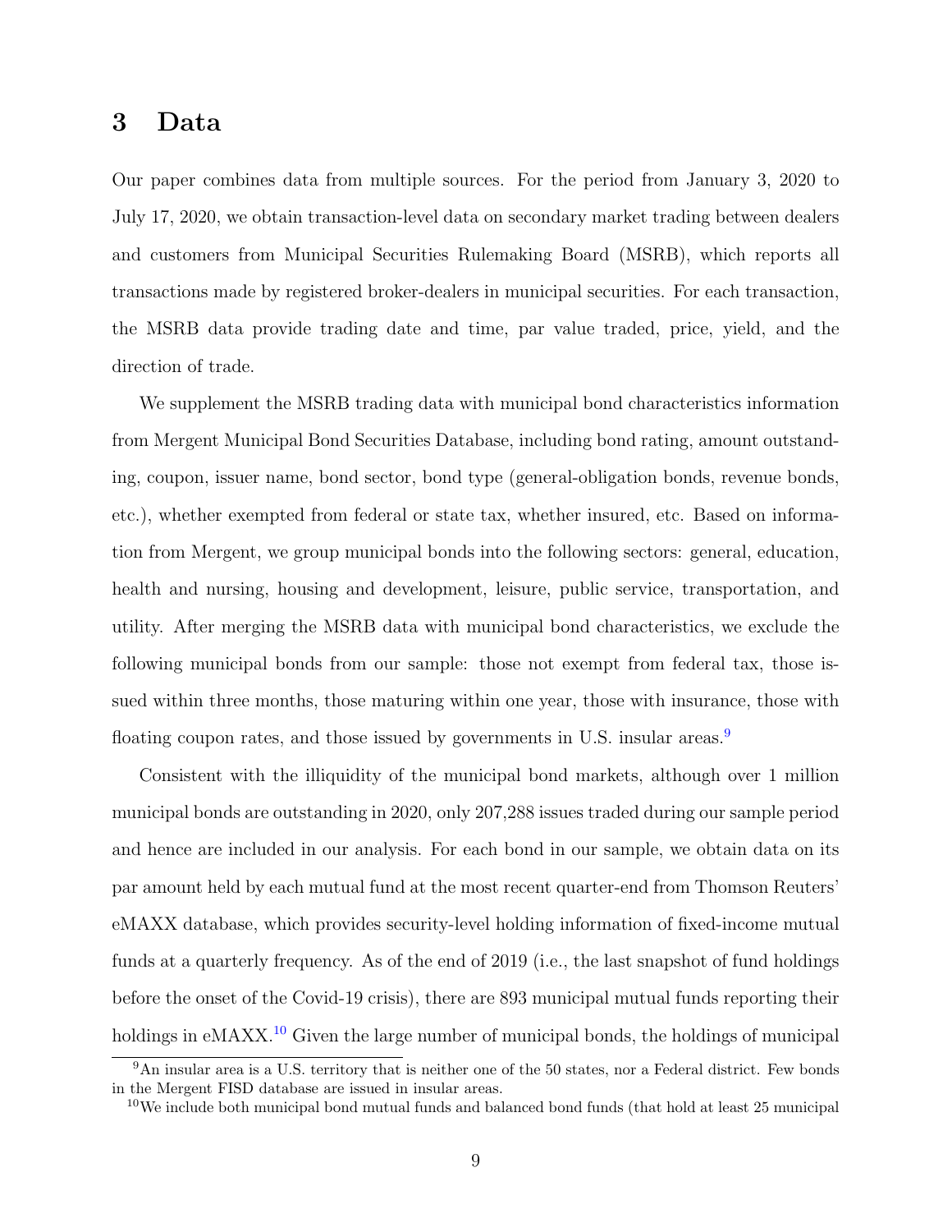# 3 Data

Our paper combines data from multiple sources. For the period from January 3, 2020 to July 17, 2020, we obtain transaction-level data on secondary market trading between dealers and customers from Municipal Securities Rulemaking Board (MSRB), which reports all transactions made by registered broker-dealers in municipal securities. For each transaction, the MSRB data provide trading date and time, par value traded, price, yield, and the direction of trade.

We supplement the MSRB trading data with municipal bond characteristics information from Mergent Municipal Bond Securities Database, including bond rating, amount outstanding, coupon, issuer name, bond sector, bond type (general-obligation bonds, revenue bonds, etc.), whether exempted from federal or state tax, whether insured, etc. Based on information from Mergent, we group municipal bonds into the following sectors: general, education, health and nursing, housing and development, leisure, public service, transportation, and utility. After merging the MSRB data with municipal bond characteristics, we exclude the following municipal bonds from our sample: those not exempt from federal tax, those issued within three months, those maturing within one year, those with insurance, those with floating coupon rates, and those issued by governments in U.S. insular areas.[9]

Consistent with the illiquidity of the municipal bond markets, although over 1 million municipal bonds are outstanding in 2020, only 207,288 issues traded during our sample period and hence are included in our analysis. For each bond in our sample, we obtain data on its par amount held by each mutual fund at the most recent quarter-end from Thomson Reuters' eMAXX database, which provides security-level holding information of fixed-income mutual funds at a quarterly frequency. As of the end of 2019 (i.e., the last snapshot of fund holdings before the onset of the Covid-19 crisis), there are 893 municipal mutual funds reporting their holdings in eMAXX.[10] Given the large number of municipal bonds, the holdings of municipal

[9] An insular area is a U.S. territory that is neither one of the 50 states, nor a Federal district. Few bonds in the Mergent FISD database are issued in insular areas.

[10] We include both municipal bond mutual funds and balanced bond funds (that hold at least 25 municipal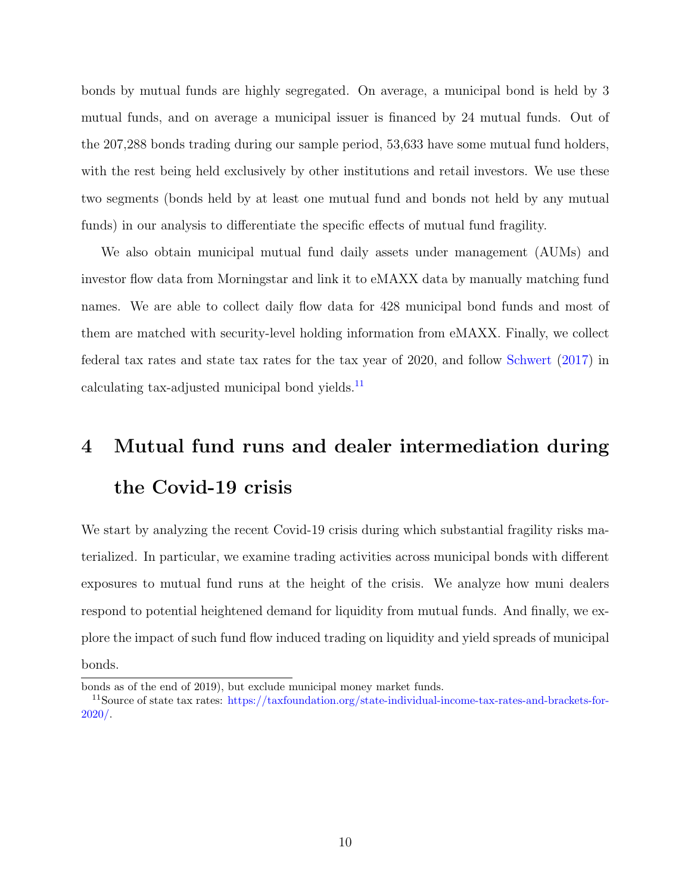bonds by mutual funds are highly segregated. On average, a municipal bond is held by 3 mutual funds, and on average a municipal issuer is financed by 24 mutual funds. Out of the 207,288 bonds trading during our sample period, 53,633 have some mutual fund holders, with the rest being held exclusively by other institutions and retail investors. We use these two segments (bonds held by at least one mutual fund and bonds not held by any mutual funds) in our analysis to differentiate the specific effects of mutual fund fragility.

We also obtain municipal mutual fund daily assets under management (AUMs) and investor flow data from Morningstar and link it to eMAXX data by manually matching fund names. We are able to collect daily flow data for 428 municipal bond funds and most of them are matched with security-level holding information from eMAXX. Finally, we collect federal tax rates and state tax rates for the tax year of 2020, and follow Schwert (2017) in calculating tax-adjusted municipal bond yields.[11]

# 4 Mutual fund runs and dealer intermediation during the Covid-19 crisis

We start by analyzing the recent Covid-19 crisis during which substantial fragility risks materialized. In particular, we examine trading activities across municipal bonds with different exposures to mutual fund runs at the height of the crisis. We analyze how muni dealers respond to potential heightened demand for liquidity from mutual funds. And finally, we explore the impact of such fund flow induced trading on liquidity and yield spreads of municipal bonds.

---

bonds as of the end of 2019), but exclude municipal money market funds.

[11] Source of state tax rates: https://taxfoundation.org/state-individual-income-tax-rates-and-brackets-for-2020/.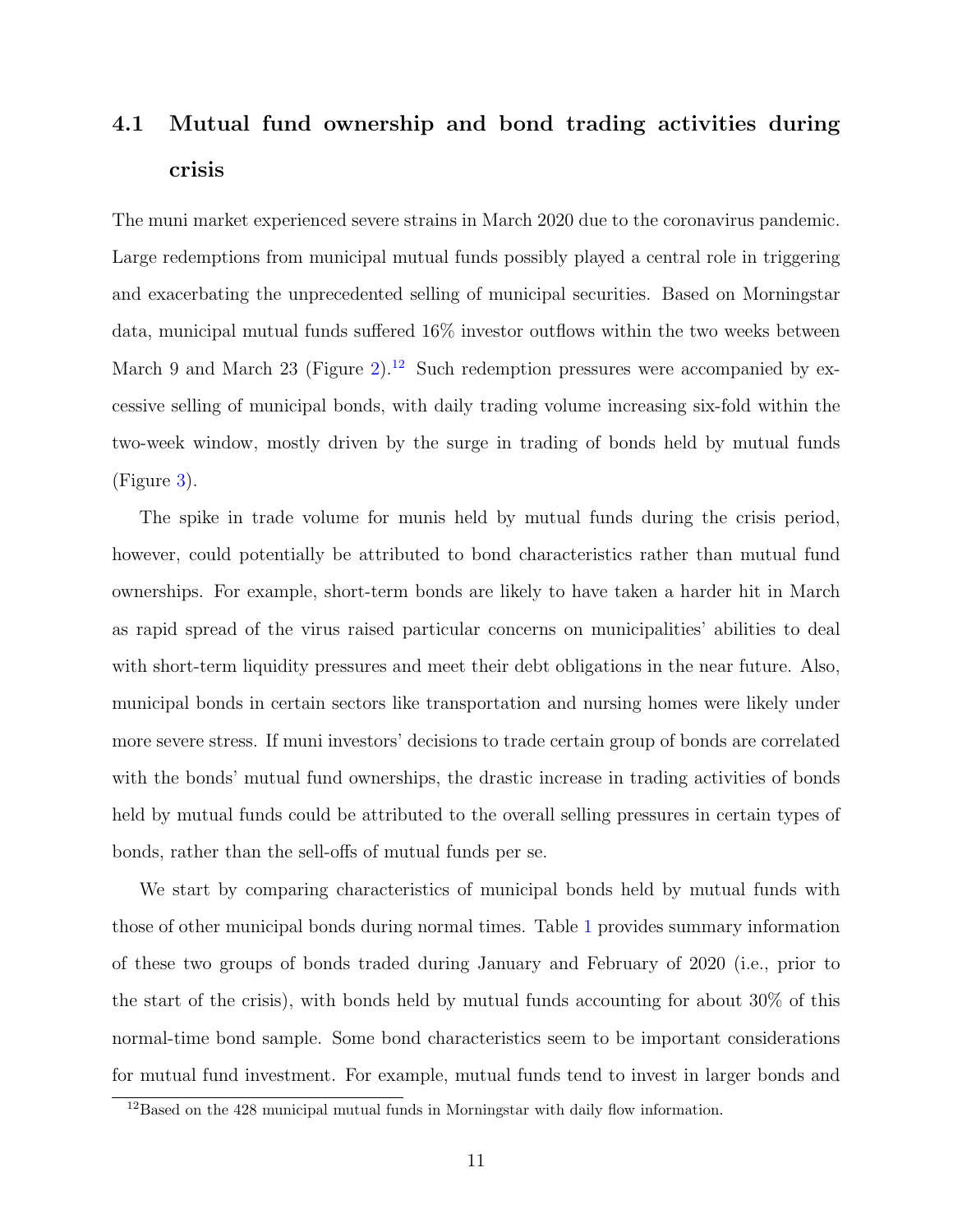## 4.1 Mutual fund ownership and bond trading activities during crisis

The muni market experienced severe strains in March 2020 due to the coronavirus pandemic. Large redemptions from municipal mutual funds possibly played a central role in triggering and exacerbating the unprecedented selling of municipal securities. Based on Morningstar data, municipal mutual funds suffered 16% investor outflows within the two weeks between March 9 and March 23 (Figure 2).[12] Such redemption pressures were accompanied by excessive selling of municipal bonds, with daily trading volume increasing six-fold within the two-week window, mostly driven by the surge in trading of bonds held by mutual funds (Figure 3).

The spike in trade volume for munis held by mutual funds during the crisis period, however, could potentially be attributed to bond characteristics rather than mutual fund ownerships. For example, short-term bonds are likely to have taken a harder hit in March as rapid spread of the virus raised particular concerns on municipalities' abilities to deal with short-term liquidity pressures and meet their debt obligations in the near future. Also, municipal bonds in certain sectors like transportation and nursing homes were likely under more severe stress. If muni investors' decisions to trade certain group of bonds are correlated with the bonds' mutual fund ownerships, the drastic increase in trading activities of bonds held by mutual funds could be attributed to the overall selling pressures in certain types of bonds, rather than the sell-offs of mutual funds per se.

We start by comparing characteristics of municipal bonds held by mutual funds with those of other municipal bonds during normal times. Table 1 provides summary information of these two groups of bonds traded during January and February of 2020 (i.e., prior to the start of the crisis), with bonds held by mutual funds accounting for about 30% of this normal-time bond sample. Some bond characteristics seem to be important considerations for mutual fund investment. For example, mutual funds tend to invest in larger bonds and

[12] Based on the 428 municipal mutual funds in Morningstar with daily flow information.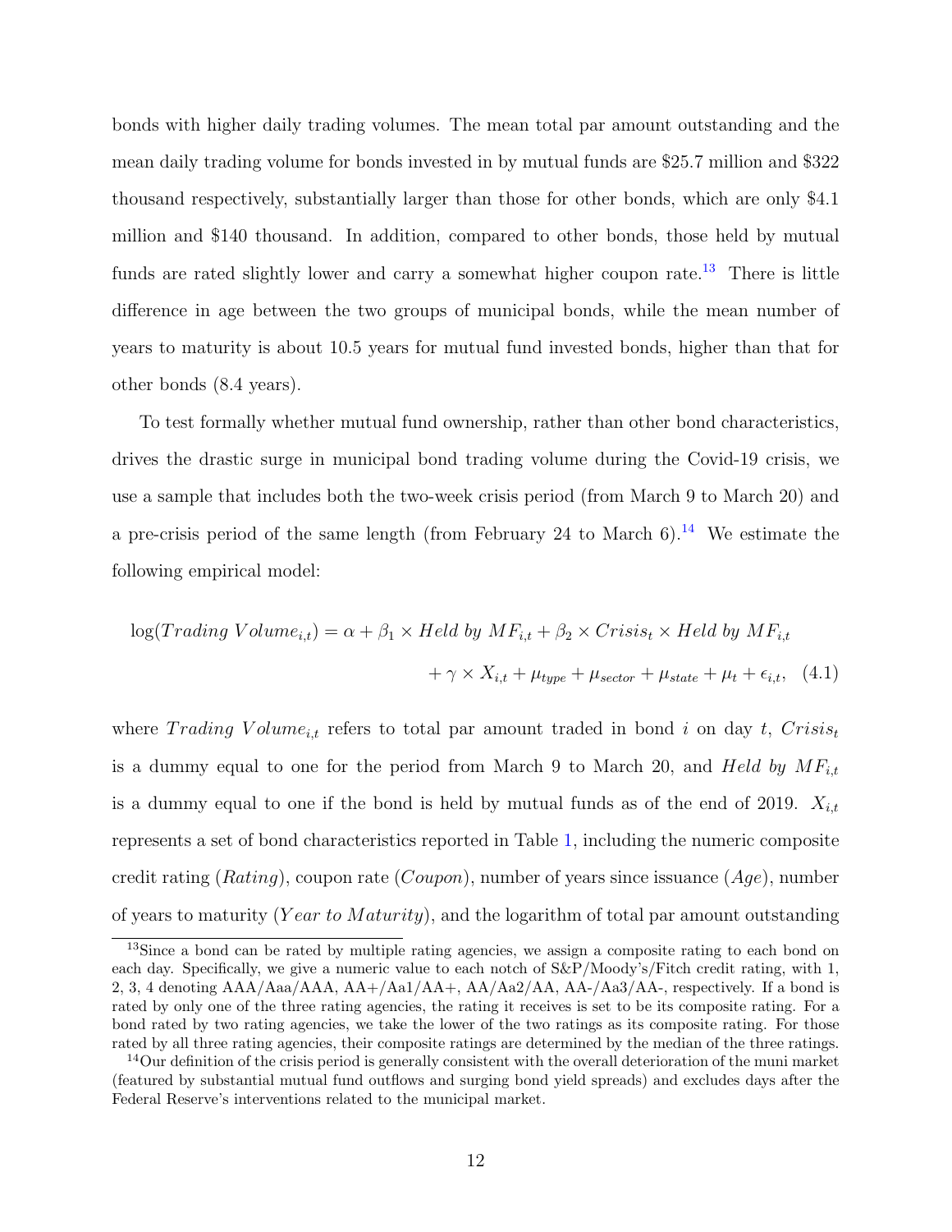bonds with higher daily trading volumes. The mean total par amount outstanding and the mean daily trading volume for bonds invested in by mutual funds are \$25.7 million and \$322 thousand respectively, substantially larger than those for other bonds, which are only \$4.1 million and \$140 thousand. In addition, compared to other bonds, those held by mutual funds are rated slightly lower and carry a somewhat higher coupon rate.[13] There is little difference in age between the two groups of municipal bonds, while the mean number of years to maturity is about 10.5 years for mutual fund invested bonds, higher than that for other bonds (8.4 years).

To test formally whether mutual fund ownership, rather than other bond characteristics, drives the drastic surge in municipal bond trading volume during the Covid-19 crisis, we use a sample that includes both the two-week crisis period (from March 9 to March 20) and a pre-crisis period of the same length (from February 24 to March 6).[14] We estimate the following empirical model:

$$\log(Trading\ Volume_{i,t}) = \alpha + \beta_1 \times Held\ by\ MF_{i,t} + \beta_2 \times Crisis_t \times Held\ by\ MF_{i,t} + \gamma \times X_{i,t} + \mu_{type} + \mu_{sector} + \mu_{state} + \mu_t + \epsilon_{i,t}, \quad (4.1)$$

where $Trading\ Volume_{i,t}$ refers to total par amount traded in bond $i$ on day $t$, $Crisis_t$ is a dummy equal to one for the period from March 9 to March 20, and $Held\ by\ MF_{i,t}$ is a dummy equal to one if the bond is held by mutual funds as of the end of 2019. $X_{i,t}$ represents a set of bond characteristics reported in Table 1, including the numeric composite credit rating ($Rating$), coupon rate ($Coupon$), number of years since issuance ($Age$), number of years to maturity ($Year\ to\ Maturity$), and the logarithm of total par amount outstanding

[13] Since a bond can be rated by multiple rating agencies, we assign a composite rating to each bond on each day. Specifically, we give a numeric value to each notch of S&P/Moody's/Fitch credit rating, with 1, 2, 3, 4 denoting AAA/Aaa/AAA, AA+/Aa1/AA+, AA/Aa2/AA, AA-/Aa3/AA-, respectively. If a bond is rated by only one of the three rating agencies, the rating it receives is set to be its composite rating. For a bond rated by two rating agencies, we take the lower of the two ratings as its composite rating. For those rated by all three rating agencies, their composite ratings are determined by the median of the three ratings.

[14] Our definition of the crisis period is generally consistent with the overall deterioration of the muni market (featured by substantial mutual fund outflows and surging bond yield spreads) and excludes days after the Federal Reserve's interventions related to the municipal market.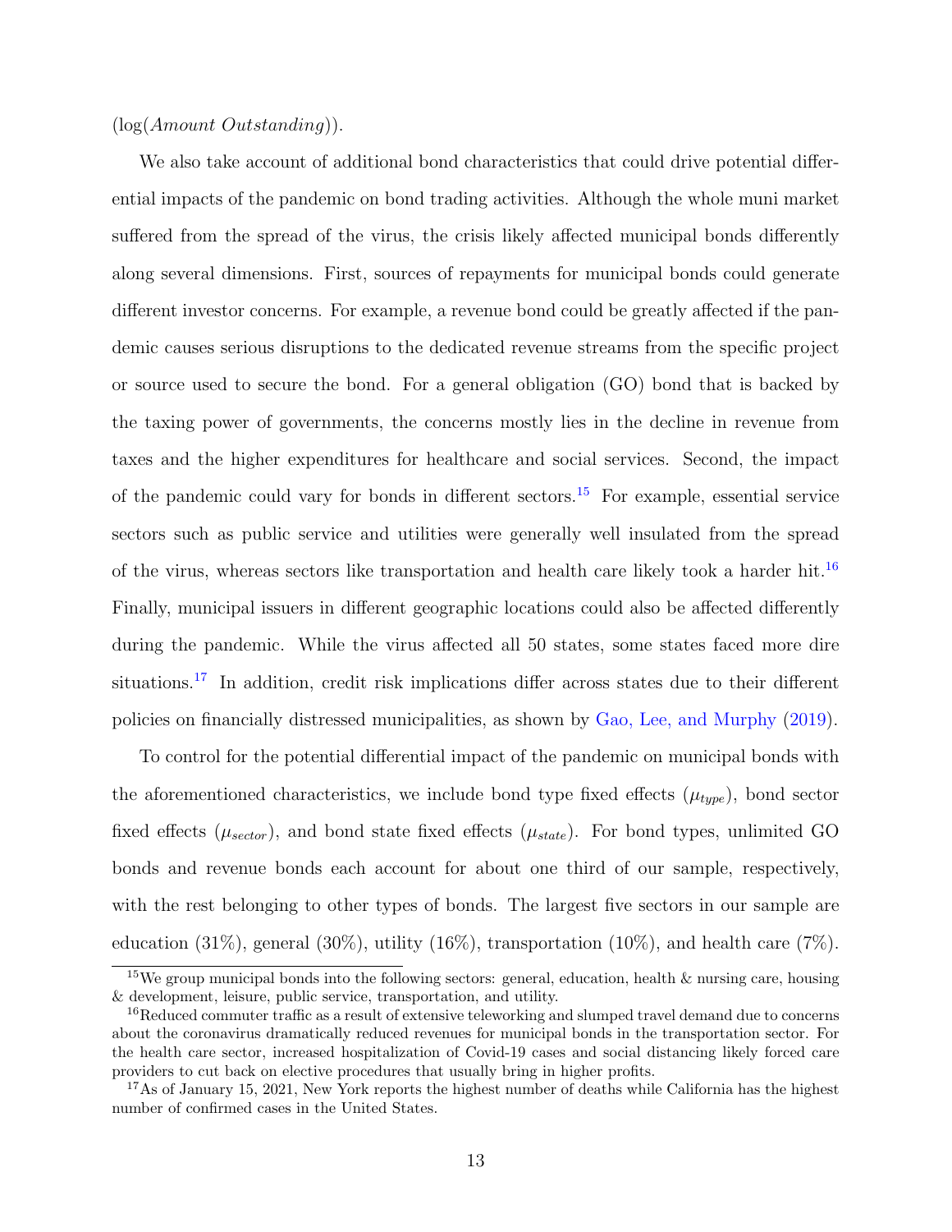(log(*Amount Outstanding*)).

We also take account of additional bond characteristics that could drive potential differential impacts of the pandemic on bond trading activities. Although the whole muni market suffered from the spread of the virus, the crisis likely affected municipal bonds differently along several dimensions. First, sources of repayments for municipal bonds could generate different investor concerns. For example, a revenue bond could be greatly affected if the pandemic causes serious disruptions to the dedicated revenue streams from the specific project or source used to secure the bond. For a general obligation (GO) bond that is backed by the taxing power of governments, the concerns mostly lies in the decline in revenue from taxes and the higher expenditures for healthcare and social services. Second, the impact of the pandemic could vary for bonds in different sectors.[15] For example, essential service sectors such as public service and utilities were generally well insulated from the spread of the virus, whereas sectors like transportation and health care likely took a harder hit.[16] Finally, municipal issuers in different geographic locations could also be affected differently during the pandemic. While the virus affected all 50 states, some states faced more dire situations.[17] In addition, credit risk implications differ across states due to their different policies on financially distressed municipalities, as shown by Gao, Lee, and Murphy (2019).

To control for the potential differential impact of the pandemic on municipal bonds with the aforementioned characteristics, we include bond type fixed effects ($\mu_{type}$), bond sector fixed effects ($\mu_{sector}$), and bond state fixed effects ($\mu_{state}$). For bond types, unlimited GO bonds and revenue bonds each account for about one third of our sample, respectively, with the rest belonging to other types of bonds. The largest five sectors in our sample are education (31%), general (30%), utility (16%), transportation (10%), and health care (7%).

[15] We group municipal bonds into the following sectors: general, education, health & nursing care, housing & development, leisure, public service, transportation, and utility.

[16] Reduced commuter traffic as a result of extensive teleworking and slumped travel demand due to concerns about the coronavirus dramatically reduced revenues for municipal bonds in the transportation sector. For the health care sector, increased hospitalization of Covid-19 cases and social distancing likely forced care providers to cut back on elective procedures that usually bring in higher profits.

[17] As of January 15, 2021, New York reports the highest number of deaths while California has the highest number of confirmed cases in the United States.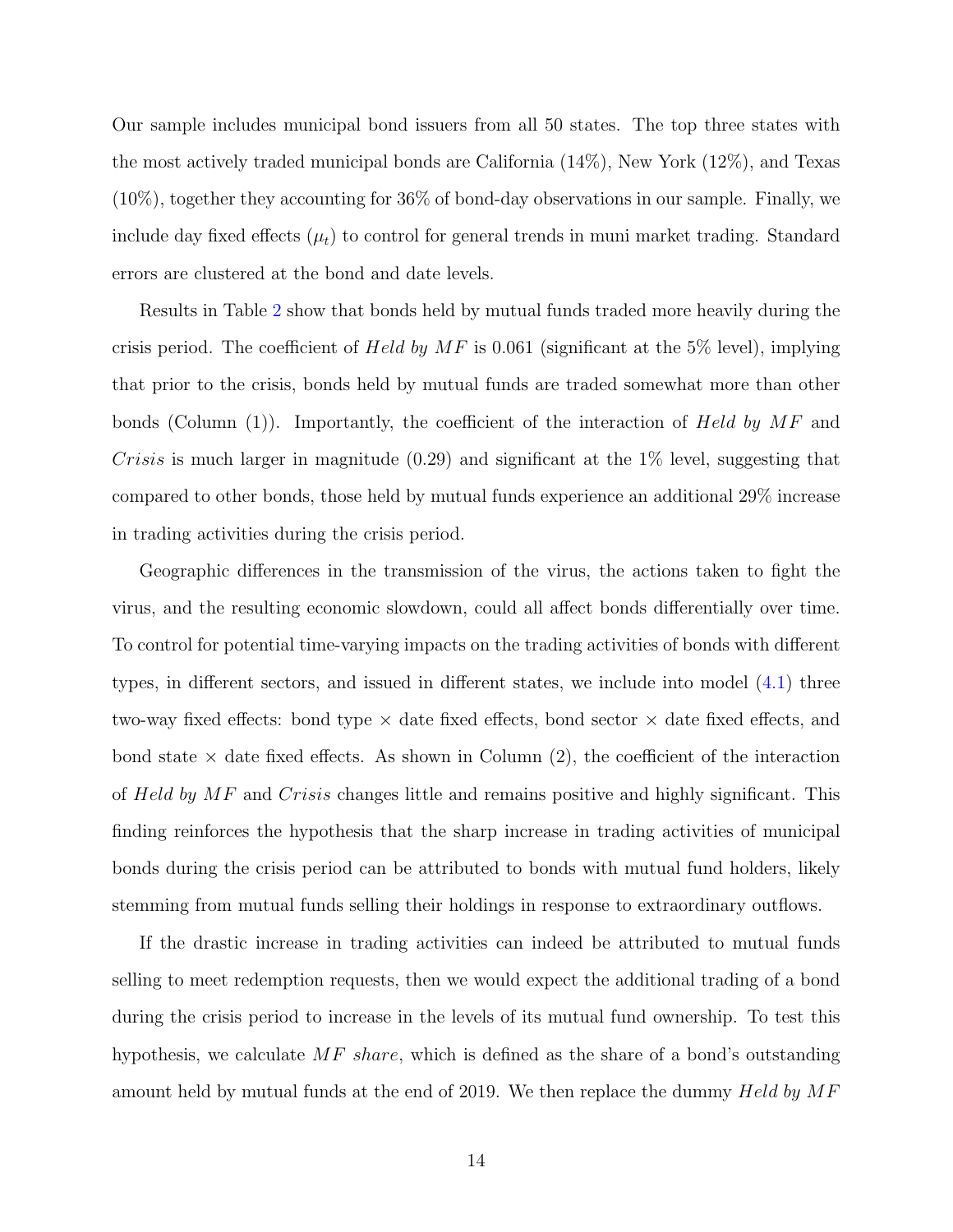Our sample includes municipal bond issuers from all 50 states. The top three states with the most actively traded municipal bonds are California (14%), New York (12%), and Texas (10%), together they accounting for 36% of bond-day observations in our sample. Finally, we include day fixed effects ($\mu_t$) to control for general trends in muni market trading. Standard errors are clustered at the bond and date levels.

Results in Table 2 show that bonds held by mutual funds traded more heavily during the crisis period. The coefficient of *Held by MF* is 0.061 (significant at the 5% level), implying that prior to the crisis, bonds held by mutual funds are traded somewhat more than other bonds (Column (1)). Importantly, the coefficient of the interaction of *Held by MF* and *Crisis* is much larger in magnitude (0.29) and significant at the 1% level, suggesting that compared to other bonds, those held by mutual funds experience an additional 29% increase in trading activities during the crisis period.

Geographic differences in the transmission of the virus, the actions taken to fight the virus, and the resulting economic slowdown, could all affect bonds differentially over time. To control for potential time-varying impacts on the trading activities of bonds with different types, in different sectors, and issued in different states, we include into model (4.1) three two-way fixed effects: bond type × date fixed effects, bond sector × date fixed effects, and bond state × date fixed effects. As shown in Column (2), the coefficient of the interaction of *Held by MF* and *Crisis* changes little and remains positive and highly significant. This finding reinforces the hypothesis that the sharp increase in trading activities of municipal bonds during the crisis period can be attributed to bonds with mutual fund holders, likely stemming from mutual funds selling their holdings in response to extraordinary outflows.

If the drastic increase in trading activities can indeed be attributed to mutual funds selling to meet redemption requests, then we would expect the additional trading of a bond during the crisis period to increase in the levels of its mutual fund ownership. To test this hypothesis, we calculate *MF share*, which is defined as the share of a bond's outstanding amount held by mutual funds at the end of 2019. We then replace the dummy *Held by MF*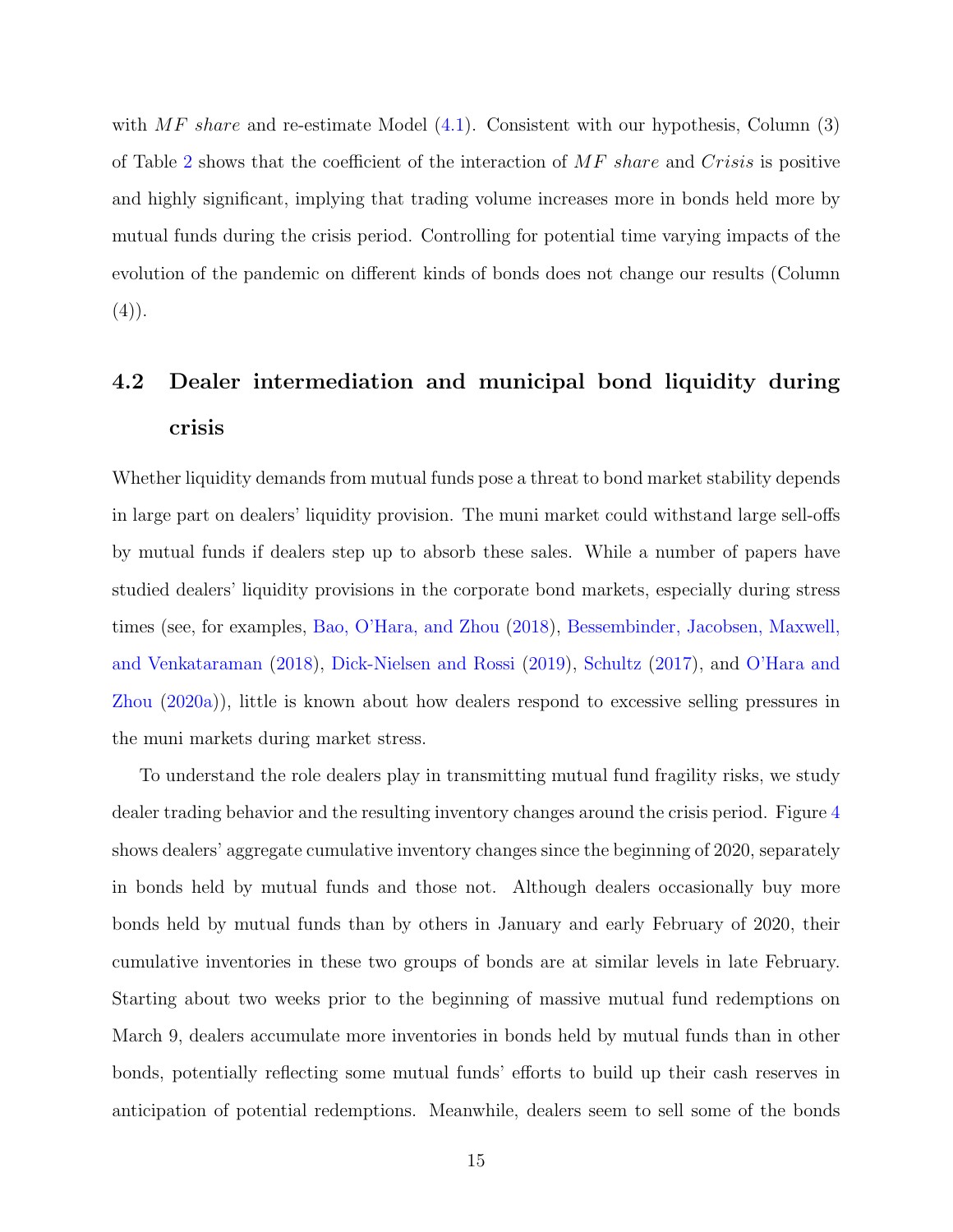with *MF share* and re-estimate Model (4.1). Consistent with our hypothesis, Column (3) of Table 2 shows that the coefficient of the interaction of *MF share* and *Crisis* is positive and highly significant, implying that trading volume increases more in bonds held more by mutual funds during the crisis period. Controlling for potential time varying impacts of the evolution of the pandemic on different kinds of bonds does not change our results (Column (4)).

## 4.2 Dealer intermediation and municipal bond liquidity during crisis

Whether liquidity demands from mutual funds pose a threat to bond market stability depends in large part on dealers' liquidity provision. The muni market could withstand large sell-offs by mutual funds if dealers step up to absorb these sales. While a number of papers have studied dealers' liquidity provisions in the corporate bond markets, especially during stress times (see, for examples, Bao, O'Hara, and Zhou (2018), Bessembinder, Jacobsen, Maxwell, and Venkataraman (2018), Dick-Nielsen and Rossi (2019), Schultz (2017), and O'Hara and Zhou (2020a)), little is known about how dealers respond to excessive selling pressures in the muni markets during market stress.

To understand the role dealers play in transmitting mutual fund fragility risks, we study dealer trading behavior and the resulting inventory changes around the crisis period. Figure 4 shows dealers' aggregate cumulative inventory changes since the beginning of 2020, separately in bonds held by mutual funds and those not. Although dealers occasionally buy more bonds held by mutual funds than by others in January and early February of 2020, their cumulative inventories in these two groups of bonds are at similar levels in late February. Starting about two weeks prior to the beginning of massive mutual fund redemptions on March 9, dealers accumulate more inventories in bonds held by mutual funds than in other bonds, potentially reflecting some mutual funds' efforts to build up their cash reserves in anticipation of potential redemptions. Meanwhile, dealers seem to sell some of the bonds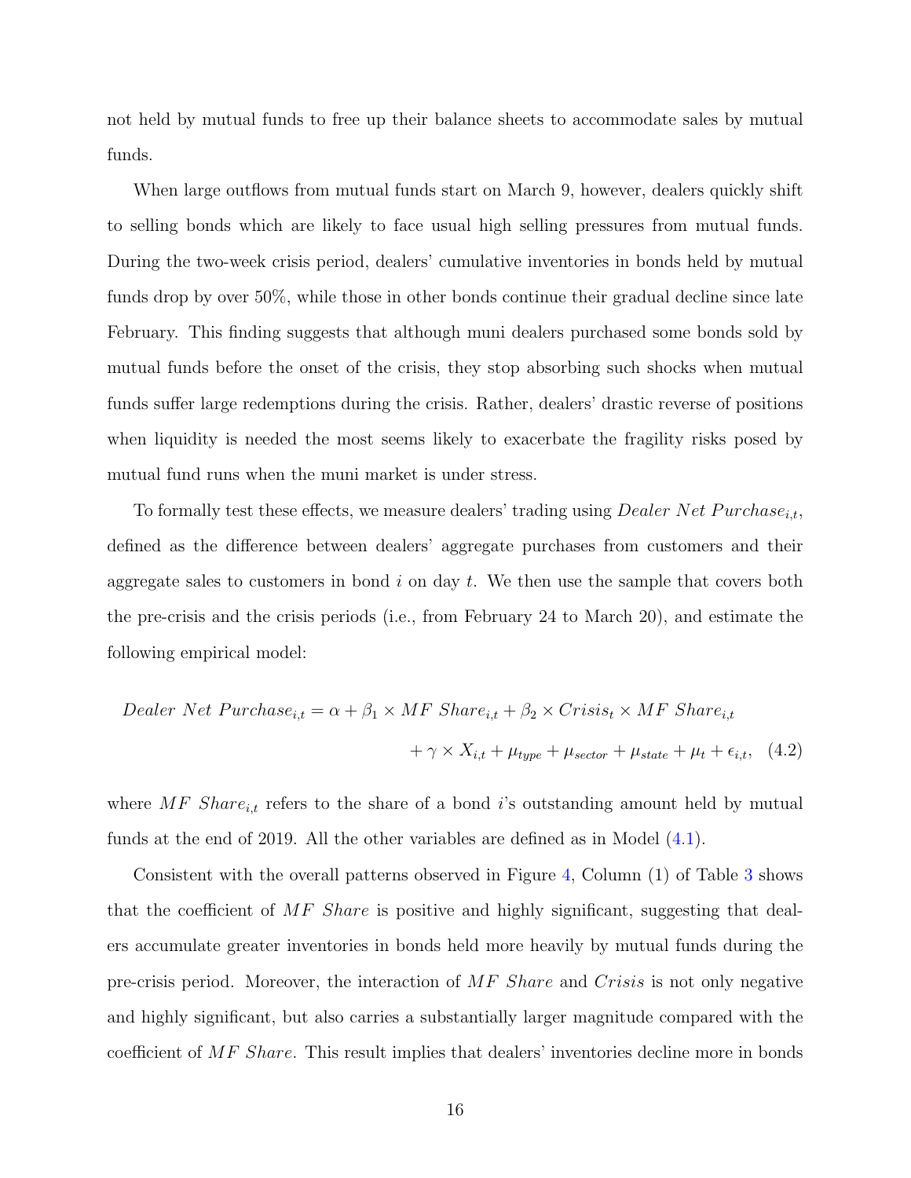not held by mutual funds to free up their balance sheets to accommodate sales by mutual funds.

When large outflows from mutual funds start on March 9, however, dealers quickly shift to selling bonds which are likely to face usual high selling pressures from mutual funds. During the two-week crisis period, dealers' cumulative inventories in bonds held by mutual funds drop by over 50%, while those in other bonds continue their gradual decline since late February. This finding suggests that although muni dealers purchased some bonds sold by mutual funds before the onset of the crisis, they stop absorbing such shocks when mutual funds suffer large redemptions during the crisis. Rather, dealers' drastic reverse of positions when liquidity is needed the most seems likely to exacerbate the fragility risks posed by mutual fund runs when the muni market is under stress.

To formally test these effects, we measure dealers' trading using $Dealer\ Net\ Purchase_{i,t}$, defined as the difference between dealers' aggregate purchases from customers and their aggregate sales to customers in bond $i$ on day $t$. We then use the sample that covers both the pre-crisis and the crisis periods (i.e., from February 24 to March 20), and estimate the following empirical model:

$$
\begin{aligned}
Dealer\ Net\ Purchase_{i,t} = \alpha &+ \beta_1 \times MF\ Share_{i,t} + \beta_2 \times Crisis_t \times MF\ Share_{i,t} \\
&+ \gamma \times X_{i,t} + \mu_{type} + \mu_{sector} + \mu_{state} + \mu_t + \epsilon_{i,t}, \quad (4.2)
\end{aligned}
$$

where $MF\ Share_{i,t}$ refers to the share of a bond $i$'s outstanding amount held by mutual funds at the end of 2019. All the other variables are defined as in Model (4.1).

Consistent with the overall patterns observed in Figure 4, Column (1) of Table 3 shows that the coefficient of *MF Share* is positive and highly significant, suggesting that dealers accumulate greater inventories in bonds held more heavily by mutual funds during the pre-crisis period. Moreover, the interaction of *MF Share* and *Crisis* is not only negative and highly significant, but also carries a substantially larger magnitude compared with the coefficient of *MF Share*. This result implies that dealers' inventories decline more in bonds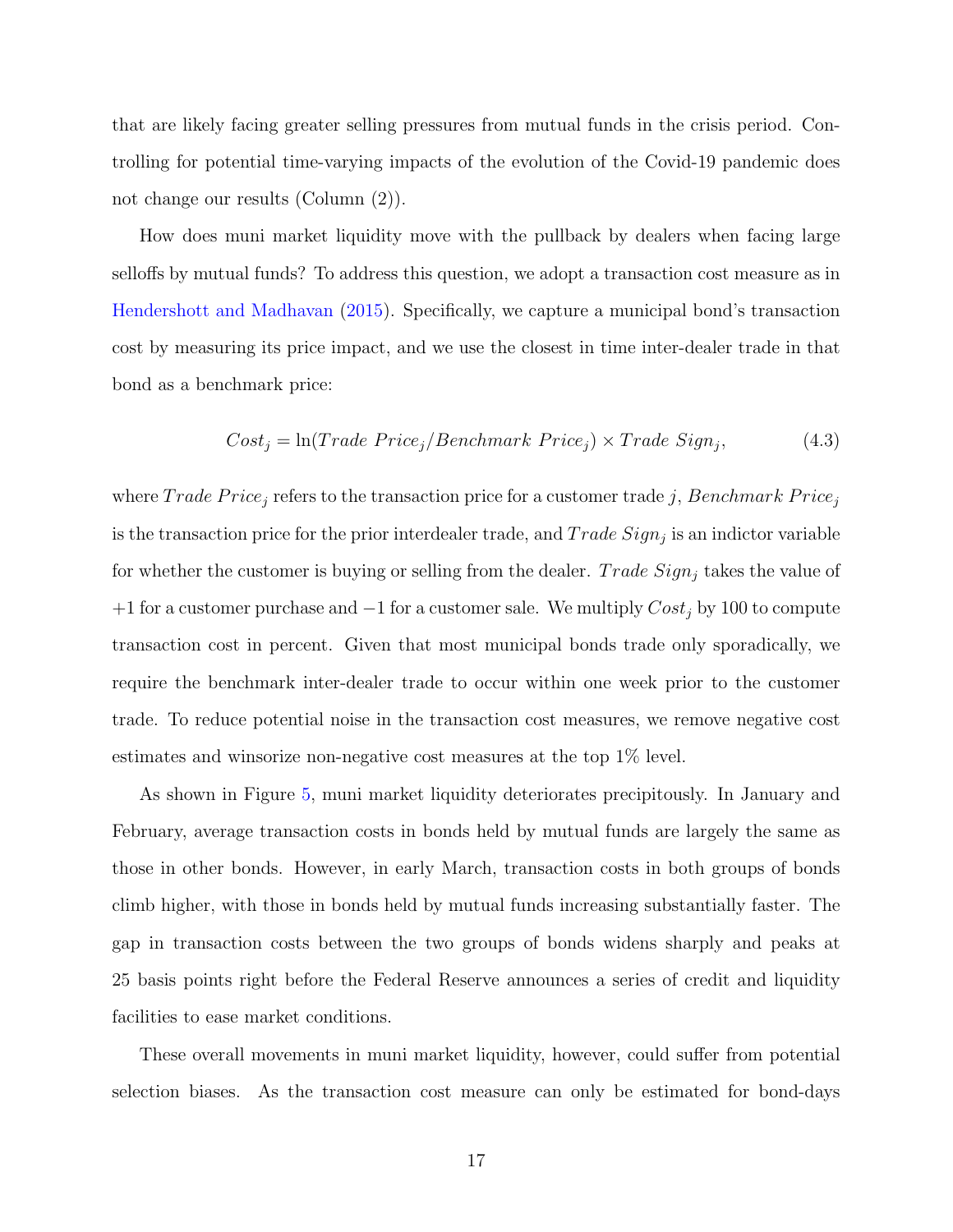that are likely facing greater selling pressures from mutual funds in the crisis period. Controlling for potential time-varying impacts of the evolution of the Covid-19 pandemic does not change our results (Column (2)).

How does muni market liquidity move with the pullback by dealers when facing large selloffs by mutual funds? To address this question, we adopt a transaction cost measure as in Hendershott and Madhavan (2015). Specifically, we capture a municipal bond's transaction cost by measuring its price impact, and we use the closest in time inter-dealer trade in that bond as a benchmark price:

$$Cost_j = \ln(Trade\ Price_j / Benchmark\ Price_j) \times Trade\ Sign_j, \tag{4.3}$$

where $Trade\ Price_j$ refers to the transaction price for a customer trade $j$, $Benchmark\ Price_j$ is the transaction price for the prior interdealer trade, and $Trade\ Sign_j$ is an indictor variable for whether the customer is buying or selling from the dealer. $Trade\ Sign_j$ takes the value of $+1$ for a customer purchase and $-1$ for a customer sale. We multiply $Cost_j$ by 100 to compute transaction cost in percent. Given that most municipal bonds trade only sporadically, we require the benchmark inter-dealer trade to occur within one week prior to the customer trade. To reduce potential noise in the transaction cost measures, we remove negative cost estimates and winsorize non-negative cost measures at the top 1% level.

As shown in Figure 5, muni market liquidity deteriorates precipitously. In January and February, average transaction costs in bonds held by mutual funds are largely the same as those in other bonds. However, in early March, transaction costs in both groups of bonds climb higher, with those in bonds held by mutual funds increasing substantially faster. The gap in transaction costs between the two groups of bonds widens sharply and peaks at 25 basis points right before the Federal Reserve announces a series of credit and liquidity facilities to ease market conditions.

These overall movements in muni market liquidity, however, could suffer from potential selection biases. As the transaction cost measure can only be estimated for bond-days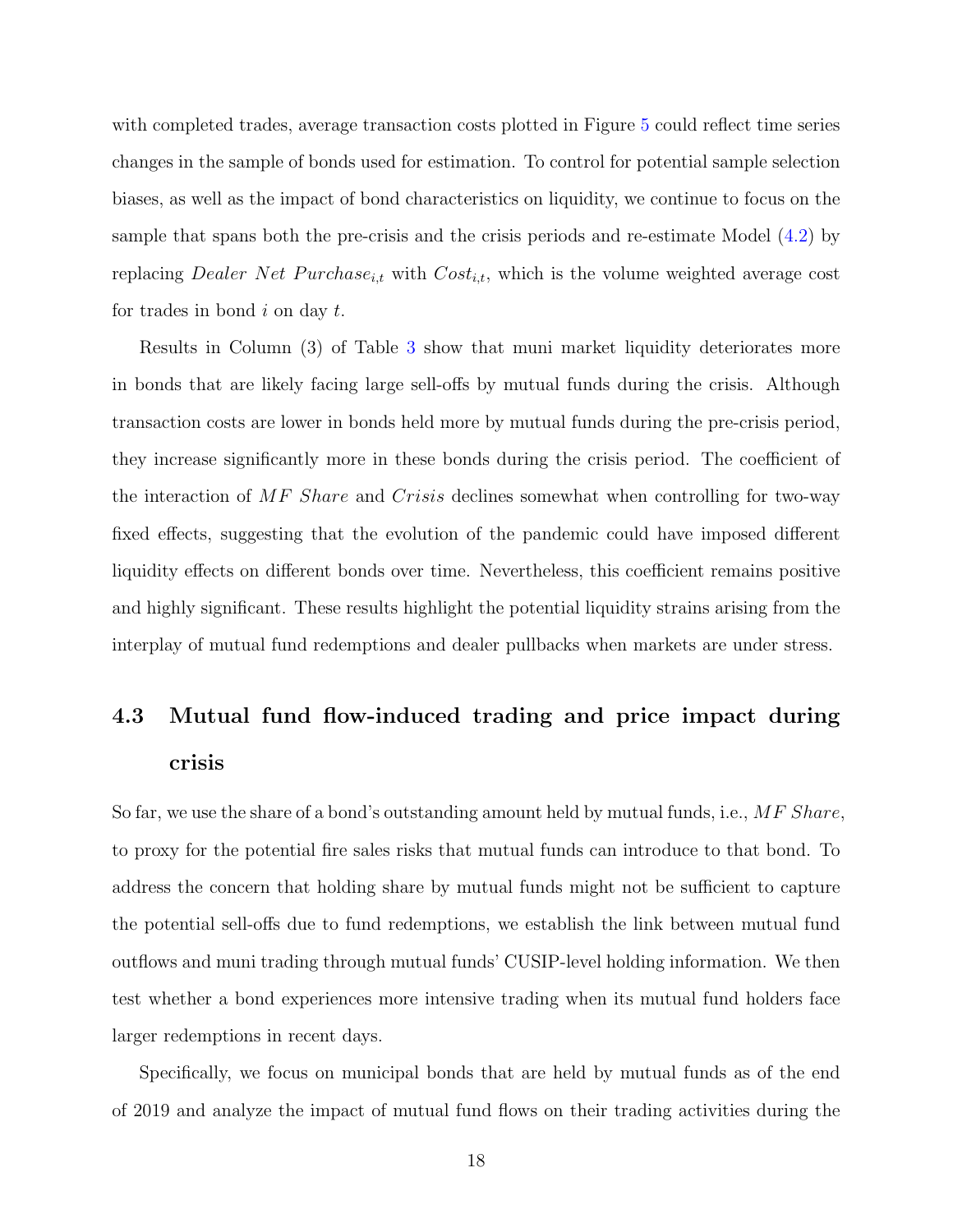with completed trades, average transaction costs plotted in Figure 5 could reflect time series changes in the sample of bonds used for estimation. To control for potential sample selection biases, as well as the impact of bond characteristics on liquidity, we continue to focus on the sample that spans both the pre-crisis and the crisis periods and re-estimate Model (4.2) by replacing $Dealer\ Net\ Purchase_{i,t}$ with $Cost_{i,t}$, which is the volume weighted average cost for trades in bond $i$ on day $t$.

Results in Column (3) of Table 3 show that muni market liquidity deteriorates more in bonds that are likely facing large sell-offs by mutual funds during the crisis. Although transaction costs are lower in bonds held more by mutual funds during the pre-crisis period, they increase significantly more in these bonds during the crisis period. The coefficient of the interaction of $MF\ Share$ and $Crisis$ declines somewhat when controlling for two-way fixed effects, suggesting that the evolution of the pandemic could have imposed different liquidity effects on different bonds over time. Nevertheless, this coefficient remains positive and highly significant. These results highlight the potential liquidity strains arising from the interplay of mutual fund redemptions and dealer pullbacks when markets are under stress.

## 4.3 Mutual fund flow-induced trading and price impact during crisis

So far, we use the share of a bond's outstanding amount held by mutual funds, i.e., $MF\ Share$, to proxy for the potential fire sales risks that mutual funds can introduce to that bond. To address the concern that holding share by mutual funds might not be sufficient to capture the potential sell-offs due to fund redemptions, we establish the link between mutual fund outflows and muni trading through mutual funds' CUSIP-level holding information. We then test whether a bond experiences more intensive trading when its mutual fund holders face larger redemptions in recent days.

Specifically, we focus on municipal bonds that are held by mutual funds as of the end of 2019 and analyze the impact of mutual fund flows on their trading activities during the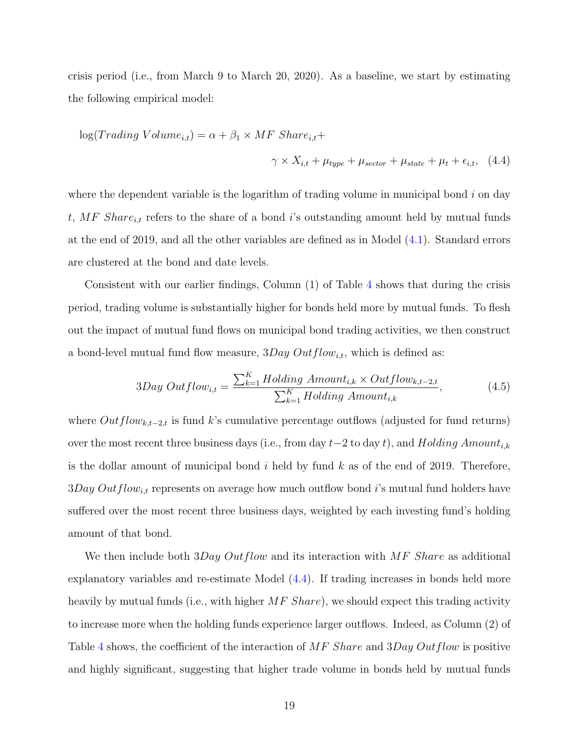crisis period (i.e., from March 9 to March 20, 2020). As a baseline, we start by estimating the following empirical model:

$$\log(Trading\ Volume_{i,t}) = \alpha + \beta_1 \times MF\ Share_{i,t} + \gamma \times X_{i,t} + \mu_{type} + \mu_{sector} + \mu_{state} + \mu_t + \epsilon_{i,t}, \quad (4.4)$$

where the dependent variable is the logarithm of trading volume in municipal bond $i$ on day $t$, $MF\ Share_{i,t}$ refers to the share of a bond $i$'s outstanding amount held by mutual funds at the end of 2019, and all the other variables are defined as in Model (4.1). Standard errors are clustered at the bond and date levels.

Consistent with our earlier findings, Column (1) of Table 4 shows that during the crisis period, trading volume is substantially higher for bonds held more by mutual funds. To flesh out the impact of mutual fund flows on municipal bond trading activities, we then construct a bond-level mutual fund flow measure, $3Day\ Outflow_{i,t}$, which is defined as:

$$3Day\ Outflow_{i,t} = \frac{\sum_{k=1}^{K} Holding\ Amount_{i,k} \times Outflow_{k,t-2,t}}{\sum_{k=1}^{K} Holding\ Amount_{i,k}}, \quad (4.5)$$

where $Outflow_{k,t-2,t}$ is fund $k$'s cumulative percentage outflows (adjusted for fund returns) over the most recent three business days (i.e., from day $t-2$ to day $t$), and $Holding\ Amount_{i,k}$ is the dollar amount of municipal bond $i$ held by fund $k$ as of the end of 2019. Therefore, $3Day\ Outflow_{i,t}$ represents on average how much outflow bond $i$'s mutual fund holders have suffered over the most recent three business days, weighted by each investing fund's holding amount of that bond.

We then include both $3Day\ Outflow$ and its interaction with $MF\ Share$ as additional explanatory variables and re-estimate Model (4.4). If trading increases in bonds held more heavily by mutual funds (i.e., with higher $MF\ Share$), we should expect this trading activity to increase more when the holding funds experience larger outflows. Indeed, as Column (2) of Table 4 shows, the coefficient of the interaction of $MF\ Share$ and $3Day\ Outflow$ is positive and highly significant, suggesting that higher trade volume in bonds held by mutual funds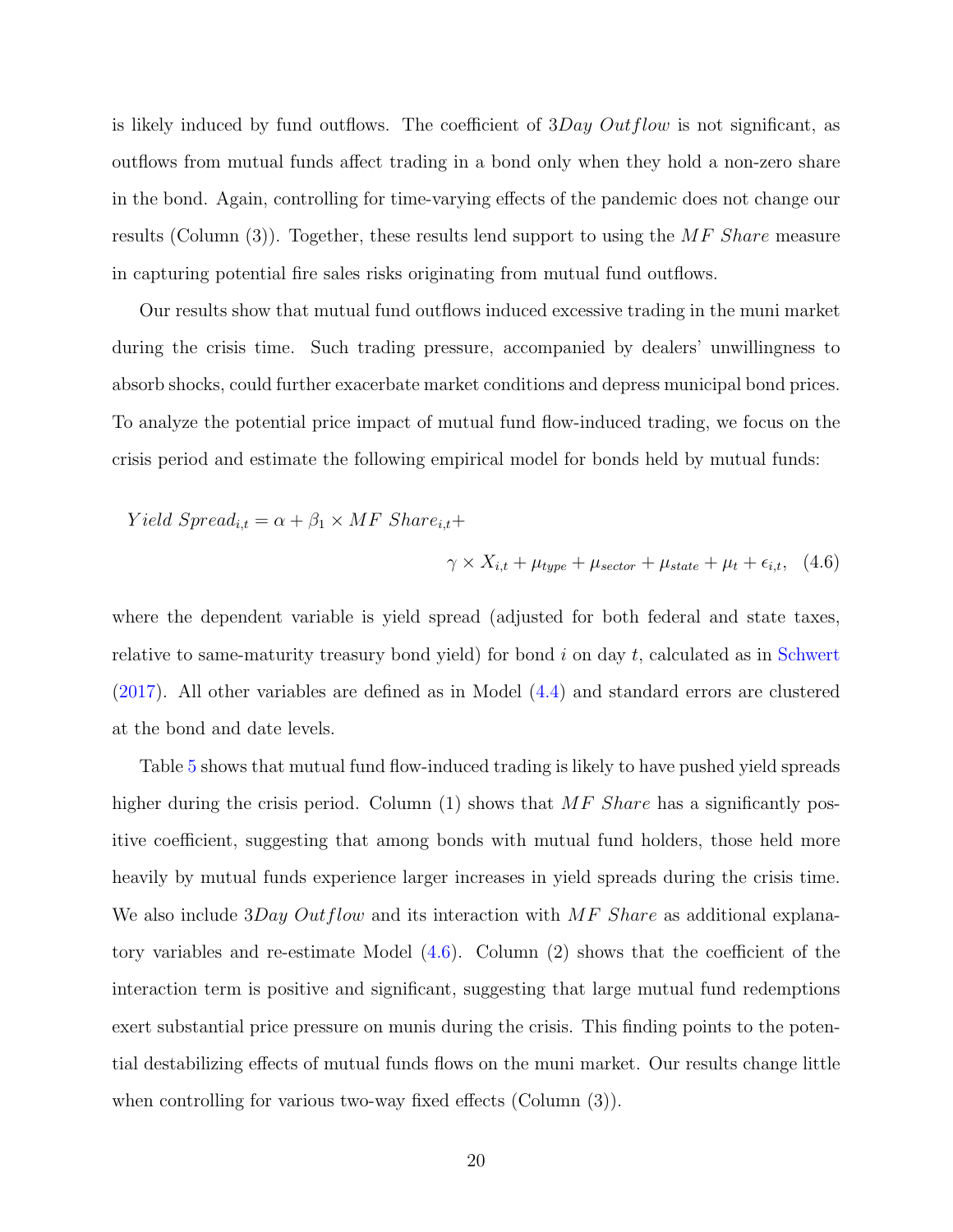is likely induced by fund outflows. The coefficient of $3Day\ Outflow$ is not significant, as outflows from mutual funds affect trading in a bond only when they hold a non-zero share in the bond. Again, controlling for time-varying effects of the pandemic does not change our results (Column (3)). Together, these results lend support to using the $MF\ Share$ measure in capturing potential fire sales risks originating from mutual fund outflows.

Our results show that mutual fund outflows induced excessive trading in the muni market during the crisis time. Such trading pressure, accompanied by dealers' unwillingness to absorb shocks, could further exacerbate market conditions and depress municipal bond prices. To analyze the potential price impact of mutual fund flow-induced trading, we focus on the crisis period and estimate the following empirical model for bonds held by mutual funds:

$$Yield\ Spread_{i,t} = \alpha + \beta_1 \times MF\ Share_{i,t} + \gamma \times X_{i,t} + \mu_{type} + \mu_{sector} + \mu_{state} + \mu_t + \epsilon_{i,t}, \quad (4.6)$$

where the dependent variable is yield spread (adjusted for both federal and state taxes, relative to same-maturity treasury bond yield) for bond $i$ on day $t$, calculated as in Schwert (2017). All other variables are defined as in Model (4.4) and standard errors are clustered at the bond and date levels.

Table 5 shows that mutual fund flow-induced trading is likely to have pushed yield spreads higher during the crisis period. Column (1) shows that $MF\ Share$ has a significantly positive coefficient, suggesting that among bonds with mutual fund holders, those held more heavily by mutual funds experience larger increases in yield spreads during the crisis time. We also include $3Day\ Outflow$ and its interaction with $MF\ Share$ as additional explanatory variables and re-estimate Model (4.6). Column (2) shows that the coefficient of the interaction term is positive and significant, suggesting that large mutual fund redemptions exert substantial price pressure on munis during the crisis. This finding points to the potential destabilizing effects of mutual funds flows on the muni market. Our results change little when controlling for various two-way fixed effects (Column (3)).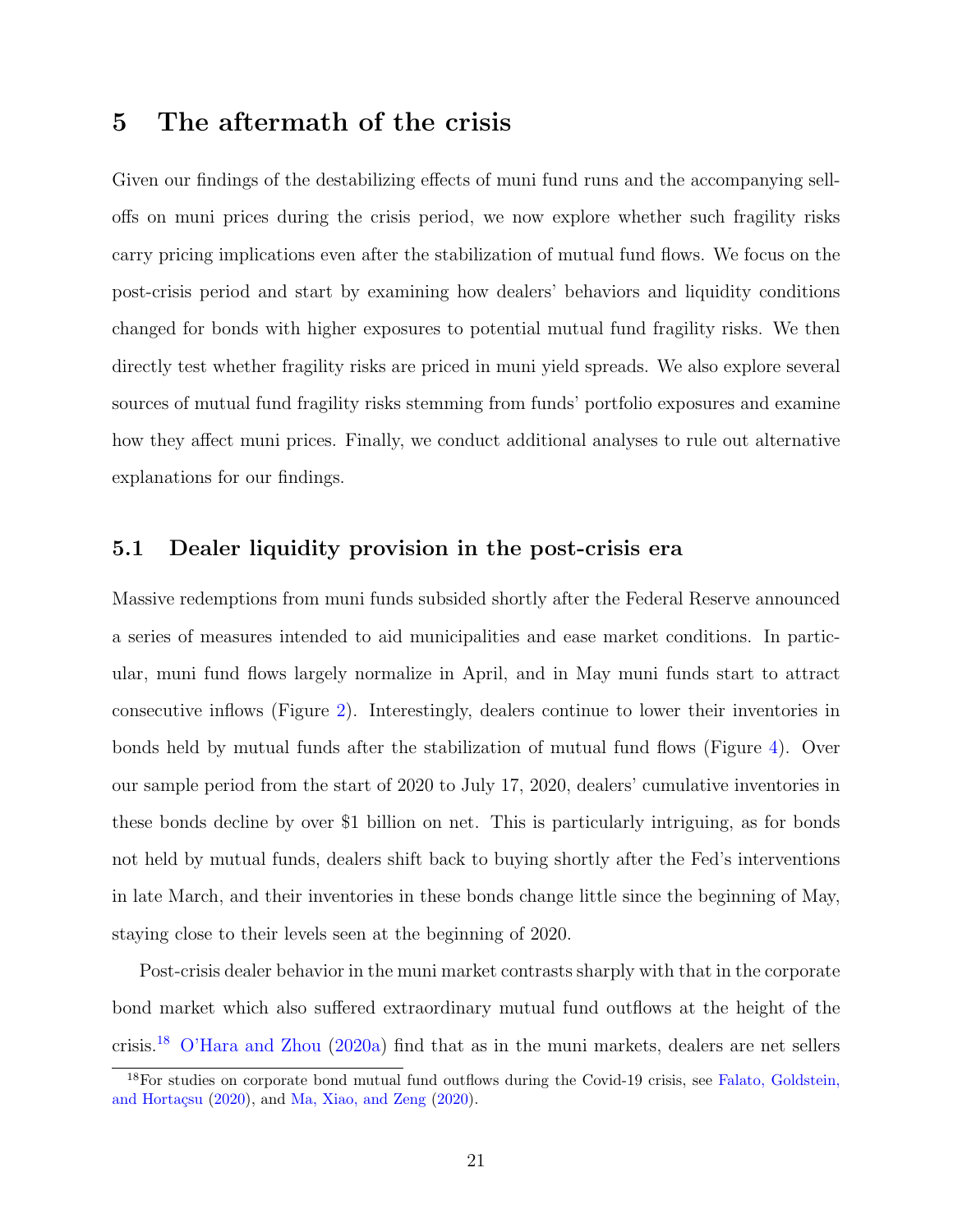# 5 The aftermath of the crisis

Given our findings of the destabilizing effects of muni fund runs and the accompanying sell-offs on muni prices during the crisis period, we now explore whether such fragility risks carry pricing implications even after the stabilization of mutual fund flows. We focus on the post-crisis period and start by examining how dealers' behaviors and liquidity conditions changed for bonds with higher exposures to potential mutual fund fragility risks. We then directly test whether fragility risks are priced in muni yield spreads. We also explore several sources of mutual fund fragility risks stemming from funds' portfolio exposures and examine how they affect muni prices. Finally, we conduct additional analyses to rule out alternative explanations for our findings.

## 5.1 Dealer liquidity provision in the post-crisis era

Massive redemptions from muni funds subsided shortly after the Federal Reserve announced a series of measures intended to aid municipalities and ease market conditions. In particular, muni fund flows largely normalize in April, and in May muni funds start to attract consecutive inflows (Figure 2). Interestingly, dealers continue to lower their inventories in bonds held by mutual funds after the stabilization of mutual fund flows (Figure 4). Over our sample period from the start of 2020 to July 17, 2020, dealers' cumulative inventories in these bonds decline by over $1 billion on net. This is particularly intriguing, as for bonds not held by mutual funds, dealers shift back to buying shortly after the Fed's interventions in late March, and their inventories in these bonds change little since the beginning of May, staying close to their levels seen at the beginning of 2020.

Post-crisis dealer behavior in the muni market contrasts sharply with that in the corporate bond market which also suffered extraordinary mutual fund outflows at the height of the crisis.[18] O'Hara and Zhou (2020a) find that as in the muni markets, dealers are net sellers

[18] For studies on corporate bond mutual fund outflows during the Covid-19 crisis, see Falato, Goldstein, and Hortaçsu (2020), and Ma, Xiao, and Zeng (2020).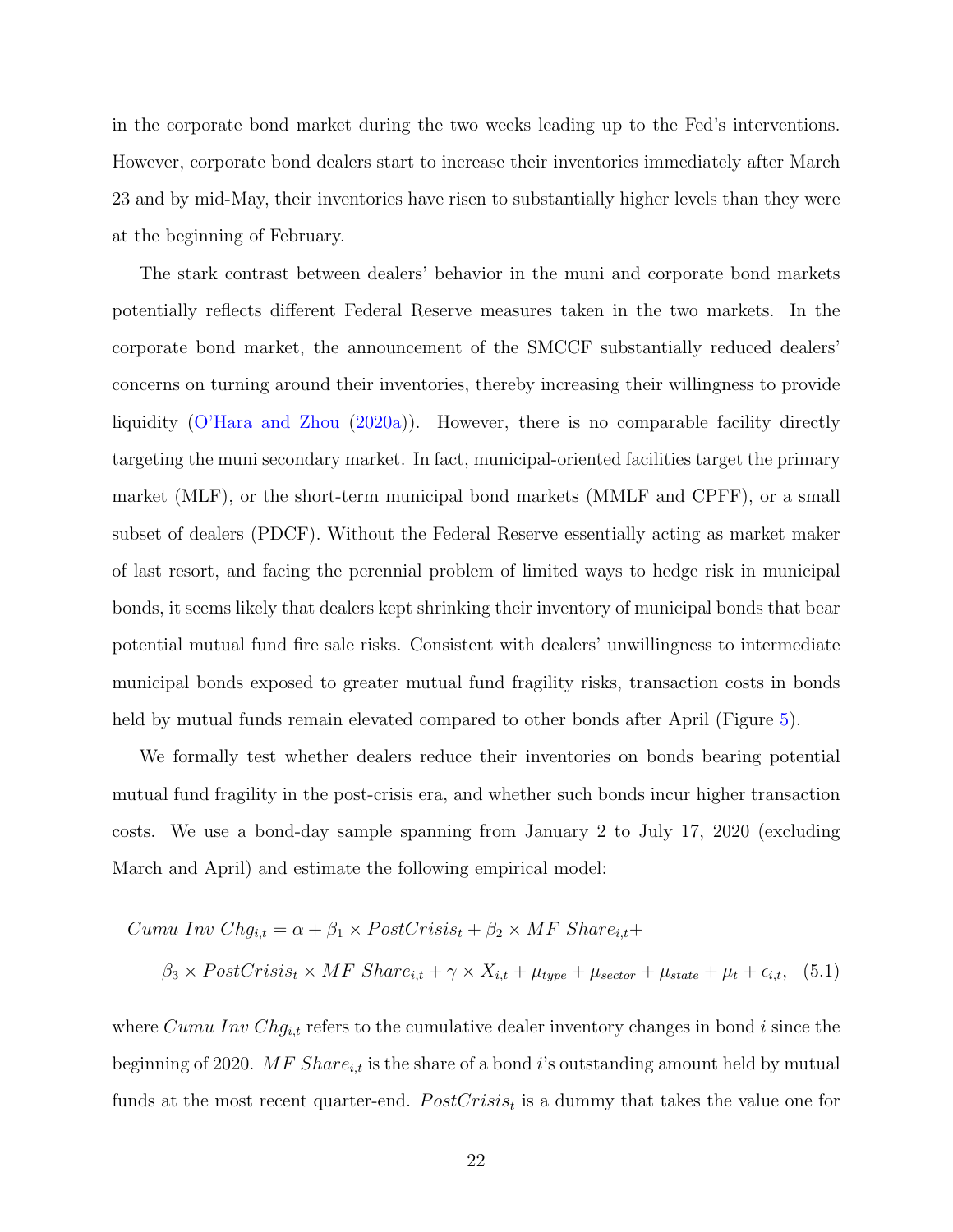in the corporate bond market during the two weeks leading up to the Fed's interventions. However, corporate bond dealers start to increase their inventories immediately after March 23 and by mid-May, their inventories have risen to substantially higher levels than they were at the beginning of February.

The stark contrast between dealers' behavior in the muni and corporate bond markets potentially reflects different Federal Reserve measures taken in the two markets. In the corporate bond market, the announcement of the SMCCF substantially reduced dealers' concerns on turning around their inventories, thereby increasing their willingness to provide liquidity (O'Hara and Zhou (2020a)). However, there is no comparable facility directly targeting the muni secondary market. In fact, municipal-oriented facilities target the primary market (MLF), or the short-term municipal bond markets (MMLF and CPFF), or a small subset of dealers (PDCF). Without the Federal Reserve essentially acting as market maker of last resort, and facing the perennial problem of limited ways to hedge risk in municipal bonds, it seems likely that dealers kept shrinking their inventory of municipal bonds that bear potential mutual fund fire sale risks. Consistent with dealers' unwillingness to intermediate municipal bonds exposed to greater mutual fund fragility risks, transaction costs in bonds held by mutual funds remain elevated compared to other bonds after April (Figure 5).

We formally test whether dealers reduce their inventories on bonds bearing potential mutual fund fragility in the post-crisis era, and whether such bonds incur higher transaction costs. We use a bond-day sample spanning from January 2 to July 17, 2020 (excluding March and April) and estimate the following empirical model:

$$Cumu\ Inv\ Chg_{i,t} = \alpha + \beta_1 \times PostCrisis_t + \beta_2 \times MF\ Share_{i,t} + \beta_3 \times PostCrisis_t \times MF\ Share_{i,t} + \gamma \times X_{i,t} + \mu_{type} + \mu_{sector} + \mu_{state} + \mu_t + \epsilon_{i,t}, \quad (5.1)$$

where $Cumu\ Inv\ Chg_{i,t}$ refers to the cumulative dealer inventory changes in bond $i$ since the beginning of 2020. $MF\ Share_{i,t}$ is the share of a bond $i$'s outstanding amount held by mutual funds at the most recent quarter-end. $PostCrisis_t$ is a dummy that takes the value one for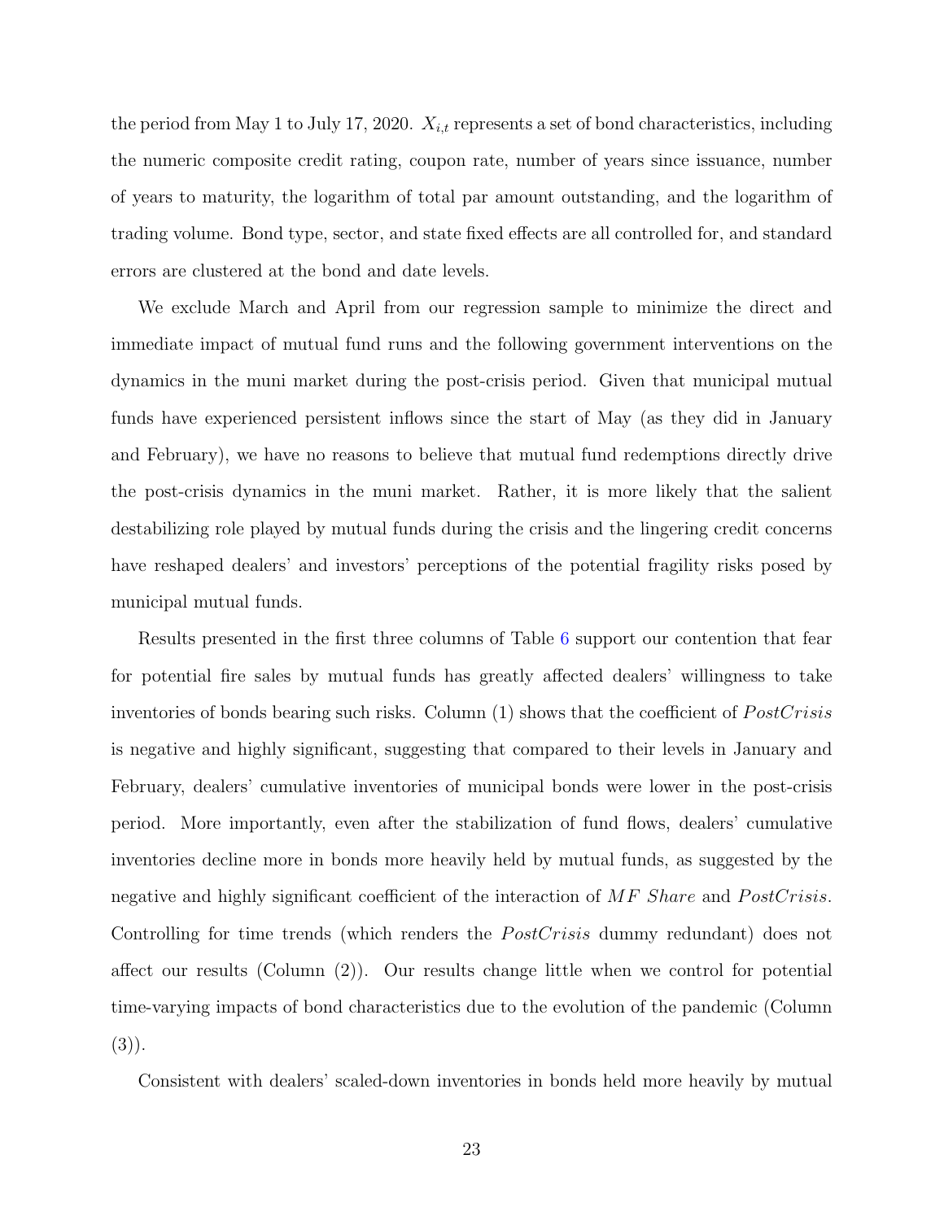the period from May 1 to July 17, 2020. $X_{i,t}$ represents a set of bond characteristics, including the numeric composite credit rating, coupon rate, number of years since issuance, number of years to maturity, the logarithm of total par amount outstanding, and the logarithm of trading volume. Bond type, sector, and state fixed effects are all controlled for, and standard errors are clustered at the bond and date levels.

We exclude March and April from our regression sample to minimize the direct and immediate impact of mutual fund runs and the following government interventions on the dynamics in the muni market during the post-crisis period. Given that municipal mutual funds have experienced persistent inflows since the start of May (as they did in January and February), we have no reasons to believe that mutual fund redemptions directly drive the post-crisis dynamics in the muni market. Rather, it is more likely that the salient destabilizing role played by mutual funds during the crisis and the lingering credit concerns have reshaped dealers' and investors' perceptions of the potential fragility risks posed by municipal mutual funds.

Results presented in the first three columns of Table 6 support our contention that fear for potential fire sales by mutual funds has greatly affected dealers' willingness to take inventories of bonds bearing such risks. Column (1) shows that the coefficient of $PostCrisis$ is negative and highly significant, suggesting that compared to their levels in January and February, dealers' cumulative inventories of municipal bonds were lower in the post-crisis period. More importantly, even after the stabilization of fund flows, dealers' cumulative inventories decline more in bonds more heavily held by mutual funds, as suggested by the negative and highly significant coefficient of the interaction of $MF\ Share$ and $PostCrisis$. Controlling for time trends (which renders the $PostCrisis$ dummy redundant) does not affect our results (Column (2)). Our results change little when we control for potential time-varying impacts of bond characteristics due to the evolution of the pandemic (Column (3)).

Consistent with dealers' scaled-down inventories in bonds held more heavily by mutual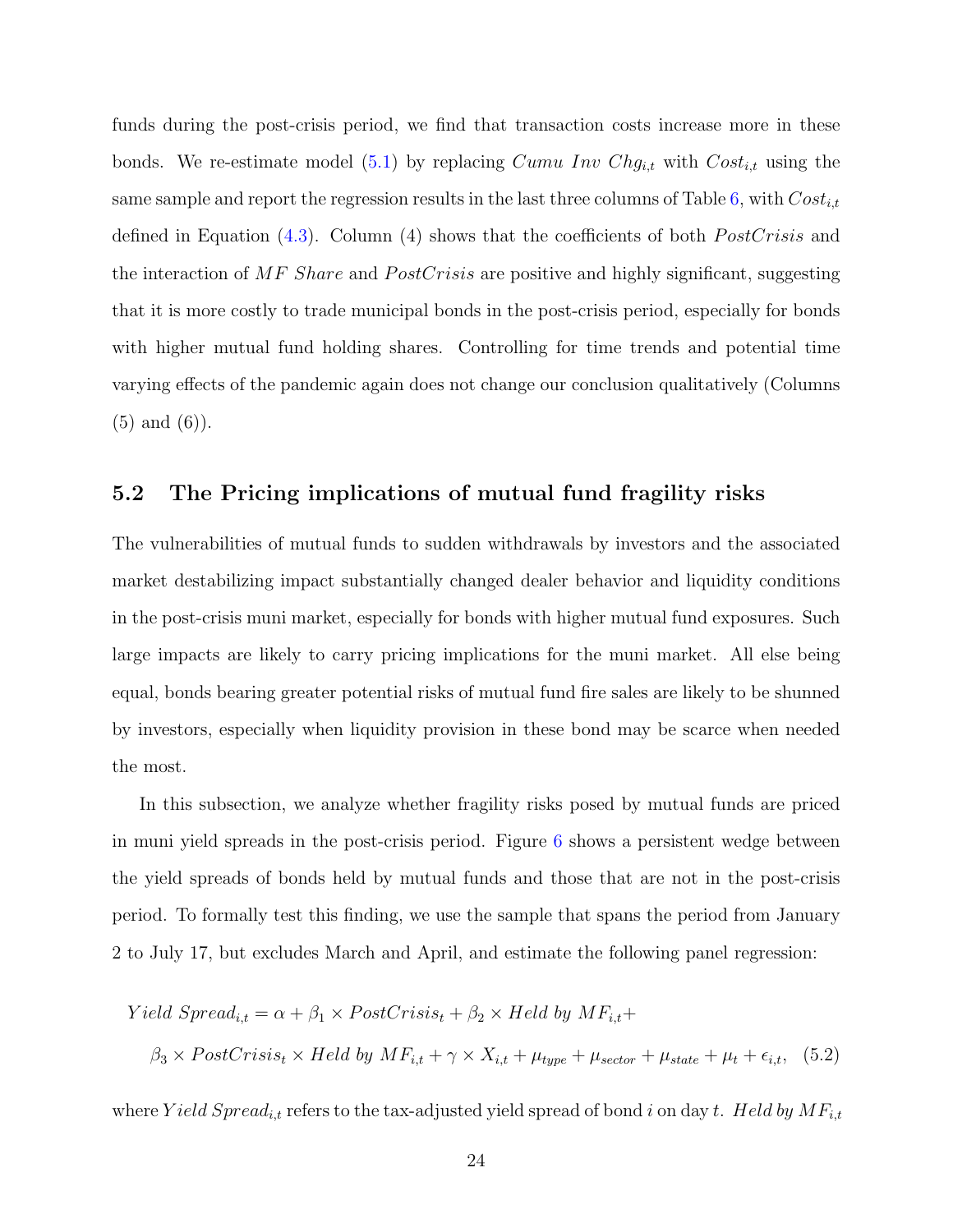funds during the post-crisis period, we find that transaction costs increase more in these bonds. We re-estimate model (5.1) by replacing $Cumu\ Inv\ Chg_{i,t}$ with $Cost_{i,t}$ using the same sample and report the regression results in the last three columns of Table 6, with $Cost_{i,t}$ defined in Equation (4.3). Column (4) shows that the coefficients of both $PostCrisis$ and the interaction of $MF\ Share$ and $PostCrisis$ are positive and highly significant, suggesting that it is more costly to trade municipal bonds in the post-crisis period, especially for bonds with higher mutual fund holding shares. Controlling for time trends and potential time varying effects of the pandemic again does not change our conclusion qualitatively (Columns (5) and (6)).

## 5.2 The Pricing implications of mutual fund fragility risks

The vulnerabilities of mutual funds to sudden withdrawals by investors and the associated market destabilizing impact substantially changed dealer behavior and liquidity conditions in the post-crisis muni market, especially for bonds with higher mutual fund exposures. Such large impacts are likely to carry pricing implications for the muni market. All else being equal, bonds bearing greater potential risks of mutual fund fire sales are likely to be shunned by investors, especially when liquidity provision in these bond may be scarce when needed the most.

In this subsection, we analyze whether fragility risks posed by mutual funds are priced in muni yield spreads in the post-crisis period. Figure 6 shows a persistent wedge between the yield spreads of bonds held by mutual funds and those that are not in the post-crisis period. To formally test this finding, we use the sample that spans the period from January 2 to July 17, but excludes March and April, and estimate the following panel regression:

$$
\begin{aligned}
Yield\ Spread_{i,t} &= \alpha + \beta_1 \times PostCrisis_t + \beta_2 \times Held\ by\ MF_{i,t} + \\
&\quad \beta_3 \times PostCrisis_t \times Held\ by\ MF_{i,t} + \gamma \times X_{i,t} + \mu_{type} + \mu_{sector} + \mu_{state} + \mu_t + \epsilon_{i,t}, \quad (5.2)
\end{aligned}
$$

where $Yield\ Spread_{i,t}$ refers to the tax-adjusted yield spread of bond $i$ on day $t$. $Held\ by\ MF_{i,t}$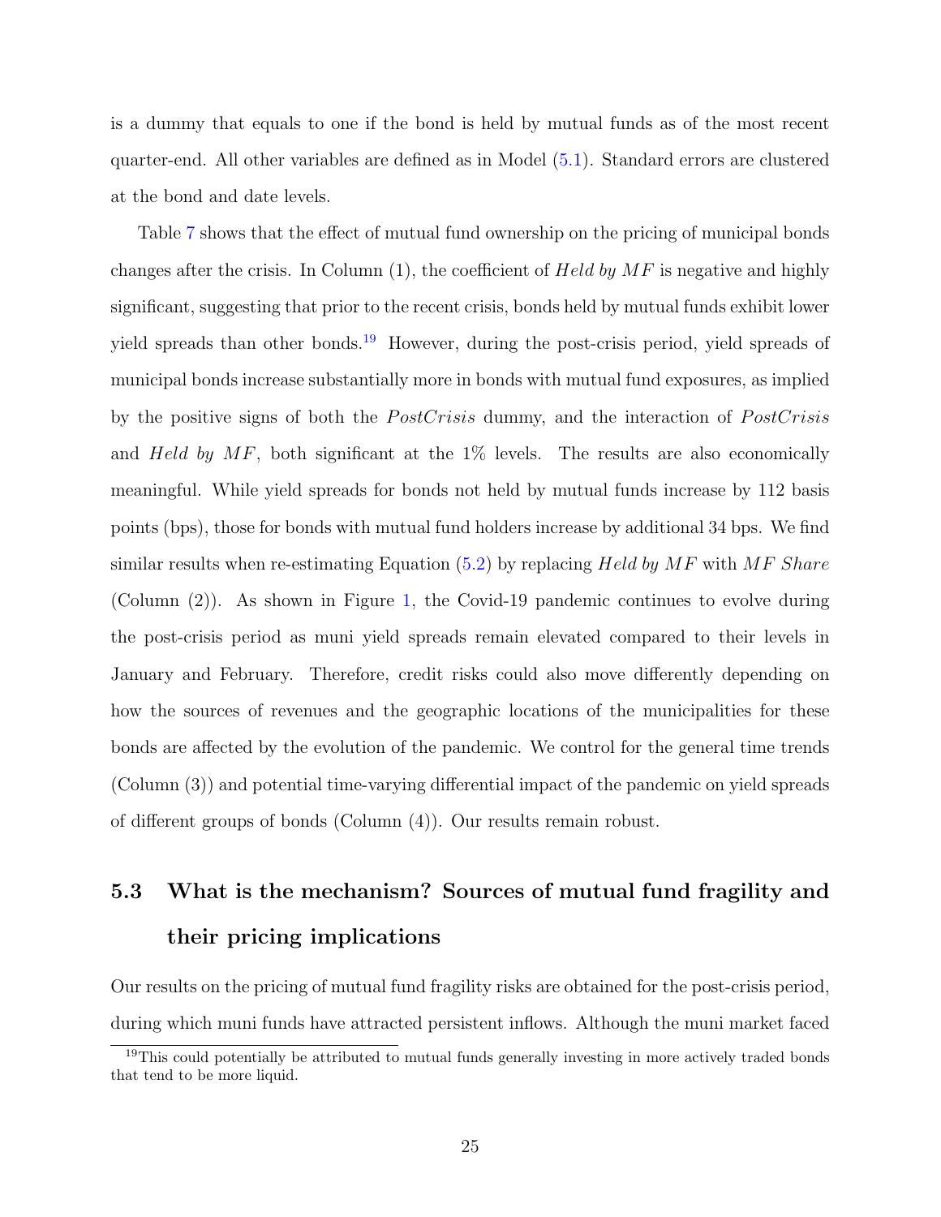is a dummy that equals to one if the bond is held by mutual funds as of the most recent quarter-end. All other variables are defined as in Model (5.1). Standard errors are clustered at the bond and date levels.

Table 7 shows that the effect of mutual fund ownership on the pricing of municipal bonds changes after the crisis. In Column (1), the coefficient of *Held by MF* is negative and highly significant, suggesting that prior to the recent crisis, bonds held by mutual funds exhibit lower yield spreads than other bonds.[19] However, during the post-crisis period, yield spreads of municipal bonds increase substantially more in bonds with mutual fund exposures, as implied by the positive signs of both the *PostCrisis* dummy, and the interaction of *PostCrisis* and *Held by MF*, both significant at the 1% levels. The results are also economically meaningful. While yield spreads for bonds not held by mutual funds increase by 112 basis points (bps), those for bonds with mutual fund holders increase by additional 34 bps. We find similar results when re-estimating Equation (5.2) by replacing *Held by MF* with *MF Share* (Column (2)). As shown in Figure 1, the Covid-19 pandemic continues to evolve during the post-crisis period as muni yield spreads remain elevated compared to their levels in January and February. Therefore, credit risks could also move differently depending on how the sources of revenues and the geographic locations of the municipalities for these bonds are affected by the evolution of the pandemic. We control for the general time trends (Column (3)) and potential time-varying differential impact of the pandemic on yield spreads of different groups of bonds (Column (4)). Our results remain robust.

## 5.3 What is the mechanism? Sources of mutual fund fragility and their pricing implications

Our results on the pricing of mutual fund fragility risks are obtained for the post-crisis period, during which muni funds have attracted persistent inflows. Although the muni market faced

[19]This could potentially be attributed to mutual funds generally investing in more actively traded bonds that tend to be more liquid.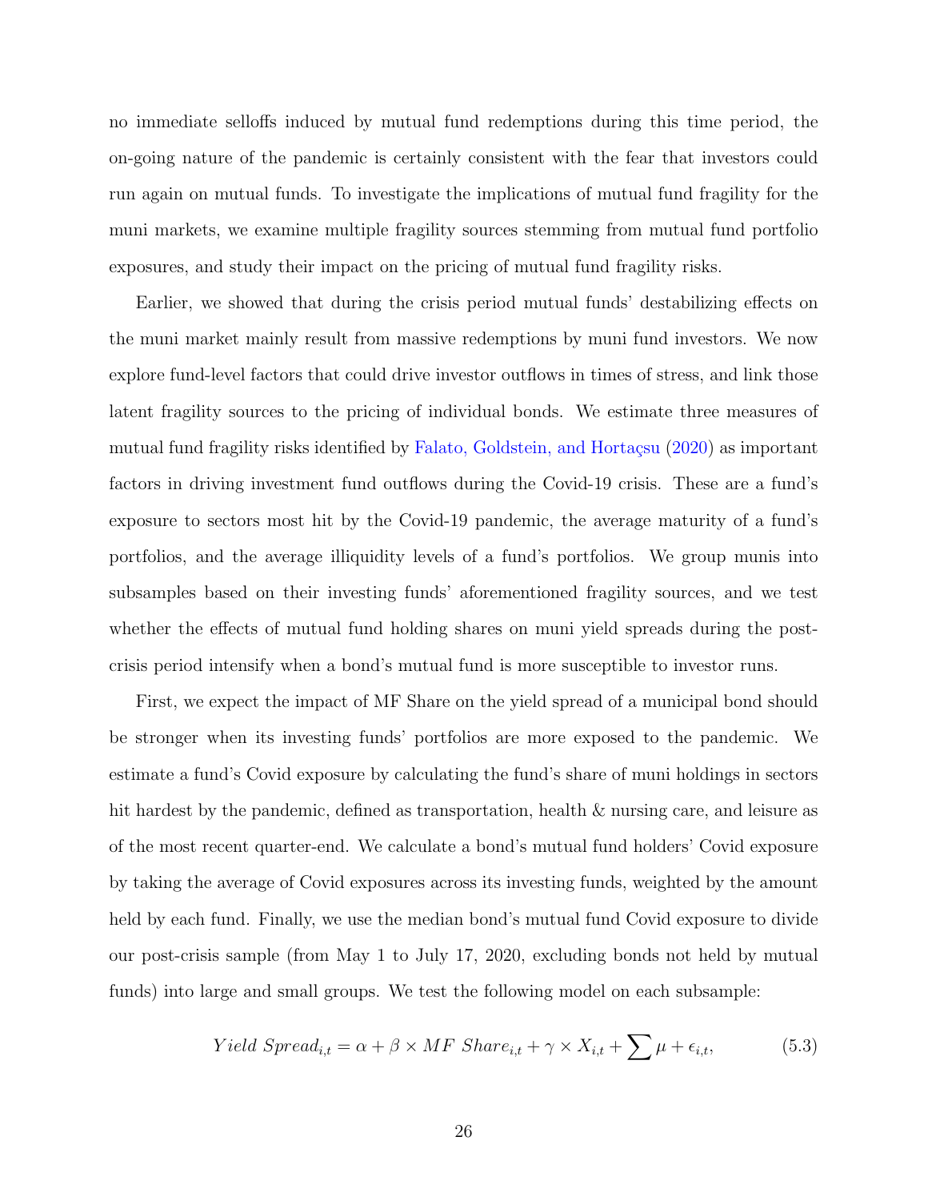no immediate selloffs induced by mutual fund redemptions during this time period, the on-going nature of the pandemic is certainly consistent with the fear that investors could run again on mutual funds. To investigate the implications of mutual fund fragility for the muni markets, we examine multiple fragility sources stemming from mutual fund portfolio exposures, and study their impact on the pricing of mutual fund fragility risks.

Earlier, we showed that during the crisis period mutual funds' destabilizing effects on the muni market mainly result from massive redemptions by muni fund investors. We now explore fund-level factors that could drive investor outflows in times of stress, and link those latent fragility sources to the pricing of individual bonds. We estimate three measures of mutual fund fragility risks identified by Falato, Goldstein, and Hortaçsu (2020) as important factors in driving investment fund outflows during the Covid-19 crisis. These are a fund's exposure to sectors most hit by the Covid-19 pandemic, the average maturity of a fund's portfolios, and the average illiquidity levels of a fund's portfolios. We group munis into subsamples based on their investing funds' aforementioned fragility sources, and we test whether the effects of mutual fund holding shares on muni yield spreads during the post-crisis period intensify when a bond's mutual fund is more susceptible to investor runs.

First, we expect the impact of MF Share on the yield spread of a municipal bond should be stronger when its investing funds' portfolios are more exposed to the pandemic. We estimate a fund's Covid exposure by calculating the fund's share of muni holdings in sectors hit hardest by the pandemic, defined as transportation, health & nursing care, and leisure as of the most recent quarter-end. We calculate a bond's mutual fund holders' Covid exposure by taking the average of Covid exposures across its investing funds, weighted by the amount held by each fund. Finally, we use the median bond's mutual fund Covid exposure to divide our post-crisis sample (from May 1 to July 17, 2020, excluding bonds not held by mutual funds) into large and small groups. We test the following model on each subsample:

$$Yield\ Spread_{i,t} = \alpha + \beta \times MF\ Share_{i,t} + \gamma \times X_{i,t} + \sum \mu + \epsilon_{i,t}, \tag{5.3}$$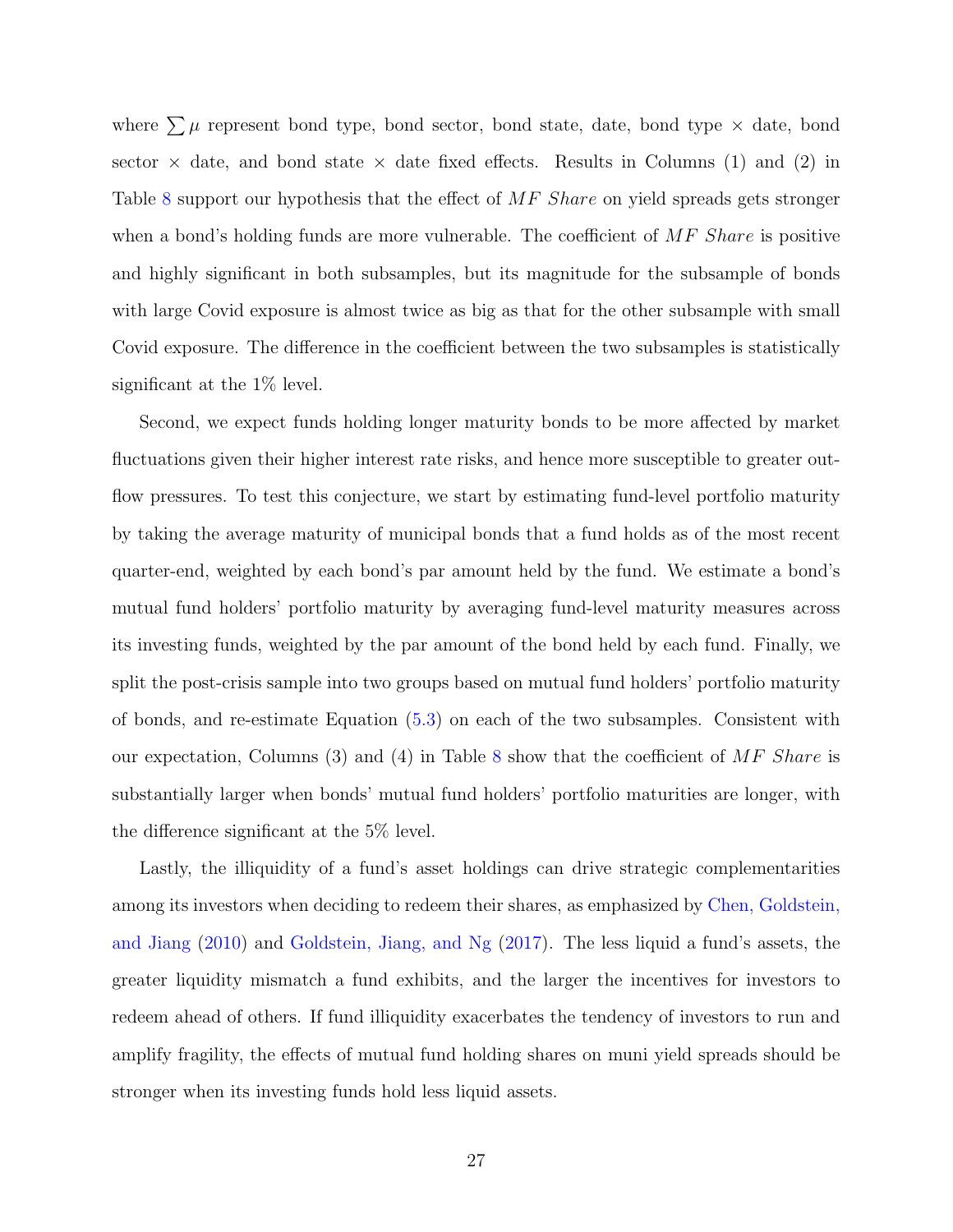where $\sum \mu$ represent bond type, bond sector, bond state, date, bond type $\times$ date, bond sector $\times$ date, and bond state $\times$ date fixed effects. Results in Columns (1) and (2) in Table 8 support our hypothesis that the effect of $MF\ Share$ on yield spreads gets stronger when a bond's holding funds are more vulnerable. The coefficient of $MF\ Share$ is positive and highly significant in both subsamples, but its magnitude for the subsample of bonds with large Covid exposure is almost twice as big as that for the other subsample with small Covid exposure. The difference in the coefficient between the two subsamples is statistically significant at the 1% level.

Second, we expect funds holding longer maturity bonds to be more affected by market fluctuations given their higher interest rate risks, and hence more susceptible to greater outflow pressures. To test this conjecture, we start by estimating fund-level portfolio maturity by taking the average maturity of municipal bonds that a fund holds as of the most recent quarter-end, weighted by each bond's par amount held by the fund. We estimate a bond's mutual fund holders' portfolio maturity by averaging fund-level maturity measures across its investing funds, weighted by the par amount of the bond held by each fund. Finally, we split the post-crisis sample into two groups based on mutual fund holders' portfolio maturity of bonds, and re-estimate Equation (5.3) on each of the two subsamples. Consistent with our expectation, Columns (3) and (4) in Table 8 show that the coefficient of $MF\ Share$ is substantially larger when bonds' mutual fund holders' portfolio maturities are longer, with the difference significant at the 5% level.

Lastly, the illiquidity of a fund's asset holdings can drive strategic complementarities among its investors when deciding to redeem their shares, as emphasized by Chen, Goldstein, and Jiang (2010) and Goldstein, Jiang, and Ng (2017). The less liquid a fund's assets, the greater liquidity mismatch a fund exhibits, and the larger the incentives for investors to redeem ahead of others. If fund illiquidity exacerbates the tendency of investors to run and amplify fragility, the effects of mutual fund holding shares on muni yield spreads should be stronger when its investing funds hold less liquid assets.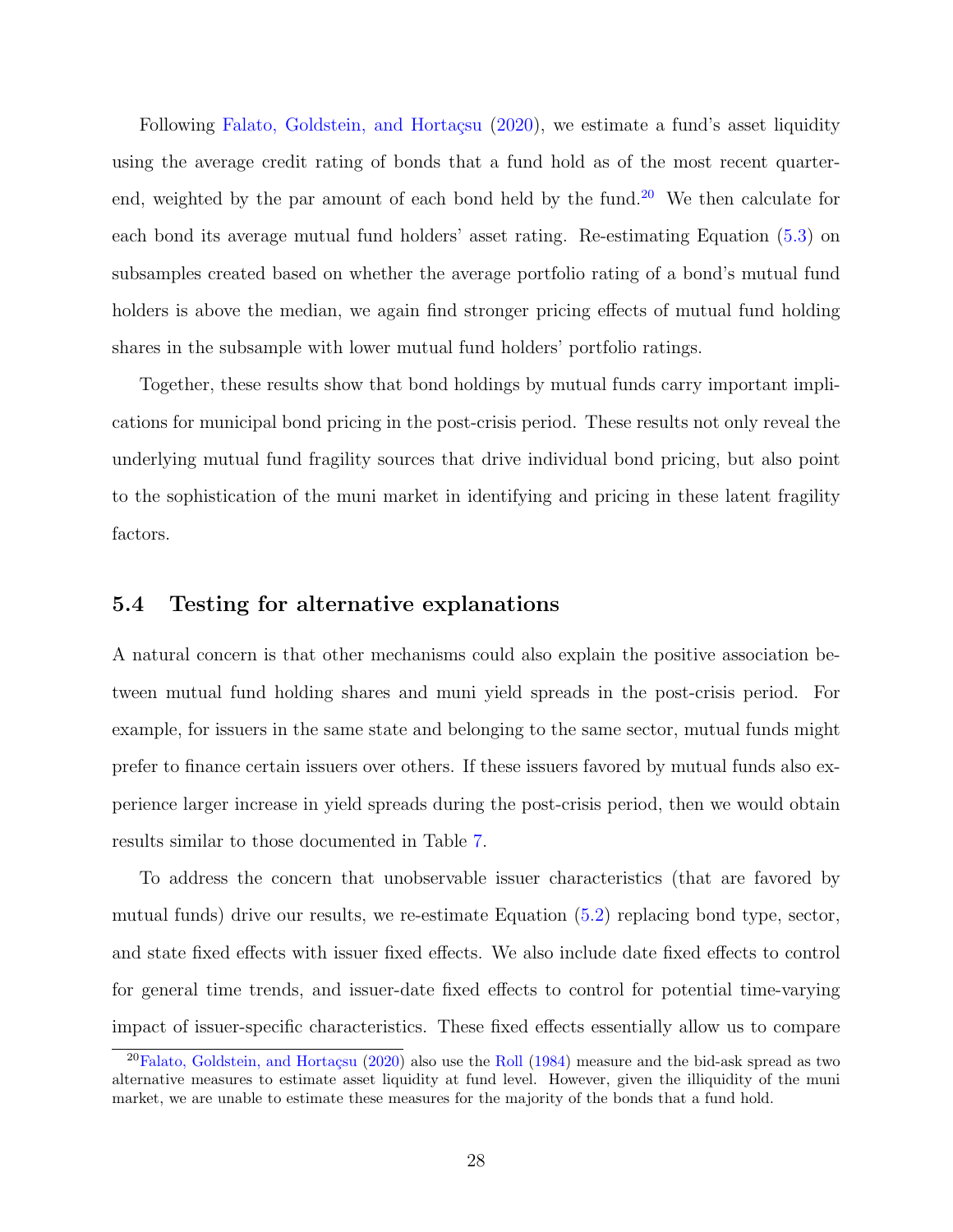Following Falato, Goldstein, and Hortaçsu (2020), we estimate a fund's asset liquidity using the average credit rating of bonds that a fund hold as of the most recent quarter-end, weighted by the par amount of each bond held by the fund.[20] We then calculate for each bond its average mutual fund holders' asset rating. Re-estimating Equation (5.3) on subsamples created based on whether the average portfolio rating of a bond's mutual fund holders is above the median, we again find stronger pricing effects of mutual fund holding shares in the subsample with lower mutual fund holders' portfolio ratings.

Together, these results show that bond holdings by mutual funds carry important implications for municipal bond pricing in the post-crisis period. These results not only reveal the underlying mutual fund fragility sources that drive individual bond pricing, but also point to the sophistication of the muni market in identifying and pricing in these latent fragility factors.

### 5.4 Testing for alternative explanations

A natural concern is that other mechanisms could also explain the positive association between mutual fund holding shares and muni yield spreads in the post-crisis period. For example, for issuers in the same state and belonging to the same sector, mutual funds might prefer to finance certain issuers over others. If these issuers favored by mutual funds also experience larger increase in yield spreads during the post-crisis period, then we would obtain results similar to those documented in Table 7.

To address the concern that unobservable issuer characteristics (that are favored by mutual funds) drive our results, we re-estimate Equation (5.2) replacing bond type, sector, and state fixed effects with issuer fixed effects. We also include date fixed effects to control for general time trends, and issuer-date fixed effects to control for potential time-varying impact of issuer-specific characteristics. These fixed effects essentially allow us to compare

[20] Falato, Goldstein, and Hortaçsu (2020) also use the Roll (1984) measure and the bid-ask spread as two alternative measures to estimate asset liquidity at fund level. However, given the illiquidity of the muni market, we are unable to estimate these measures for the majority of the bonds that a fund hold.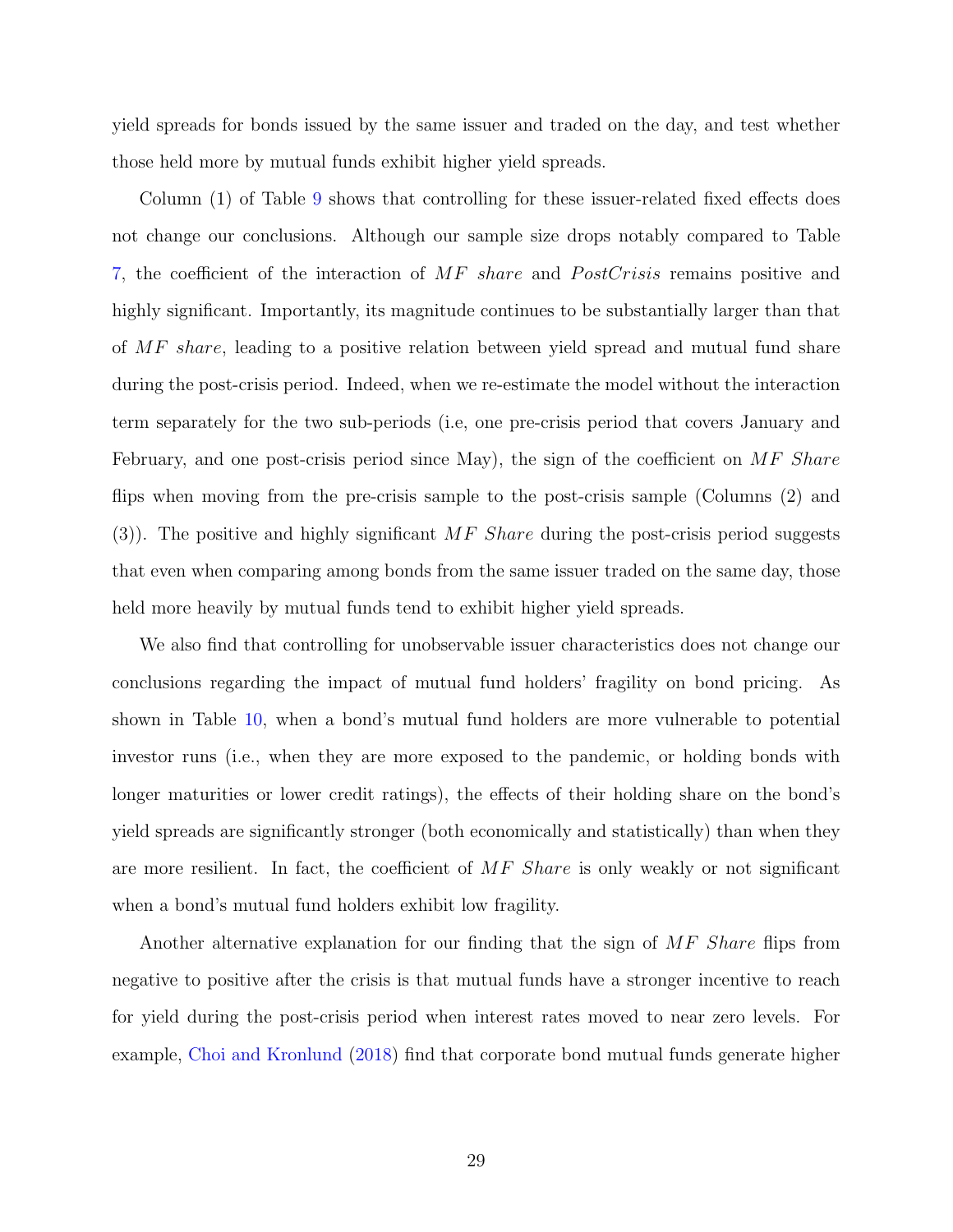yield spreads for bonds issued by the same issuer and traded on the day, and test whether those held more by mutual funds exhibit higher yield spreads.

Column (1) of Table 9 shows that controlling for these issuer-related fixed effects does not change our conclusions. Although our sample size drops notably compared to Table 7, the coefficient of the interaction of *MF share* and *PostCrisis* remains positive and highly significant. Importantly, its magnitude continues to be substantially larger than that of *MF share*, leading to a positive relation between yield spread and mutual fund share during the post-crisis period. Indeed, when we re-estimate the model without the interaction term separately for the two sub-periods (i.e, one pre-crisis period that covers January and February, and one post-crisis period since May), the sign of the coefficient on *MF Share* flips when moving from the pre-crisis sample to the post-crisis sample (Columns (2) and (3)). The positive and highly significant *MF Share* during the post-crisis period suggests that even when comparing among bonds from the same issuer traded on the same day, those held more heavily by mutual funds tend to exhibit higher yield spreads.

We also find that controlling for unobservable issuer characteristics does not change our conclusions regarding the impact of mutual fund holders' fragility on bond pricing. As shown in Table 10, when a bond's mutual fund holders are more vulnerable to potential investor runs (i.e., when they are more exposed to the pandemic, or holding bonds with longer maturities or lower credit ratings), the effects of their holding share on the bond's yield spreads are significantly stronger (both economically and statistically) than when they are more resilient. In fact, the coefficient of *MF Share* is only weakly or not significant when a bond's mutual fund holders exhibit low fragility.

Another alternative explanation for our finding that the sign of *MF Share* flips from negative to positive after the crisis is that mutual funds have a stronger incentive to reach for yield during the post-crisis period when interest rates moved to near zero levels. For example, Choi and Kronlund (2018) find that corporate bond mutual funds generate higher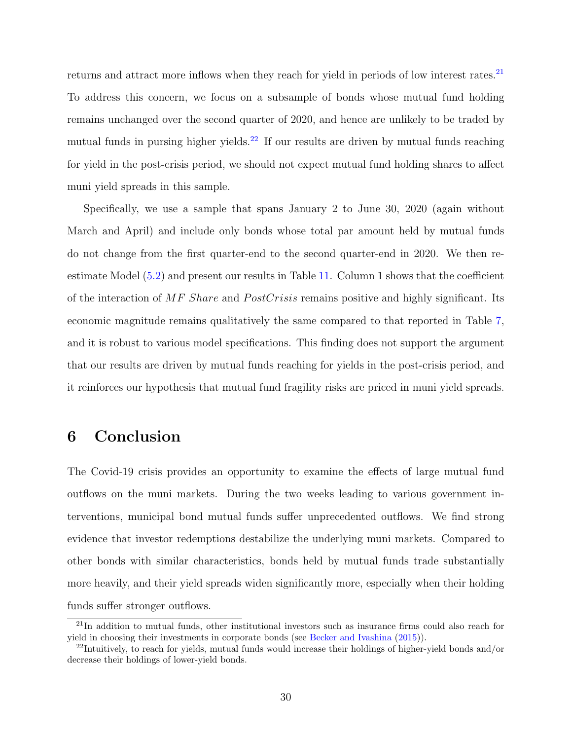returns and attract more inflows when they reach for yield in periods of low interest rates.[21] To address this concern, we focus on a subsample of bonds whose mutual fund holding remains unchanged over the second quarter of 2020, and hence are unlikely to be traded by mutual funds in pursing higher yields.[22] If our results are driven by mutual funds reaching for yield in the post-crisis period, we should not expect mutual fund holding shares to affect muni yield spreads in this sample.

Specifically, we use a sample that spans January 2 to June 30, 2020 (again without March and April) and include only bonds whose total par amount held by mutual funds do not change from the first quarter-end to the second quarter-end in 2020. We then re-estimate Model (5.2) and present our results in Table 11. Column 1 shows that the coefficient of the interaction of *MF Share* and *PostCrisis* remains positive and highly significant. Its economic magnitude remains qualitatively the same compared to that reported in Table 7, and it is robust to various model specifications. This finding does not support the argument that our results are driven by mutual funds reaching for yields in the post-crisis period, and it reinforces our hypothesis that mutual fund fragility risks are priced in muni yield spreads.

# 6 Conclusion

The Covid-19 crisis provides an opportunity to examine the effects of large mutual fund outflows on the muni markets. During the two weeks leading to various government interventions, municipal bond mutual funds suffer unprecedented outflows. We find strong evidence that investor redemptions destabilize the underlying muni markets. Compared to other bonds with similar characteristics, bonds held by mutual funds trade substantially more heavily, and their yield spreads widen significantly more, especially when their holding funds suffer stronger outflows.

[21]In addition to mutual funds, other institutional investors such as insurance firms could also reach for yield in choosing their investments in corporate bonds (see Becker and Ivashina (2015)).

[22]Intuitively, to reach for yields, mutual funds would increase their holdings of higher-yield bonds and/or decrease their holdings of lower-yield bonds.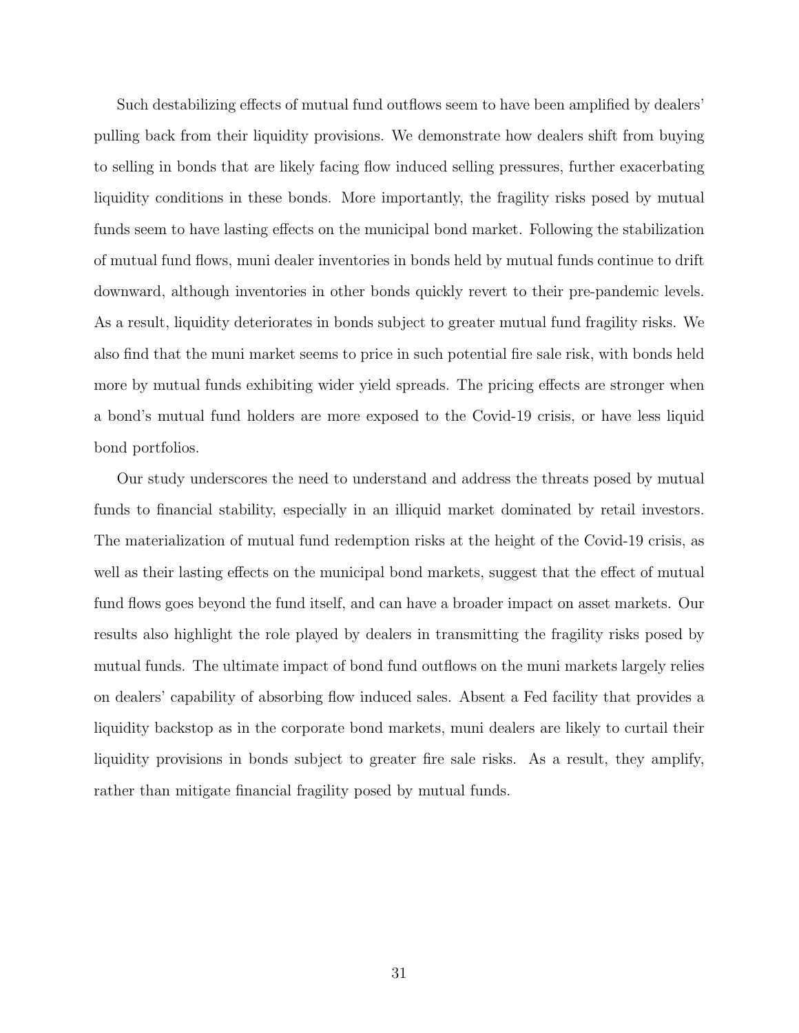Such destabilizing effects of mutual fund outflows seem to have been amplified by dealers' pulling back from their liquidity provisions. We demonstrate how dealers shift from buying to selling in bonds that are likely facing flow induced selling pressures, further exacerbating liquidity conditions in these bonds. More importantly, the fragility risks posed by mutual funds seem to have lasting effects on the municipal bond market. Following the stabilization of mutual fund flows, muni dealer inventories in bonds held by mutual funds continue to drift downward, although inventories in other bonds quickly revert to their pre-pandemic levels. As a result, liquidity deteriorates in bonds subject to greater mutual fund fragility risks. We also find that the muni market seems to price in such potential fire sale risk, with bonds held more by mutual funds exhibiting wider yield spreads. The pricing effects are stronger when a bond's mutual fund holders are more exposed to the Covid-19 crisis, or have less liquid bond portfolios.

Our study underscores the need to understand and address the threats posed by mutual funds to financial stability, especially in an illiquid market dominated by retail investors. The materialization of mutual fund redemption risks at the height of the Covid-19 crisis, as well as their lasting effects on the municipal bond markets, suggest that the effect of mutual fund flows goes beyond the fund itself, and can have a broader impact on asset markets. Our results also highlight the role played by dealers in transmitting the fragility risks posed by mutual funds. The ultimate impact of bond fund outflows on the muni markets largely relies on dealers' capability of absorbing flow induced sales. Absent a Fed facility that provides a liquidity backstop as in the corporate bond markets, muni dealers are likely to curtail their liquidity provisions in bonds subject to greater fire sale risks. As a result, they amplify, rather than mitigate financial fragility posed by mutual funds.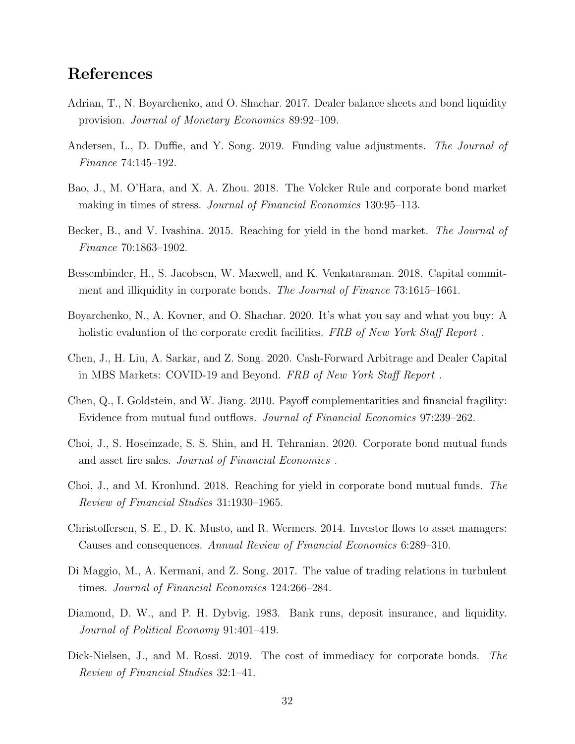## References

Adrian, T., N. Boyarchenko, and O. Shachar. 2017. Dealer balance sheets and bond liquidity provision. *Journal of Monetary Economics* 89:92–109.

Andersen, L., D. Duffie, and Y. Song. 2019. Funding value adjustments. *The Journal of Finance* 74:145–192.

Bao, J., M. O'Hara, and X. A. Zhou. 2018. The Volcker Rule and corporate bond market making in times of stress. *Journal of Financial Economics* 130:95–113.

Becker, B., and V. Ivashina. 2015. Reaching for yield in the bond market. *The Journal of Finance* 70:1863–1902.

Bessembinder, H., S. Jacobsen, W. Maxwell, and K. Venkataraman. 2018. Capital commitment and illiquidity in corporate bonds. *The Journal of Finance* 73:1615–1661.

Boyarchenko, N., A. Kovner, and O. Shachar. 2020. It's what you say and what you buy: A holistic evaluation of the corporate credit facilities. *FRB of New York Staff Report* .

Chen, J., H. Liu, A. Sarkar, and Z. Song. 2020. Cash-Forward Arbitrage and Dealer Capital in MBS Markets: COVID-19 and Beyond. *FRB of New York Staff Report* .

Chen, Q., I. Goldstein, and W. Jiang. 2010. Payoff complementarities and financial fragility: Evidence from mutual fund outflows. *Journal of Financial Economics* 97:239–262.

Choi, J., S. Hoseinzade, S. S. Shin, and H. Tehranian. 2020. Corporate bond mutual funds and asset fire sales. *Journal of Financial Economics* .

Choi, J., and M. Kronlund. 2018. Reaching for yield in corporate bond mutual funds. *The Review of Financial Studies* 31:1930–1965.

Christoffersen, S. E., D. K. Musto, and R. Wermers. 2014. Investor flows to asset managers: Causes and consequences. *Annual Review of Financial Economics* 6:289–310.

Di Maggio, M., A. Kermani, and Z. Song. 2017. The value of trading relations in turbulent times. *Journal of Financial Economics* 124:266–284.

Diamond, D. W., and P. H. Dybvig. 1983. Bank runs, deposit insurance, and liquidity. *Journal of Political Economy* 91:401–419.

Dick-Nielsen, J., and M. Rossi. 2019. The cost of immediacy for corporate bonds. *The Review of Financial Studies* 32:1–41.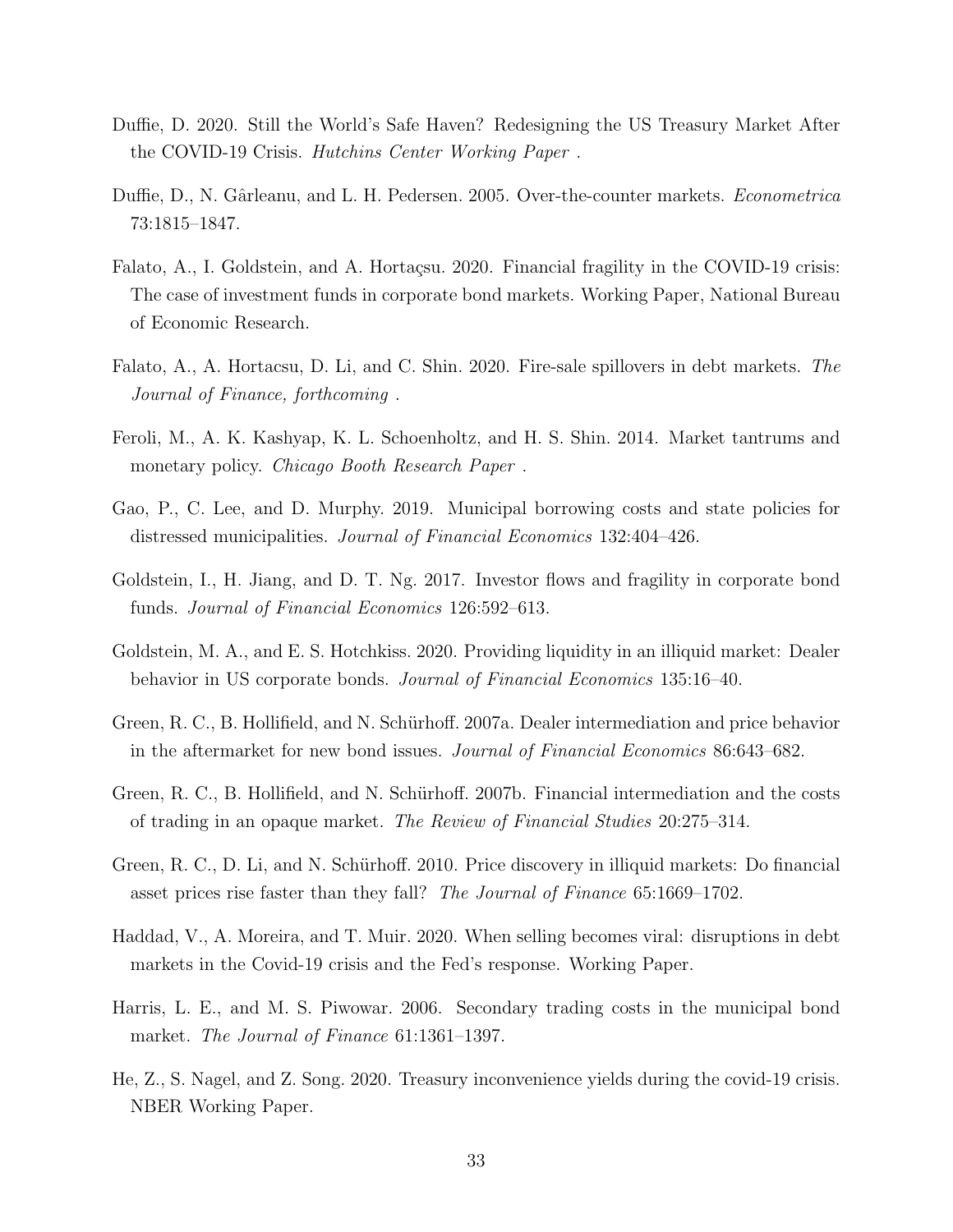Duffie, D. 2020. Still the World's Safe Haven? Redesigning the US Treasury Market After the COVID-19 Crisis. *Hutchins Center Working Paper* .

Duffie, D., N. Gârleanu, and L. H. Pedersen. 2005. Over-the-counter markets. *Econometrica* 73:1815–1847.

Falato, A., I. Goldstein, and A. Hortaçsu. 2020. Financial fragility in the COVID-19 crisis: The case of investment funds in corporate bond markets. Working Paper, National Bureau of Economic Research.

Falato, A., A. Hortacsu, D. Li, and C. Shin. 2020. Fire-sale spillovers in debt markets. *The Journal of Finance, forthcoming* .

Feroli, M., A. K. Kashyap, K. L. Schoenholtz, and H. S. Shin. 2014. Market tantrums and monetary policy. *Chicago Booth Research Paper* .

Gao, P., C. Lee, and D. Murphy. 2019. Municipal borrowing costs and state policies for distressed municipalities. *Journal of Financial Economics* 132:404–426.

Goldstein, I., H. Jiang, and D. T. Ng. 2017. Investor flows and fragility in corporate bond funds. *Journal of Financial Economics* 126:592–613.

Goldstein, M. A., and E. S. Hotchkiss. 2020. Providing liquidity in an illiquid market: Dealer behavior in US corporate bonds. *Journal of Financial Economics* 135:16–40.

Green, R. C., B. Hollifield, and N. Schürhoff. 2007a. Dealer intermediation and price behavior in the aftermarket for new bond issues. *Journal of Financial Economics* 86:643–682.

Green, R. C., B. Hollifield, and N. Schürhoff. 2007b. Financial intermediation and the costs of trading in an opaque market. *The Review of Financial Studies* 20:275–314.

Green, R. C., D. Li, and N. Schürhoff. 2010. Price discovery in illiquid markets: Do financial asset prices rise faster than they fall? *The Journal of Finance* 65:1669–1702.

Haddad, V., A. Moreira, and T. Muir. 2020. When selling becomes viral: disruptions in debt markets in the Covid-19 crisis and the Fed's response. Working Paper.

Harris, L. E., and M. S. Piwowar. 2006. Secondary trading costs in the municipal bond market. *The Journal of Finance* 61:1361–1397.

He, Z., S. Nagel, and Z. Song. 2020. Treasury inconvenience yields during the covid-19 crisis. NBER Working Paper.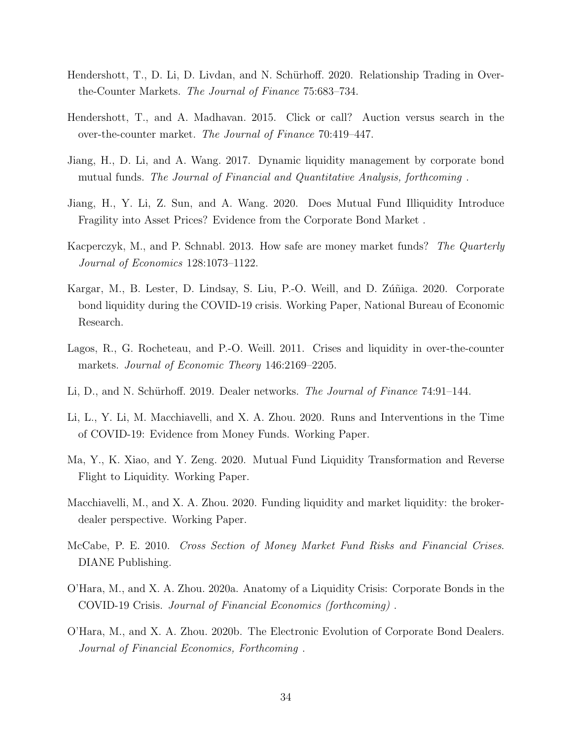Hendershott, T., D. Li, D. Livdan, and N. Schürhoff. 2020. Relationship Trading in Over-the-Counter Markets. *The Journal of Finance* 75:683–734.

Hendershott, T., and A. Madhavan. 2015. Click or call? Auction versus search in the over-the-counter market. *The Journal of Finance* 70:419–447.

Jiang, H., D. Li, and A. Wang. 2017. Dynamic liquidity management by corporate bond mutual funds. *The Journal of Financial and Quantitative Analysis, forthcoming* .

Jiang, H., Y. Li, Z. Sun, and A. Wang. 2020. Does Mutual Fund Illiquidity Introduce Fragility into Asset Prices? Evidence from the Corporate Bond Market .

Kacperczyk, M., and P. Schnabl. 2013. How safe are money market funds? *The Quarterly Journal of Economics* 128:1073–1122.

Kargar, M., B. Lester, D. Lindsay, S. Liu, P.-O. Weill, and D. Zúñiga. 2020. Corporate bond liquidity during the COVID-19 crisis. Working Paper, National Bureau of Economic Research.

Lagos, R., G. Rocheteau, and P.-O. Weill. 2011. Crises and liquidity in over-the-counter markets. *Journal of Economic Theory* 146:2169–2205.

Li, D., and N. Schürhoff. 2019. Dealer networks. *The Journal of Finance* 74:91–144.

Li, L., Y. Li, M. Macchiavelli, and X. A. Zhou. 2020. Runs and Interventions in the Time of COVID-19: Evidence from Money Funds. Working Paper.

Ma, Y., K. Xiao, and Y. Zeng. 2020. Mutual Fund Liquidity Transformation and Reverse Flight to Liquidity. Working Paper.

Macchiavelli, M., and X. A. Zhou. 2020. Funding liquidity and market liquidity: the broker-dealer perspective. Working Paper.

McCabe, P. E. 2010. *Cross Section of Money Market Fund Risks and Financial Crises*. DIANE Publishing.

O'Hara, M., and X. A. Zhou. 2020a. Anatomy of a Liquidity Crisis: Corporate Bonds in the COVID-19 Crisis. *Journal of Financial Economics (forthcoming)* .

O'Hara, M., and X. A. Zhou. 2020b. The Electronic Evolution of Corporate Bond Dealers. *Journal of Financial Economics, Forthcoming* .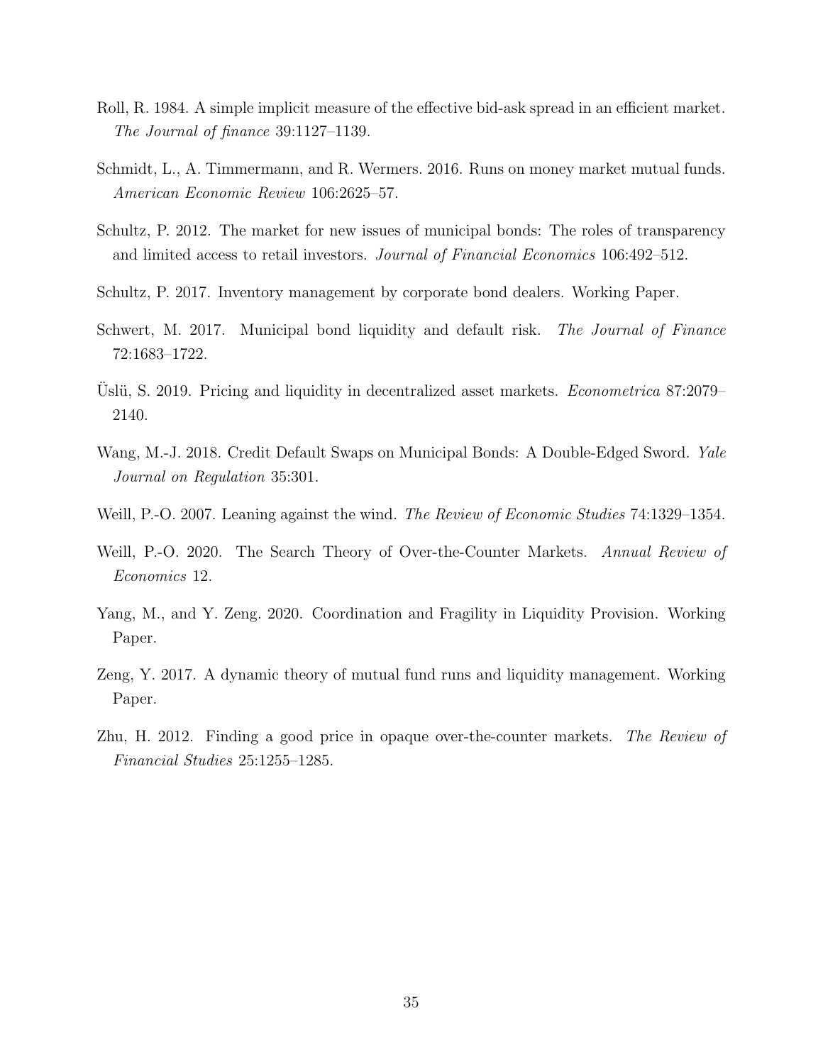Roll, R. 1984. A simple implicit measure of the effective bid-ask spread in an efficient market. *The Journal of finance* 39:1127–1139.

Schmidt, L., A. Timmermann, and R. Wermers. 2016. Runs on money market mutual funds. *American Economic Review* 106:2625–57.

Schultz, P. 2012. The market for new issues of municipal bonds: The roles of transparency and limited access to retail investors. *Journal of Financial Economics* 106:492–512.

Schultz, P. 2017. Inventory management by corporate bond dealers. Working Paper.

Schwert, M. 2017. Municipal bond liquidity and default risk. *The Journal of Finance* 72:1683–1722.

Üslü, S. 2019. Pricing and liquidity in decentralized asset markets. *Econometrica* 87:2079–2140.

Wang, M.-J. 2018. Credit Default Swaps on Municipal Bonds: A Double-Edged Sword. *Yale Journal on Regulation* 35:301.

Weill, P.-O. 2007. Leaning against the wind. *The Review of Economic Studies* 74:1329–1354.

Weill, P.-O. 2020. The Search Theory of Over-the-Counter Markets. *Annual Review of Economics* 12.

Yang, M., and Y. Zeng. 2020. Coordination and Fragility in Liquidity Provision. Working Paper.

Zeng, Y. 2017. A dynamic theory of mutual fund runs and liquidity management. Working Paper.

Zhu, H. 2012. Finding a good price in opaque over-the-counter markets. *The Review of Financial Studies* 25:1255–1285.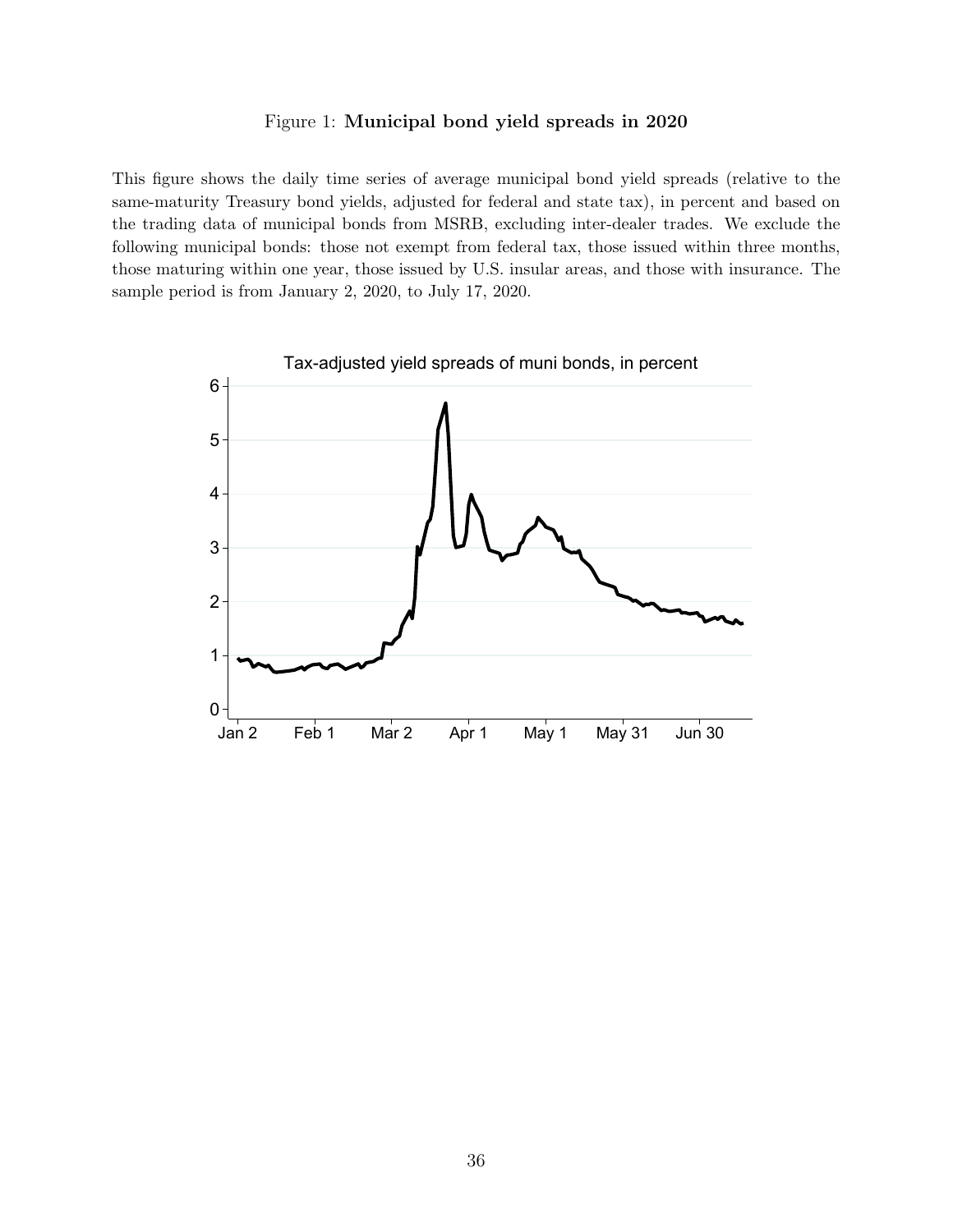Figure 1: **Municipal bond yield spreads in 2020**

This figure shows the daily time series of average municipal bond yield spreads (relative to the same-maturity Treasury bond yields, adjusted for federal and state tax), in percent and based on the trading data of municipal bonds from MSRB, excluding inter-dealer trades. We exclude the following municipal bonds: those not exempt from federal tax, those issued within three months, those maturing within one year, those issued by U.S. insular areas, and those with insurance. The sample period is from January 2, 2020, to July 17, 2020.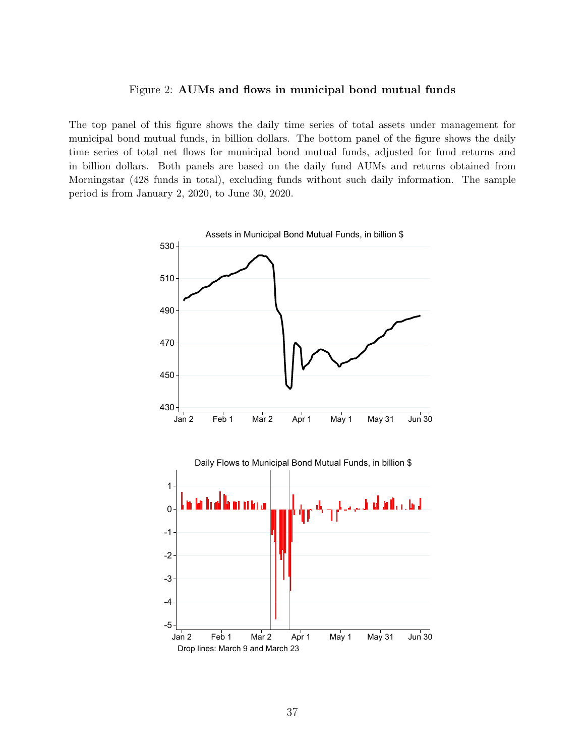Figure 2: **AUMs and flows in municipal bond mutual funds**

The top panel of this figure shows the daily time series of total assets under management for municipal bond mutual funds, in billion dollars. The bottom panel of the figure shows the daily time series of total net flows for municipal bond mutual funds, adjusted for fund returns and in billion dollars. Both panels are based on the daily fund AUMs and returns obtained from Morningstar (428 funds in total), excluding funds without such daily information. The sample period is from January 2, 2020, to June 30, 2020.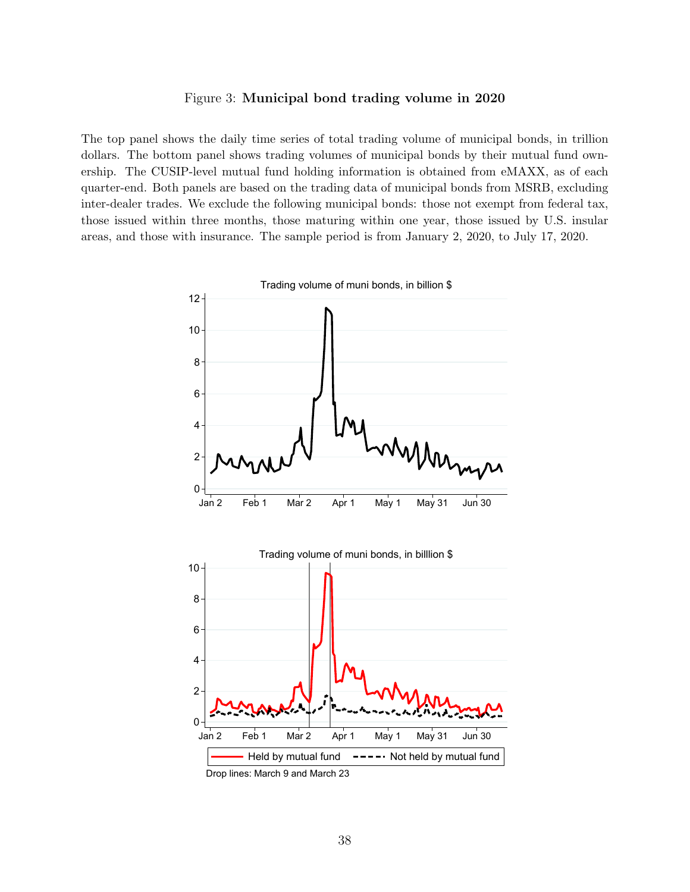Figure 3: **Municipal bond trading volume in 2020**

The top panel shows the daily time series of total trading volume of municipal bonds, in trillion dollars. The bottom panel shows trading volumes of municipal bonds by their mutual fund ownership. The CUSIP-level mutual fund holding information is obtained from eMAXX, as of each quarter-end. Both panels are based on the trading data of municipal bonds from MSRB, excluding inter-dealer trades. We exclude the following municipal bonds: those not exempt from federal tax, those issued within three months, those maturing within one year, those issued by U.S. insular areas, and those with insurance. The sample period is from January 2, 2020, to July 17, 2020.

Trading volume of muni bonds, in billion $

Trading volume of muni bonds, in billlion $

Held by mutual fund — Not held by mutual fund

Drop lines: March 9 and March 23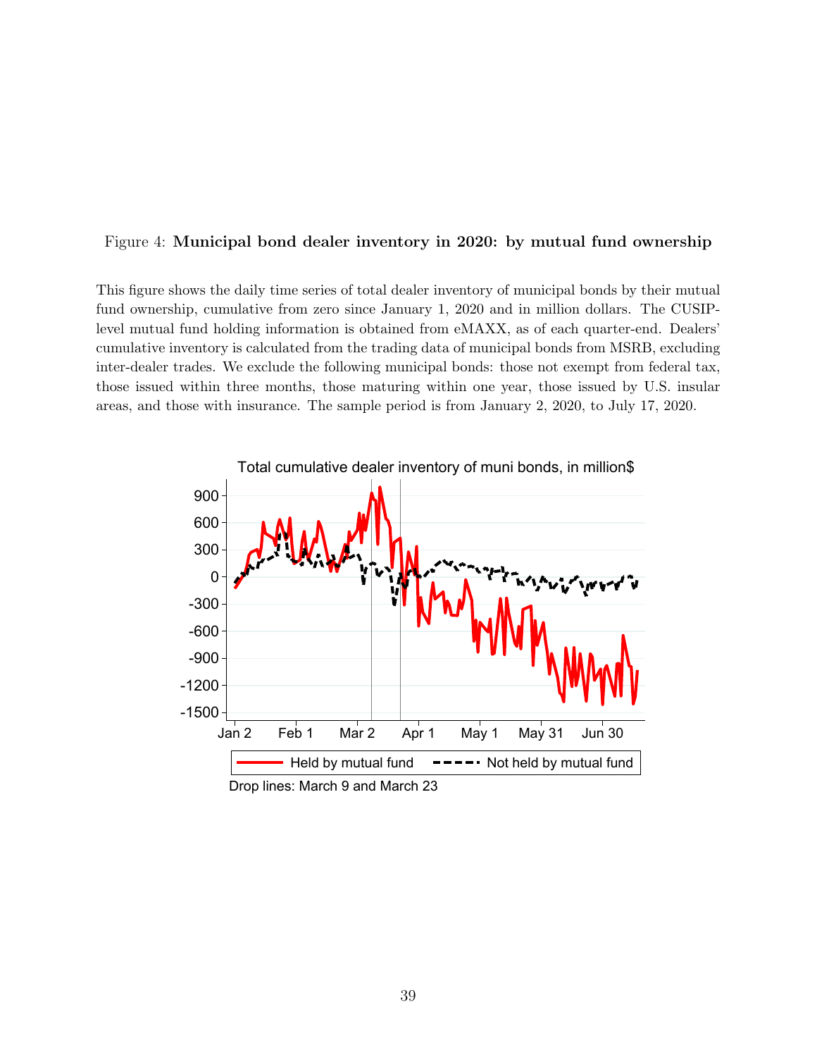Figure 4: **Municipal bond dealer inventory in 2020: by mutual fund ownership**

This figure shows the daily time series of total dealer inventory of municipal bonds by their mutual fund ownership, cumulative from zero since January 1, 2020 and in million dollars. The CUSIP-level mutual fund holding information is obtained from eMAXX, as of each quarter-end. Dealers' cumulative inventory is calculated from the trading data of municipal bonds from MSRB, excluding inter-dealer trades. We exclude the following municipal bonds: those not exempt from federal tax, those issued within three months, those maturing within one year, those issued by U.S. insular areas, and those with insurance. The sample period is from January 2, 2020, to July 17, 2020.

Total cumulative dealer inventory of muni bonds, in million$

Held by mutual fund — Not held by mutual fund

Drop lines: March 9 and March 23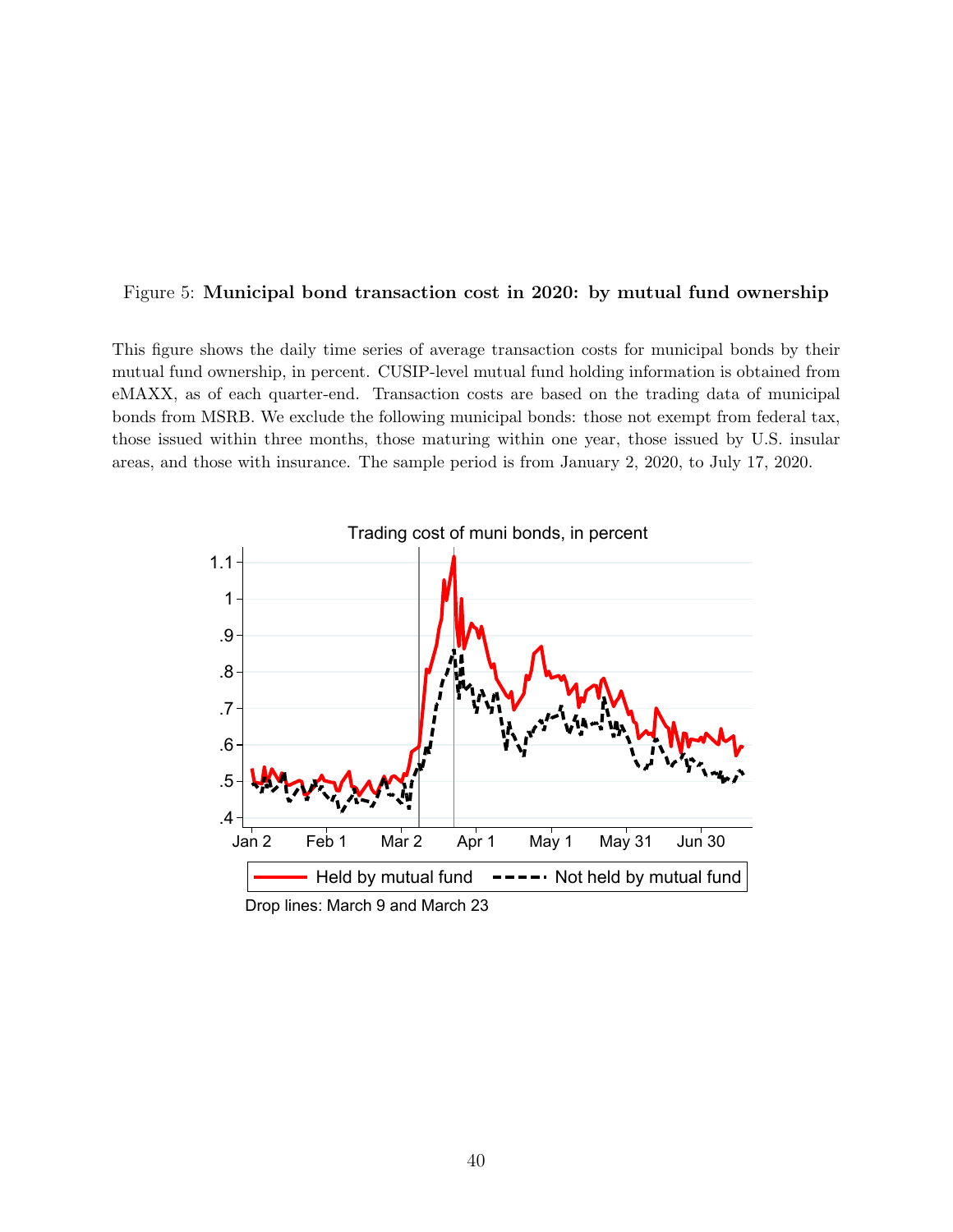Figure 5: **Municipal bond transaction cost in 2020: by mutual fund ownership**

This figure shows the daily time series of average transaction costs for municipal bonds by their mutual fund ownership, in percent. CUSIP-level mutual fund holding information is obtained from eMAXX, as of each quarter-end. Transaction costs are based on the trading data of municipal bonds from MSRB. We exclude the following municipal bonds: those not exempt from federal tax, those issued within three months, those maturing within one year, those issued by U.S. insular areas, and those with insurance. The sample period is from January 2, 2020, to July 17, 2020.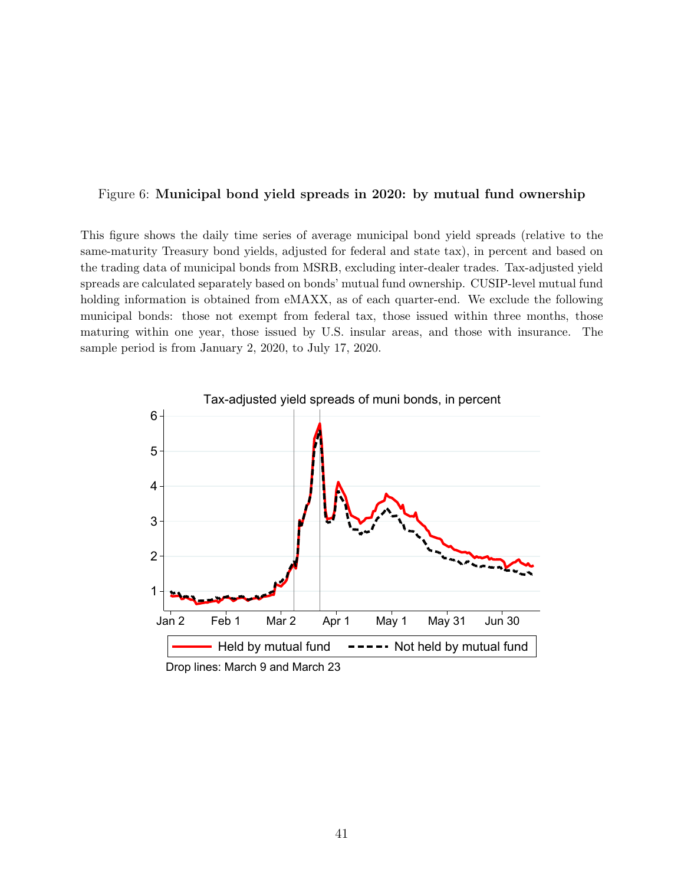Figure 6: **Municipal bond yield spreads in 2020: by mutual fund ownership**

This figure shows the daily time series of average municipal bond yield spreads (relative to the same-maturity Treasury bond yields, adjusted for federal and state tax), in percent and based on the trading data of municipal bonds from MSRB, excluding inter-dealer trades. Tax-adjusted yield spreads are calculated separately based on bonds' mutual fund ownership. CUSIP-level mutual fund holding information is obtained from eMAXX, as of each quarter-end. We exclude the following municipal bonds: those not exempt from federal tax, those issued within three months, those maturing within one year, those issued by U.S. insular areas, and those with insurance. The sample period is from January 2, 2020, to July 17, 2020.

Tax-adjusted yield spreads of muni bonds, in percent

Held by mutual fund — Not held by mutual fund

Drop lines: March 9 and March 23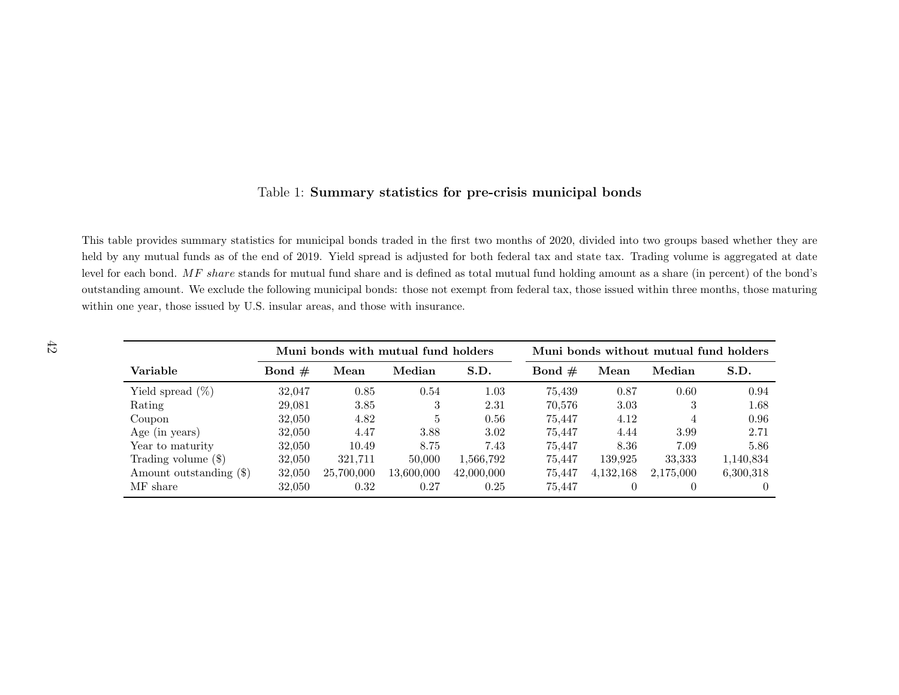Table 1: **Summary statistics for pre-crisis municipal bonds**

This table provides summary statistics for municipal bonds traded in the first two months of 2020, divided into two groups based whether they are held by any mutual funds as of the end of 2019. Yield spread is adjusted for both federal tax and state tax. Trading volume is aggregated at date level for each bond. *MF share* stands for mutual fund share and is defined as total mutual fund holding amount as a share (in percent) of the bond's outstanding amount. We exclude the following municipal bonds: those not exempt from federal tax, those issued within three months, those maturing within one year, those issued by U.S. insular areas, and those with insurance.

| | **Muni bonds with mutual fund holders** | | | | **Muni bonds without mutual fund holders** | | | |
|---|---|---|---|---|---|---|---|---|
| **Variable** | **Bond #** | **Mean** | **Median** | **S.D.** | **Bond #** | **Mean** | **Median** | **S.D.** |
| Yield spread (%) | 32,047 | 0.85 | 0.54 | 1.03 | 75,439 | 0.87 | 0.60 | 0.94 |
| Rating | 29,081 | 3.85 | 3 | 2.31 | 70,576 | 3.03 | 3 | 1.68 |
| Coupon | 32,050 | 4.82 | 5 | 0.56 | 75,447 | 4.12 | 4 | 0.96 |
| Age (in years) | 32,050 | 4.47 | 3.88 | 3.02 | 75,447 | 4.44 | 3.99 | 2.71 |
| Year to maturity | 32,050 | 10.49 | 8.75 | 7.43 | 75,447 | 8.36 | 7.09 | 5.86 |
| Trading volume ($) | 32,050 | 321,711 | 50,000 | 1,566,792 | 75,447 | 139,925 | 33,333 | 1,140,834 |
| Amount outstanding ($) | 32,050 | 25,700,000 | 13,600,000 | 42,000,000 | 75,447 | 4,132,168 | 2,175,000 | 6,300,318 |
| MF share | 32,050 | 0.32 | 0.27 | 0.25 | 75,447 | 0 | 0 | 0 |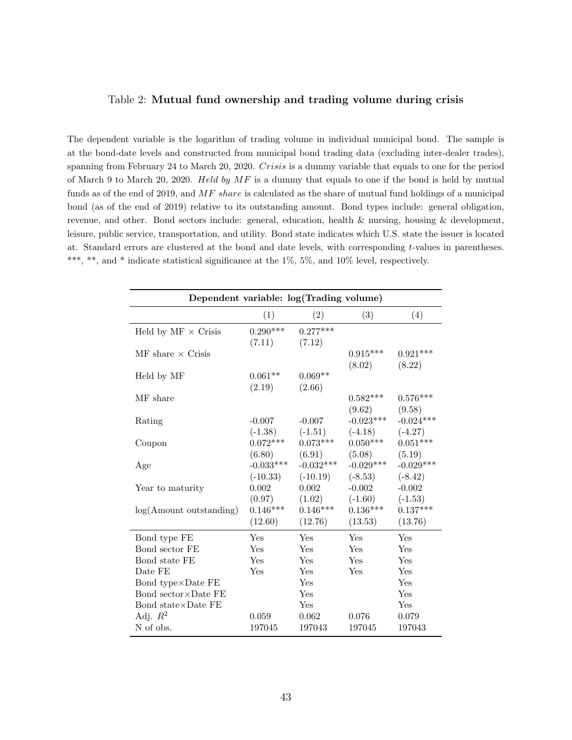Table 2: **Mutual fund ownership and trading volume during crisis**

The dependent variable is the logarithm of trading volume in individual municipal bond. The sample is at the bond-date levels and constructed from municipal bond trading data (excluding inter-dealer trades), spanning from February 24 to March 20, 2020. *Crisis* is a dummy variable that equals to one for the period of March 9 to March 20, 2020. *Held by MF* is a dummy that equals to one if the bond is held by mutual funds as of the end of 2019, and *MF share* is calculated as the share of mutual fund holdings of a municipal bond (as of the end of 2019) relative to its outstanding amount. Bond types include: general obligation, revenue, and other. Bond sectors include: general, education, health & nursing, housing & development, leisure, public service, transportation, and utility. Bond state indicates which U.S. state the issuer is located at. Standard errors are clustered at the bond and date levels, with corresponding $t$-values in parentheses. ***, **, and * indicate statistical significance at the 1%, 5%, and 10% level, respectively.

| **Dependent variable: log(Trading volume)** | | | | |
|---|---|---|---|---|
| | (1) | (2) | (3) | (4) |
| Held by MF × Crisis | 0.290*** | 0.277*** | | |
| | (7.11) | (7.12) | | |
| MF share × Crisis | | | 0.915*** | 0.921*** |
| | | | (8.02) | (8.22) |
| Held by MF | 0.061** | 0.069** | | |
| | (2.19) | (2.66) | | |
| MF share | | | 0.582*** | 0.576*** |
| | | | (9.62) | (9.58) |
| Rating | -0.007 | -0.007 | -0.023*** | -0.024*** |
| | (-1.38) | (-1.51) | (-4.18) | (-4.27) |
| Coupon | 0.072*** | 0.073*** | 0.050*** | 0.051*** |
| | (6.80) | (6.91) | (5.08) | (5.19) |
| Age | -0.033*** | -0.032*** | -0.029*** | -0.029*** |
| | (-10.33) | (-10.19) | (-8.53) | (-8.42) |
| Year to maturity | 0.002 | 0.002 | -0.002 | -0.002 |
| | (0.97) | (1.02) | (-1.60) | (-1.53) |
| log(Amount outstanding) | 0.146*** | 0.146*** | 0.136*** | 0.137*** |
| | (12.60) | (12.76) | (13.53) | (13.76) |
| Bond type FE | Yes | Yes | Yes | Yes |
| Bond sector FE | Yes | Yes | Yes | Yes |
| Bond state FE | Yes | Yes | Yes | Yes |
| Date FE | Yes | Yes | Yes | Yes |
| Bond type×Date FE | | Yes | | Yes |
| Bond sector×Date FE | | Yes | | Yes |
| Bond state×Date FE | | Yes | | Yes |
| Adj. $R^2$ | 0.059 | 0.062 | 0.076 | 0.079 |
| N of obs. | 197045 | 197043 | 197045 | 197043 |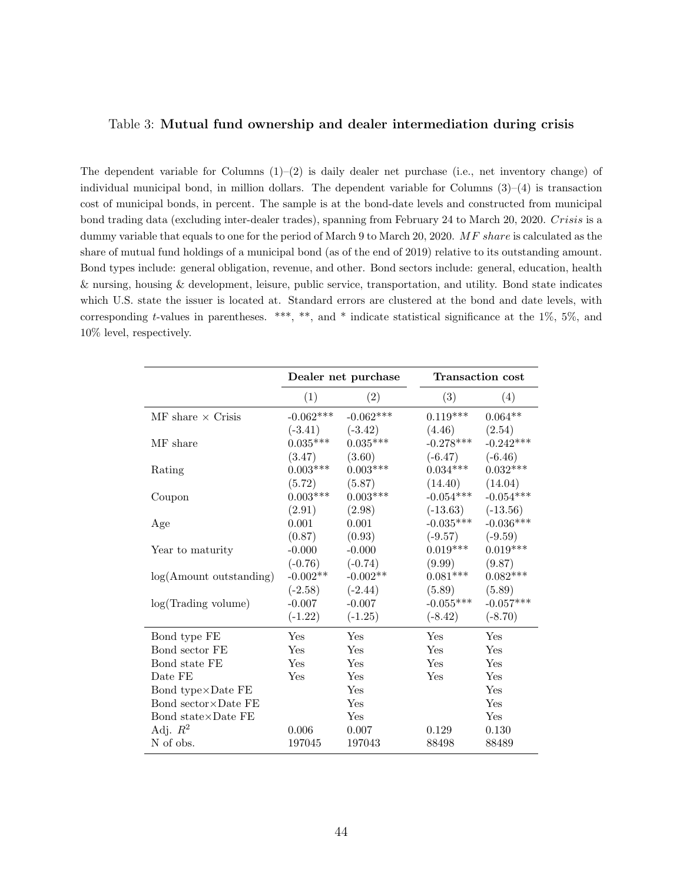Table 3: **Mutual fund ownership and dealer intermediation during crisis**

The dependent variable for Columns (1)–(2) is daily dealer net purchase (i.e., net inventory change) of individual municipal bond, in million dollars. The dependent variable for Columns (3)–(4) is transaction cost of municipal bonds, in percent. The sample is at the bond-date levels and constructed from municipal bond trading data (excluding inter-dealer trades), spanning from February 24 to March 20, 2020. *Crisis* is a dummy variable that equals to one for the period of March 9 to March 20, 2020. *MF share* is calculated as the share of mutual fund holdings of a municipal bond (as of the end of 2019) relative to its outstanding amount. Bond types include: general obligation, revenue, and other. Bond sectors include: general, education, health & nursing, housing & development, leisure, public service, transportation, and utility. Bond state indicates which U.S. state the issuer is located at. Standard errors are clustered at the bond and date levels, with corresponding $t$-values in parentheses. \*\*\*, \*\*, and \* indicate statistical significance at the 1%, 5%, and 10% level, respectively.

| | **Dealer net purchase** | | **Transaction cost** | |
|---|---|---|---|---|
| | (1) | (2) | (3) | (4) |
| MF share × Crisis | -0.062*** | -0.062*** | 0.119*** | 0.064** |
| | (-3.41) | (-3.42) | (4.46) | (2.54) |
| MF share | 0.035*** | 0.035*** | -0.278*** | -0.242*** |
| | (3.47) | (3.60) | (-6.47) | (-6.46) |
| Rating | 0.003*** | 0.003*** | 0.034*** | 0.032*** |
| | (5.72) | (5.87) | (14.40) | (14.04) |
| Coupon | 0.003*** | 0.003*** | -0.054*** | -0.054*** |
| | (2.91) | (2.98) | (-13.63) | (-13.56) |
| Age | 0.001 | 0.001 | -0.035*** | -0.036*** |
| | (0.87) | (0.93) | (-9.57) | (-9.59) |
| Year to maturity | -0.000 | -0.000 | 0.019*** | 0.019*** |
| | (-0.76) | (-0.74) | (9.99) | (9.87) |
| log(Amount outstanding) | -0.002** | -0.002** | 0.081*** | 0.082*** |
| | (-2.58) | (-2.44) | (5.89) | (5.89) |
| log(Trading volume) | -0.007 | -0.007 | -0.055*** | -0.057*** |
| | (-1.22) | (-1.25) | (-8.42) | (-8.70) |
| Bond type FE | Yes | Yes | Yes | Yes |
| Bond sector FE | Yes | Yes | Yes | Yes |
| Bond state FE | Yes | Yes | Yes | Yes |
| Date FE | Yes | Yes | Yes | Yes |
| Bond type×Date FE | | Yes | | Yes |
| Bond sector×Date FE | | Yes | | Yes |
| Bond state×Date FE | | Yes | | Yes |
| Adj. $R^2$ | 0.006 | 0.007 | 0.129 | 0.130 |
| N of obs. | 197045 | 197043 | 88498 | 88489 |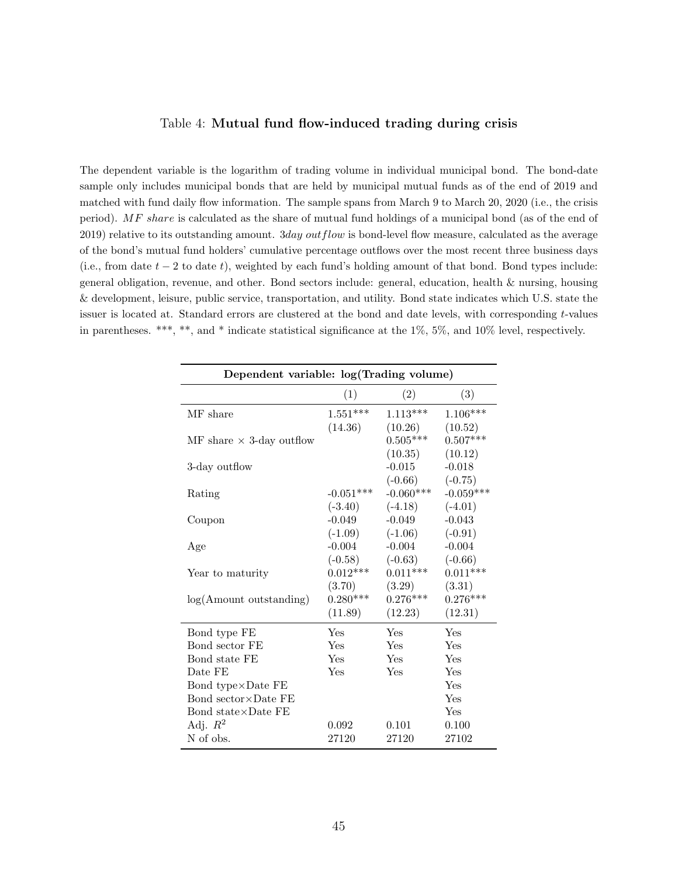Table 4: **Mutual fund flow-induced trading during crisis**

The dependent variable is the logarithm of trading volume in individual municipal bond. The bond-date sample only includes municipal bonds that are held by municipal mutual funds as of the end of 2019 and matched with fund daily flow information. The sample spans from March 9 to March 20, 2020 (i.e., the crisis period). *MF share* is calculated as the share of mutual fund holdings of a municipal bond (as of the end of 2019) relative to its outstanding amount. *3day outflow* is bond-level flow measure, calculated as the average of the bond's mutual fund holders' cumulative percentage outflows over the most recent three business days (i.e., from date $t-2$ to date $t$), weighted by each fund's holding amount of that bond. Bond types include: general obligation, revenue, and other. Bond sectors include: general, education, health & nursing, housing & development, leisure, public service, transportation, and utility. Bond state indicates which U.S. state the issuer is located at. Standard errors are clustered at the bond and date levels, with corresponding $t$-values in parentheses. ***, **, and * indicate statistical significance at the 1%, 5%, and 10% level, respectively.

| **Dependent variable: log(Trading volume)** | | | |
|---|---|---|---|
| | (1) | (2) | (3) |
| MF share | 1.551*** | 1.113*** | 1.106*** |
| | (14.36) | (10.26) | (10.52) |
| MF share × 3-day outflow | | 0.505*** | 0.507*** |
| | | (10.35) | (10.12) |
| 3-day outflow | | -0.015 | -0.018 |
| | | (-0.66) | (-0.75) |
| Rating | -0.051*** | -0.060*** | -0.059*** |
| | (-3.40) | (-4.18) | (-4.01) |
| Coupon | -0.049 | -0.049 | -0.043 |
| | (-1.09) | (-1.06) | (-0.91) |
| Age | -0.004 | -0.004 | -0.004 |
| | (-0.58) | (-0.63) | (-0.66) |
| Year to maturity | 0.012*** | 0.011*** | 0.011*** |
| | (3.70) | (3.29) | (3.31) |
| log(Amount outstanding) | 0.280*** | 0.276*** | 0.276*** |
| | (11.89) | (12.23) | (12.31) |
| Bond type FE | Yes | Yes | Yes |
| Bond sector FE | Yes | Yes | Yes |
| Bond state FE | Yes | Yes | Yes |
| Date FE | Yes | Yes | Yes |
| Bond type×Date FE | | | Yes |
| Bond sector×Date FE | | | Yes |
| Bond state×Date FE | | | Yes |
| Adj. $R^2$ | 0.092 | 0.101 | 0.100 |
| N of obs. | 27120 | 27120 | 27102 |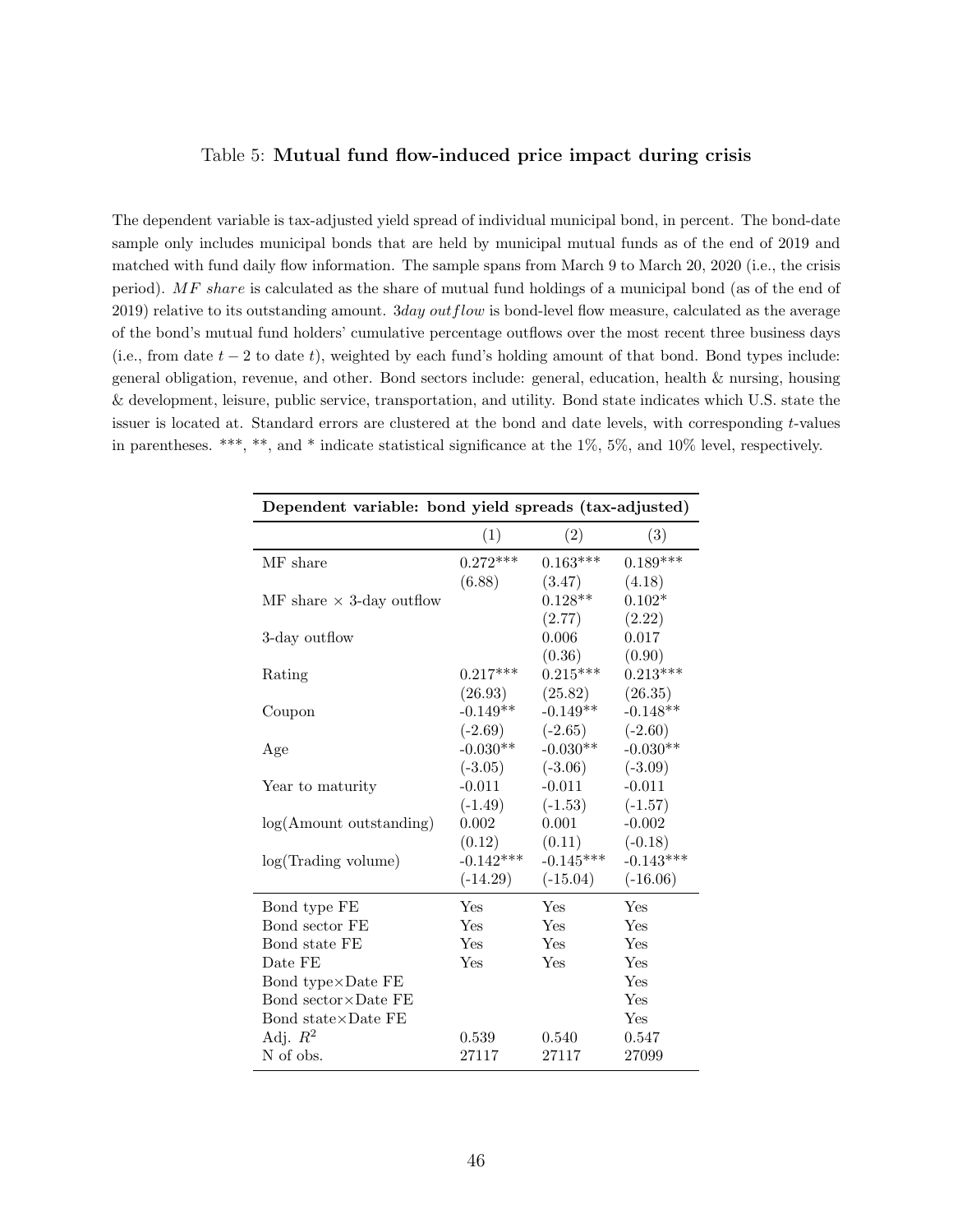Table 5: **Mutual fund flow-induced price impact during crisis**

The dependent variable is tax-adjusted yield spread of individual municipal bond, in percent. The bond-date sample only includes municipal bonds that are held by municipal mutual funds as of the end of 2019 and matched with fund daily flow information. The sample spans from March 9 to March 20, 2020 (i.e., the crisis period). *MF share* is calculated as the share of mutual fund holdings of a municipal bond (as of the end of 2019) relative to its outstanding amount. *3day outflow* is bond-level flow measure, calculated as the average of the bond's mutual fund holders' cumulative percentage outflows over the most recent three business days (i.e., from date $t-2$ to date $t$), weighted by each fund's holding amount of that bond. Bond types include: general obligation, revenue, and other. Bond sectors include: general, education, health & nursing, housing & development, leisure, public service, transportation, and utility. Bond state indicates which U.S. state the issuer is located at. Standard errors are clustered at the bond and date levels, with corresponding $t$-values in parentheses. \*\*\*, \*\*, and \* indicate statistical significance at the 1%, 5%, and 10% level, respectively.

| **Dependent variable: bond yield spreads (tax-adjusted)** | | | |
|---|---|---|---|
| | (1) | (2) | (3) |
| MF share | 0.272*** | 0.163*** | 0.189*** |
| | (6.88) | (3.47) | (4.18) |
| MF share × 3-day outflow | | 0.128** | 0.102* |
| | | (2.77) | (2.22) |
| 3-day outflow | | 0.006 | 0.017 |
| | | (0.36) | (0.90) |
| Rating | 0.217*** | 0.215*** | 0.213*** |
| | (26.93) | (25.82) | (26.35) |
| Coupon | -0.149** | -0.149** | -0.148** |
| | (-2.69) | (-2.65) | (-2.60) |
| Age | -0.030** | -0.030** | -0.030** |
| | (-3.05) | (-3.06) | (-3.09) |
| Year to maturity | -0.011 | -0.011 | -0.011 |
| | (-1.49) | (-1.53) | (-1.57) |
| log(Amount outstanding) | 0.002 | 0.001 | -0.002 |
| | (0.12) | (0.11) | (-0.18) |
| log(Trading volume) | -0.142*** | -0.145*** | -0.143*** |
| | (-14.29) | (-15.04) | (-16.06) |
| Bond type FE | Yes | Yes | Yes |
| Bond sector FE | Yes | Yes | Yes |
| Bond state FE | Yes | Yes | Yes |
| Date FE | Yes | Yes | Yes |
| Bond type×Date FE | | | Yes |
| Bond sector×Date FE | | | Yes |
| Bond state×Date FE | | | Yes |
| Adj. $R^2$ | 0.539 | 0.540 | 0.547 |
| N of obs. | 27117 | 27117 | 27099 |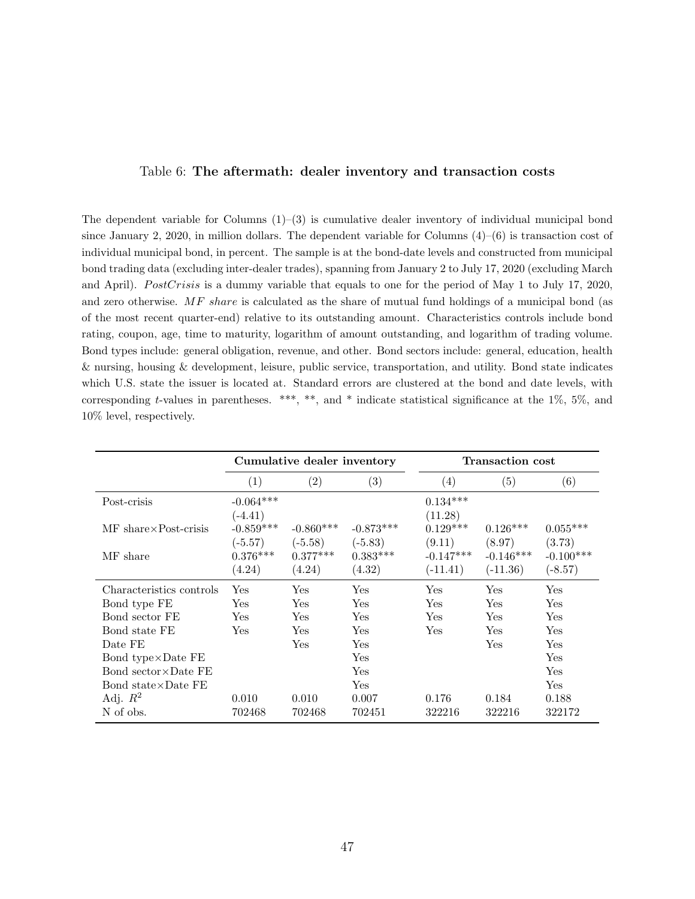Table 6: **The aftermath: dealer inventory and transaction costs**

The dependent variable for Columns (1)–(3) is cumulative dealer inventory of individual municipal bond since January 2, 2020, in million dollars. The dependent variable for Columns (4)–(6) is transaction cost of individual municipal bond, in percent. The sample is at the bond-date levels and constructed from municipal bond trading data (excluding inter-dealer trades), spanning from January 2 to July 17, 2020 (excluding March and April). *PostCrisis* is a dummy variable that equals to one for the period of May 1 to July 17, 2020, and zero otherwise. *MF share* is calculated as the share of mutual fund holdings of a municipal bond (as of the most recent quarter-end) relative to its outstanding amount. Characteristics controls include bond rating, coupon, age, time to maturity, logarithm of amount outstanding, and logarithm of trading volume. Bond types include: general obligation, revenue, and other. Bond sectors include: general, education, health & nursing, housing & development, leisure, public service, transportation, and utility. Bond state indicates which U.S. state the issuer is located at. Standard errors are clustered at the bond and date levels, with corresponding $t$-values in parentheses. ***, **, and * indicate statistical significance at the 1%, 5%, and 10% level, respectively.

| | **Cumulative dealer inventory** | | | **Transaction cost** | | |
|---|---|---|---|---|---|---|
| | (1) | (2) | (3) | (4) | (5) | (6) |
| Post-crisis | -0.064*** | | | 0.134*** | | |
| | (-4.41) | | | (11.28) | | |
| MF share×Post-crisis | -0.859*** | -0.860*** | -0.873*** | 0.129*** | 0.126*** | 0.055*** |
| | (-5.57) | (-5.58) | (-5.83) | (9.11) | (8.97) | (3.73) |
| MF share | 0.376*** | 0.377*** | 0.383*** | -0.147*** | -0.146*** | -0.100*** |
| | (4.24) | (4.24) | (4.32) | (-11.41) | (-11.36) | (-8.57) |
| Characteristics controls | Yes | Yes | Yes | Yes | Yes | Yes |
| Bond type FE | Yes | Yes | Yes | Yes | Yes | Yes |
| Bond sector FE | Yes | Yes | Yes | Yes | Yes | Yes |
| Bond state FE | Yes | Yes | Yes | Yes | Yes | Yes |
| Date FE | | Yes | Yes | | Yes | Yes |
| Bond type×Date FE | | | Yes | | | Yes |
| Bond sector×Date FE | | | Yes | | | Yes |
| Bond state×Date FE | | | Yes | | | Yes |
| Adj. $R^2$ | 0.010 | 0.010 | 0.007 | 0.176 | 0.184 | 0.188 |
| N of obs. | 702468 | 702468 | 702451 | 322216 | 322216 | 322172 |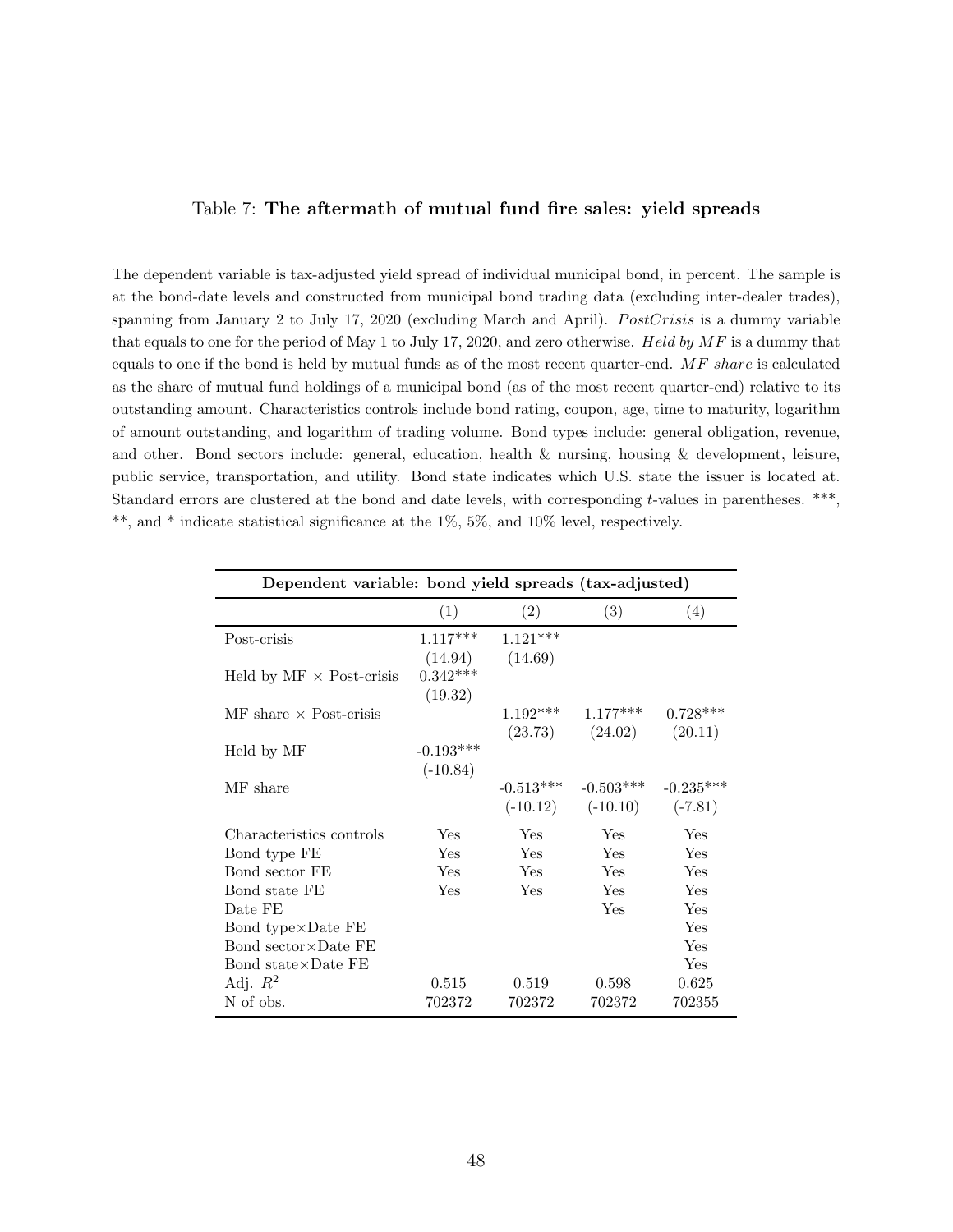Table 7: **The aftermath of mutual fund fire sales: yield spreads**

The dependent variable is tax-adjusted yield spread of individual municipal bond, in percent. The sample is at the bond-date levels and constructed from municipal bond trading data (excluding inter-dealer trades), spanning from January 2 to July 17, 2020 (excluding March and April). *PostCrisis* is a dummy variable that equals to one for the period of May 1 to July 17, 2020, and zero otherwise. *Held by MF* is a dummy that equals to one if the bond is held by mutual funds as of the most recent quarter-end. *MF share* is calculated as the share of mutual fund holdings of a municipal bond (as of the most recent quarter-end) relative to its outstanding amount. Characteristics controls include bond rating, coupon, age, time to maturity, logarithm of amount outstanding, and logarithm of trading volume. Bond types include: general obligation, revenue, and other. Bond sectors include: general, education, health & nursing, housing & development, leisure, public service, transportation, and utility. Bond state indicates which U.S. state the issuer is located at. Standard errors are clustered at the bond and date levels, with corresponding $t$-values in parentheses. \*\*\*, \*\*, and \* indicate statistical significance at the 1%, 5%, and 10% level, respectively.

| Dependent variable: bond yield spreads (tax-adjusted) | | | | |
|---|---|---|---|---|
| | (1) | (2) | (3) | (4) |
| Post-crisis | 1.117*** | 1.121*** | | |
| | (14.94) | (14.69) | | |
| Held by MF × Post-crisis | 0.342*** | | | |
| | (19.32) | | | |
| MF share × Post-crisis | | 1.192*** | 1.177*** | 0.728*** |
| | | (23.73) | (24.02) | (20.11) |
| Held by MF | -0.193*** | | | |
| | (-10.84) | | | |
| MF share | | -0.513*** | -0.503*** | -0.235*** |
| | | (-10.12) | (-10.10) | (-7.81) |
| Characteristics controls | Yes | Yes | Yes | Yes |
| Bond type FE | Yes | Yes | Yes | Yes |
| Bond sector FE | Yes | Yes | Yes | Yes |
| Bond state FE | Yes | Yes | Yes | Yes |
| Date FE | | | Yes | Yes |
| Bond type×Date FE | | | | Yes |
| Bond sector×Date FE | | | | Yes |
| Bond state×Date FE | | | | Yes |
| Adj. $R^2$ | 0.515 | 0.519 | 0.598 | 0.625 |
| N of obs. | 702372 | 702372 | 702372 | 702355 |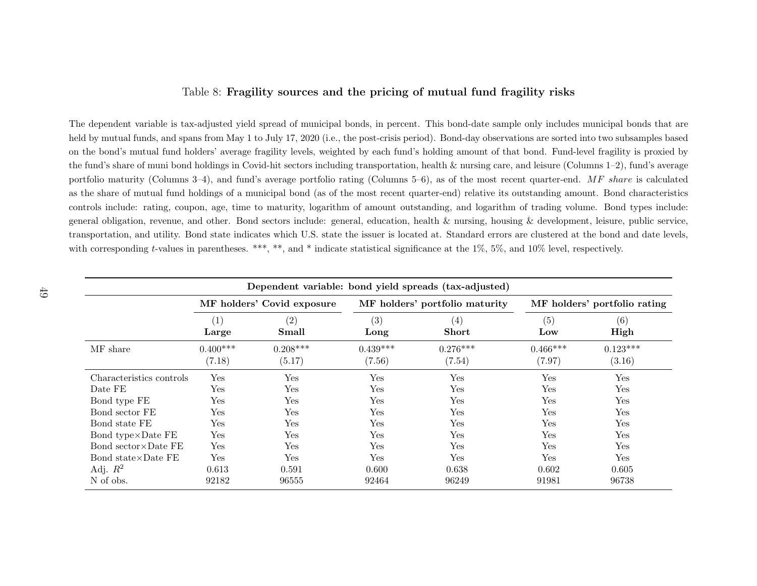Table 8: **Fragility sources and the pricing of mutual fund fragility risks**

The dependent variable is tax-adjusted yield spread of municipal bonds, in percent. This bond-date sample only includes municipal bonds that are held by mutual funds, and spans from May 1 to July 17, 2020 (i.e., the post-crisis period). Bond-day observations are sorted into two subsamples based on the bond's mutual fund holders' average fragility levels, weighted by each fund's holding amount of that bond. Fund-level fragility is proxied by the fund's share of muni bond holdings in Covid-hit sectors including transportation, health & nursing care, and leisure (Columns 1–2), fund's average portfolio maturity (Columns 3–4), and fund's average portfolio rating (Columns 5–6), as of the most recent quarter-end. *MF share* is calculated as the share of mutual fund holdings of a municipal bond (as of the most recent quarter-end) relative its outstanding amount. Bond characteristics controls include: rating, coupon, age, time to maturity, logarithm of amount outstanding, and logarithm of trading volume. Bond types include: general obligation, revenue, and other. Bond sectors include: general, education, health & nursing, housing & development, leisure, public service, transportation, and utility. Bond state indicates which U.S. state the issuer is located at. Standard errors are clustered at the bond and date levels, with corresponding $t$-values in parentheses. \*\*\*, \*\*, and \* indicate statistical significance at the 1%, 5%, and 10% level, respectively.

| | **Dependent variable: bond yield spreads (tax-adjusted)** | | | | | |
|---|---|---|---|---|---|---|
| | **MF holders' Covid exposure** | | **MF holders' portfolio maturity** | | **MF holders' portfolio rating** | |
| | (1) **Large** | (2) **Small** | (3) **Long** | (4) **Short** | (5) **Low** | (6) **High** |
| MF share | 0.400\*\*\* | 0.208\*\*\* | 0.439\*\*\* | 0.276\*\*\* | 0.466\*\*\* | 0.123\*\*\* |
| | (7.18) | (5.17) | (7.56) | (7.54) | (7.97) | (3.16) |
| Characteristics controls | Yes | Yes | Yes | Yes | Yes | Yes |
| Date FE | Yes | Yes | Yes | Yes | Yes | Yes |
| Bond type FE | Yes | Yes | Yes | Yes | Yes | Yes |
| Bond sector FE | Yes | Yes | Yes | Yes | Yes | Yes |
| Bond state FE | Yes | Yes | Yes | Yes | Yes | Yes |
| Bond type×Date FE | Yes | Yes | Yes | Yes | Yes | Yes |
| Bond sector×Date FE | Yes | Yes | Yes | Yes | Yes | Yes |
| Bond state×Date FE | Yes | Yes | Yes | Yes | Yes | Yes |
| Adj. $R^2$ | 0.613 | 0.591 | 0.600 | 0.638 | 0.602 | 0.605 |
| N of obs. | 92182 | 96555 | 92464 | 96249 | 91981 | 96738 |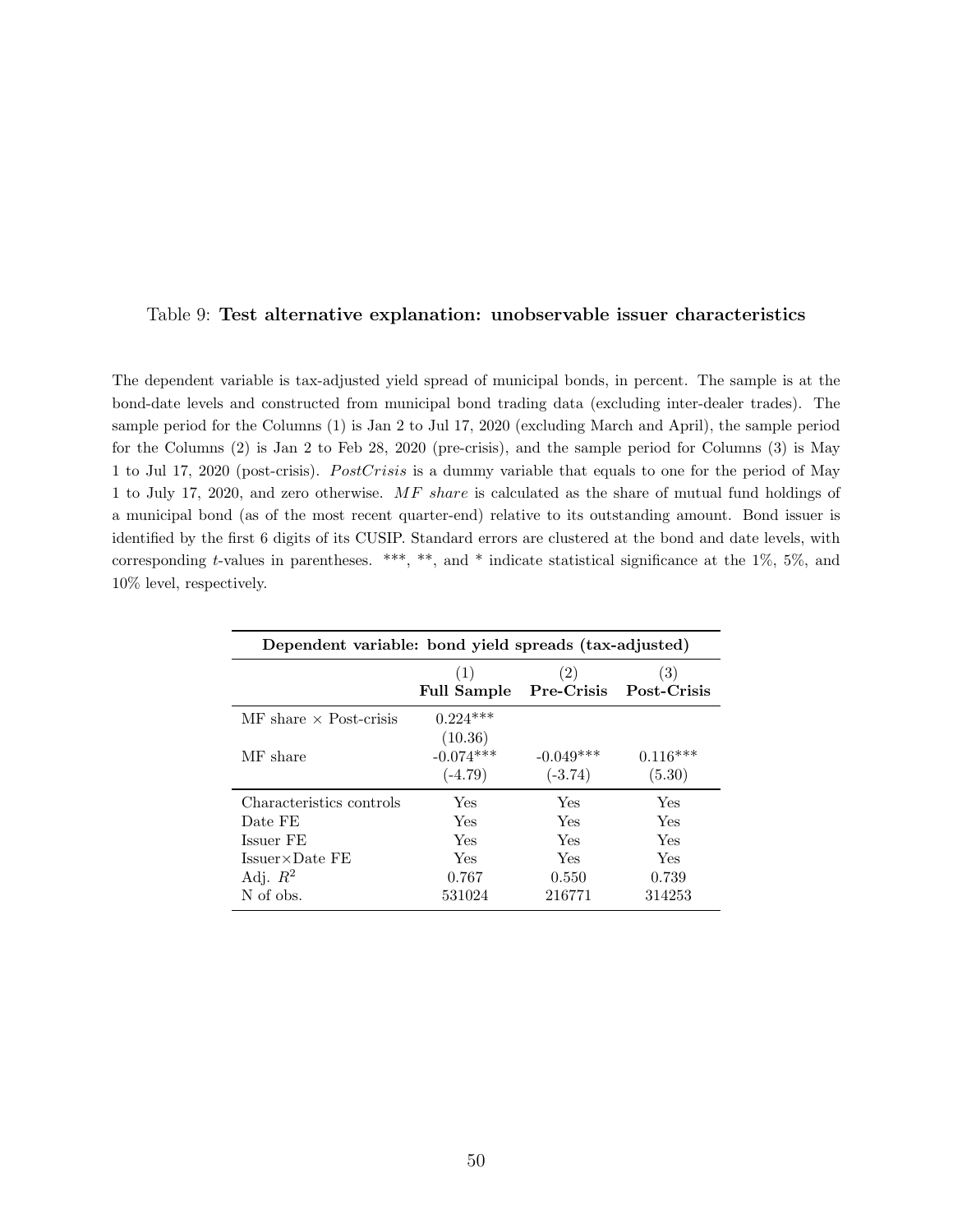Table 9: **Test alternative explanation: unobservable issuer characteristics**

The dependent variable is tax-adjusted yield spread of municipal bonds, in percent. The sample is at the bond-date levels and constructed from municipal bond trading data (excluding inter-dealer trades). The sample period for the Columns (1) is Jan 2 to Jul 17, 2020 (excluding March and April), the sample period for the Columns (2) is Jan 2 to Feb 28, 2020 (pre-crisis), and the sample period for Columns (3) is May 1 to Jul 17, 2020 (post-crisis). *PostCrisis* is a dummy variable that equals to one for the period of May 1 to July 17, 2020, and zero otherwise. *MF share* is calculated as the share of mutual fund holdings of a municipal bond (as of the most recent quarter-end) relative to its outstanding amount. Bond issuer is identified by the first 6 digits of its CUSIP. Standard errors are clustered at the bond and date levels, with corresponding $t$-values in parentheses. \*\*\*, \*\*, and \* indicate statistical significance at the 1%, 5%, and 10% level, respectively.

| **Dependent variable: bond yield spreads (tax-adjusted)** | | | |
|---|---|---|---|
| | (1) **Full Sample** | (2) **Pre-Crisis** | (3) **Post-Crisis** |
| MF share × Post-crisis | 0.224\*\*\* | | |
| | (10.36) | | |
| MF share | -0.074\*\*\* | -0.049\*\*\* | 0.116\*\*\* |
| | (-4.79) | (-3.74) | (5.30) |
| Characteristics controls | Yes | Yes | Yes |
| Date FE | Yes | Yes | Yes |
| Issuer FE | Yes | Yes | Yes |
| Issuer×Date FE | Yes | Yes | Yes |
| Adj. $R^2$ | 0.767 | 0.550 | 0.739 |
| N of obs. | 531024 | 216771 | 314253 |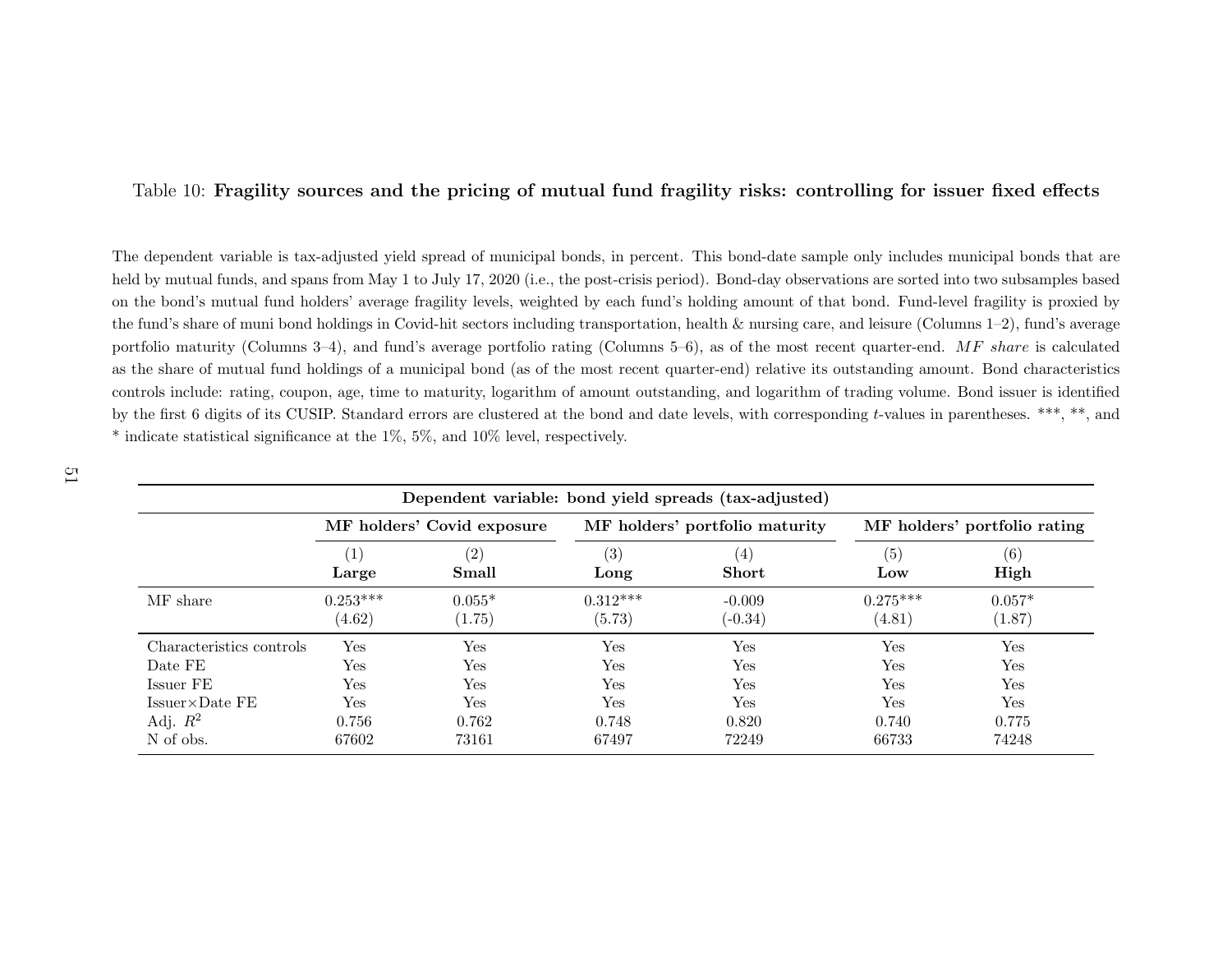Table 10: **Fragility sources and the pricing of mutual fund fragility risks: controlling for issuer fixed effects**

The dependent variable is tax-adjusted yield spread of municipal bonds, in percent. This bond-date sample only includes municipal bonds that are held by mutual funds, and spans from May 1 to July 17, 2020 (i.e., the post-crisis period). Bond-day observations are sorted into two subsamples based on the bond's mutual fund holders' average fragility levels, weighted by each fund's holding amount of that bond. Fund-level fragility is proxied by the fund's share of muni bond holdings in Covid-hit sectors including transportation, health & nursing care, and leisure (Columns 1–2), fund's average portfolio maturity (Columns 3–4), and fund's average portfolio rating (Columns 5–6), as of the most recent quarter-end. *MF share* is calculated as the share of mutual fund holdings of a municipal bond (as of the most recent quarter-end) relative its outstanding amount. Bond characteristics controls include: rating, coupon, age, time to maturity, logarithm of amount outstanding, and logarithm of trading volume. Bond issuer is identified by the first 6 digits of its CUSIP. Standard errors are clustered at the bond and date levels, with corresponding $t$-values in parentheses. \*\*\*, \*\*, and \* indicate statistical significance at the 1%, 5%, and 10% level, respectively.

| | **Dependent variable: bond yield spreads (tax-adjusted)** | | | | | |
|---|---|---|---|---|---|---|
| | **MF holders' Covid exposure** | | **MF holders' portfolio maturity** | | **MF holders' portfolio rating** | |
| | (1) **Large** | (2) **Small** | (3) **Long** | (4) **Short** | (5) **Low** | (6) **High** |
| MF share | 0.253*** | 0.055* | 0.312*** | -0.009 | 0.275*** | 0.057* |
| | (4.62) | (1.75) | (5.73) | (-0.34) | (4.81) | (1.87) |
| Characteristics controls | Yes | Yes | Yes | Yes | Yes | Yes |
| Date FE | Yes | Yes | Yes | Yes | Yes | Yes |
| Issuer FE | Yes | Yes | Yes | Yes | Yes | Yes |
| Issuer×Date FE | Yes | Yes | Yes | Yes | Yes | Yes |
| Adj. $R^2$ | 0.756 | 0.762 | 0.748 | 0.820 | 0.740 | 0.775 |
| N of obs. | 67602 | 73161 | 67497 | 72249 | 66733 | 74248 |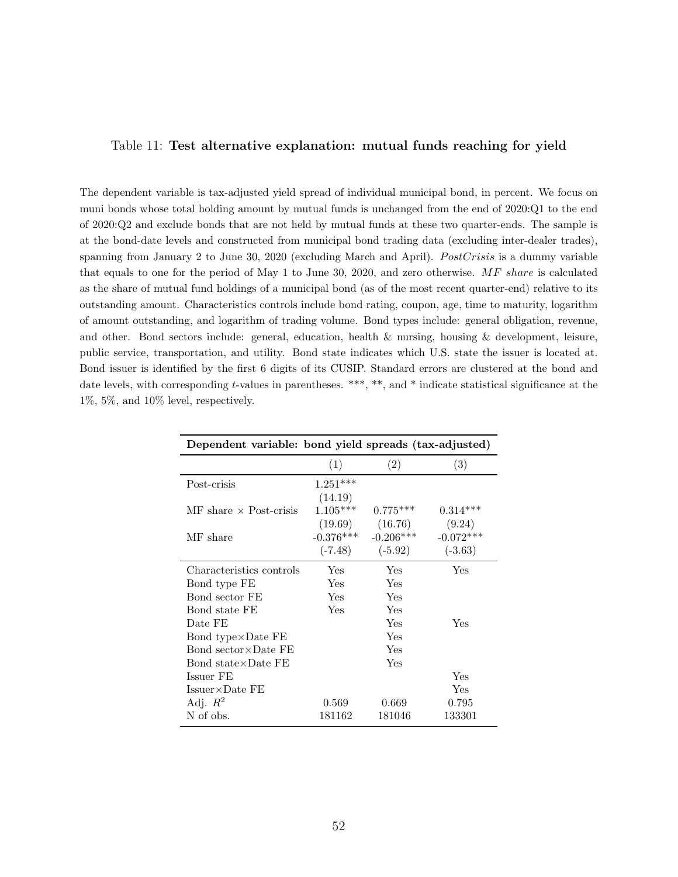Table 11: **Test alternative explanation: mutual funds reaching for yield**

The dependent variable is tax-adjusted yield spread of individual municipal bond, in percent. We focus on muni bonds whose total holding amount by mutual funds is unchanged from the end of 2020:Q1 to the end of 2020:Q2 and exclude bonds that are not held by mutual funds at these two quarter-ends. The sample is at the bond-date levels and constructed from municipal bond trading data (excluding inter-dealer trades), spanning from January 2 to June 30, 2020 (excluding March and April). *PostCrisis* is a dummy variable that equals to one for the period of May 1 to June 30, 2020, and zero otherwise. *MF share* is calculated as the share of mutual fund holdings of a municipal bond (as of the most recent quarter-end) relative to its outstanding amount. Characteristics controls include bond rating, coupon, age, time to maturity, logarithm of amount outstanding, and logarithm of trading volume. Bond types include: general obligation, revenue, and other. Bond sectors include: general, education, health & nursing, housing & development, leisure, public service, transportation, and utility. Bond state indicates which U.S. state the issuer is located at. Bond issuer is identified by the first 6 digits of its CUSIP. Standard errors are clustered at the bond and date levels, with corresponding $t$-values in parentheses. ***, **, and * indicate statistical significance at the 1%, 5%, and 10% level, respectively.

| **Dependent variable: bond yield spreads (tax-adjusted)** | | | |
|---|---|---|---|
| | (1) | (2) | (3) |
| Post-crisis | 1.251*** | | |
| | (14.19) | | |
| MF share × Post-crisis | 1.105*** | 0.775*** | 0.314*** |
| | (19.69) | (16.76) | (9.24) |
| MF share | -0.376*** | -0.206*** | -0.072*** |
| | (-7.48) | (-5.92) | (-3.63) |
| Characteristics controls | Yes | Yes | Yes |
| Bond type FE | Yes | Yes | |
| Bond sector FE | Yes | Yes | |
| Bond state FE | Yes | Yes | |
| Date FE | | Yes | Yes |
| Bond type×Date FE | | Yes | |
| Bond sector×Date FE | | Yes | |
| Bond state×Date FE | | Yes | |
| Issuer FE | | | Yes |
| Issuer×Date FE | | | Yes |
| Adj. $R^2$ | 0.569 | 0.669 | 0.795 |
| N of obs. | 181162 | 181046 | 133301 |